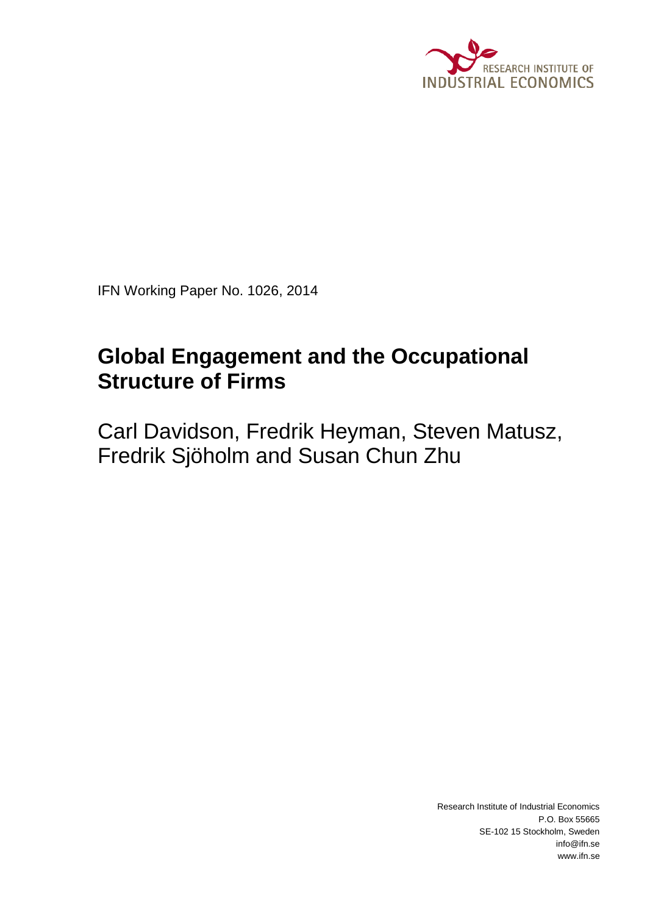RESEARCH INSTITUTE OF INDUSTRIAL ECONOMICS

IFN Working Paper No. 1026, 2014

# Global Engagement and the Occupational Structure of Firms

Carl Davidson, Fredrik Heyman, Steven Matusz, Fredrik Sjöholm and Susan Chun Zhu

Research Institute of Industrial Economics
P.O. Box 55665
SE-102 15 Stockholm, Sweden
info@ifn.se
www.ifn.se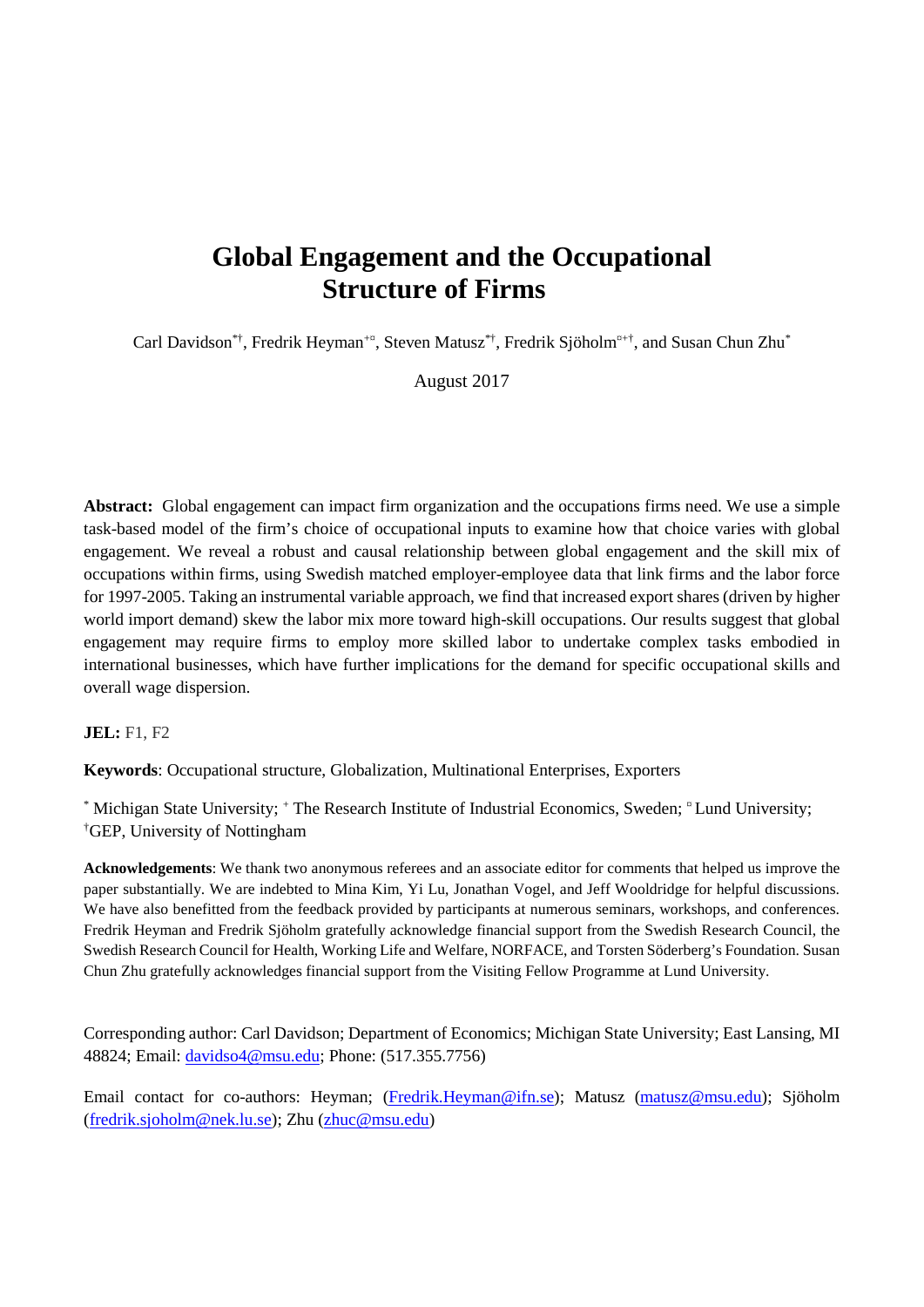# Global Engagement and the Occupational Structure of Firms

Carl Davidson[*†], Fredrik Heyman[+¤], Steven Matusz[*†], Fredrik Sjöholm[¤+†], and Susan Chun Zhu[*]

August 2017

**Abstract:** Global engagement can impact firm organization and the occupations firms need. We use a simple task-based model of the firm's choice of occupational inputs to examine how that choice varies with global engagement. We reveal a robust and causal relationship between global engagement and the skill mix of occupations within firms, using Swedish matched employer-employee data that link firms and the labor force for 1997-2005. Taking an instrumental variable approach, we find that increased export shares (driven by higher world import demand) skew the labor mix more toward high-skill occupations. Our results suggest that global engagement may require firms to employ more skilled labor to undertake complex tasks embodied in international businesses, which have further implications for the demand for specific occupational skills and overall wage dispersion.

**JEL:** F1, F2

**Keywords**: Occupational structure, Globalization, Multinational Enterprises, Exporters

[*] Michigan State University; [+] The Research Institute of Industrial Economics, Sweden; [¤] Lund University; [†]GEP, University of Nottingham

**Acknowledgements**: We thank two anonymous referees and an associate editor for comments that helped us improve the paper substantially. We are indebted to Mina Kim, Yi Lu, Jonathan Vogel, and Jeff Wooldridge for helpful discussions. We have also benefitted from the feedback provided by participants at numerous seminars, workshops, and conferences. Fredrik Heyman and Fredrik Sjöholm gratefully acknowledge financial support from the Swedish Research Council, the Swedish Research Council for Health, Working Life and Welfare, NORFACE, and Torsten Söderberg's Foundation. Susan Chun Zhu gratefully acknowledges financial support from the Visiting Fellow Programme at Lund University.

Corresponding author: Carl Davidson; Department of Economics; Michigan State University; East Lansing, MI 48824; Email: davidso4@msu.edu; Phone: (517.355.7756)

Email contact for co-authors: Heyman; (Fredrik.Heyman@ifn.se); Matusz (matusz@msu.edu); Sjöholm (fredrik.sjoholm@nek.lu.se); Zhu (zhuc@msu.edu)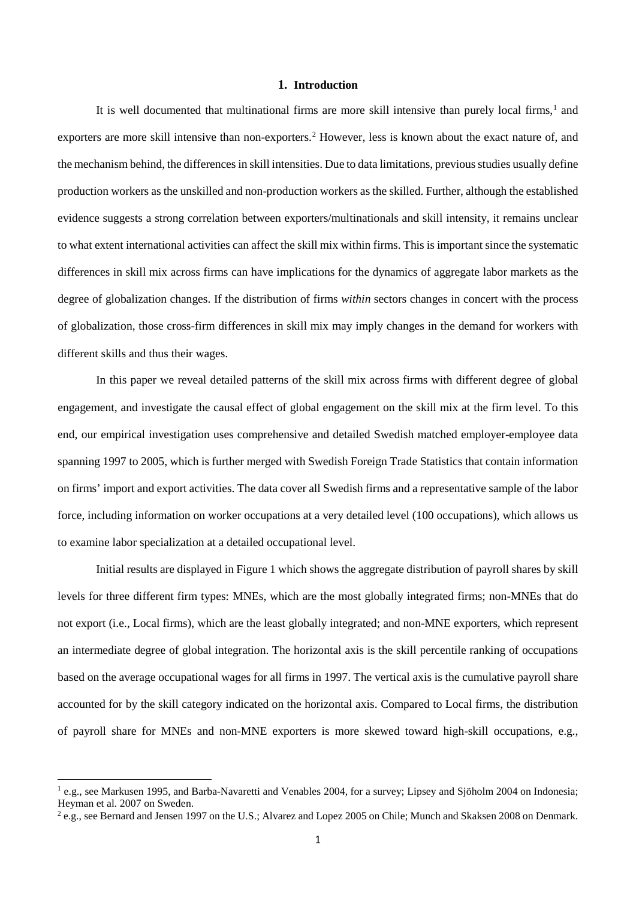# 1. Introduction

It is well documented that multinational firms are more skill intensive than purely local firms,[1] and exporters are more skill intensive than non-exporters.[2] However, less is known about the exact nature of, and the mechanism behind, the differences in skill intensities. Due to data limitations, previous studies usually define production workers as the unskilled and non-production workers as the skilled. Further, although the established evidence suggests a strong correlation between exporters/multinationals and skill intensity, it remains unclear to what extent international activities can affect the skill mix within firms. This is important since the systematic differences in skill mix across firms can have implications for the dynamics of aggregate labor markets as the degree of globalization changes. If the distribution of firms *within* sectors changes in concert with the process of globalization, those cross-firm differences in skill mix may imply changes in the demand for workers with different skills and thus their wages.

In this paper we reveal detailed patterns of the skill mix across firms with different degree of global engagement, and investigate the causal effect of global engagement on the skill mix at the firm level. To this end, our empirical investigation uses comprehensive and detailed Swedish matched employer-employee data spanning 1997 to 2005, which is further merged with Swedish Foreign Trade Statistics that contain information on firms' import and export activities. The data cover all Swedish firms and a representative sample of the labor force, including information on worker occupations at a very detailed level (100 occupations), which allows us to examine labor specialization at a detailed occupational level.

Initial results are displayed in Figure 1 which shows the aggregate distribution of payroll shares by skill levels for three different firm types: MNEs, which are the most globally integrated firms; non-MNEs that do not export (i.e., Local firms), which are the least globally integrated; and non-MNE exporters, which represent an intermediate degree of global integration. The horizontal axis is the skill percentile ranking of occupations based on the average occupational wages for all firms in 1997. The vertical axis is the cumulative payroll share accounted for by the skill category indicated on the horizontal axis. Compared to Local firms, the distribution of payroll share for MNEs and non-MNE exporters is more skewed toward high-skill occupations, e.g.,

[1] e.g., see Markusen 1995, and Barba-Navaretti and Venables 2004, for a survey; Lipsey and Sjöholm 2004 on Indonesia; Heyman et al. 2007 on Sweden.

[2] e.g., see Bernard and Jensen 1997 on the U.S.; Alvarez and Lopez 2005 on Chile; Munch and Skaksen 2008 on Denmark.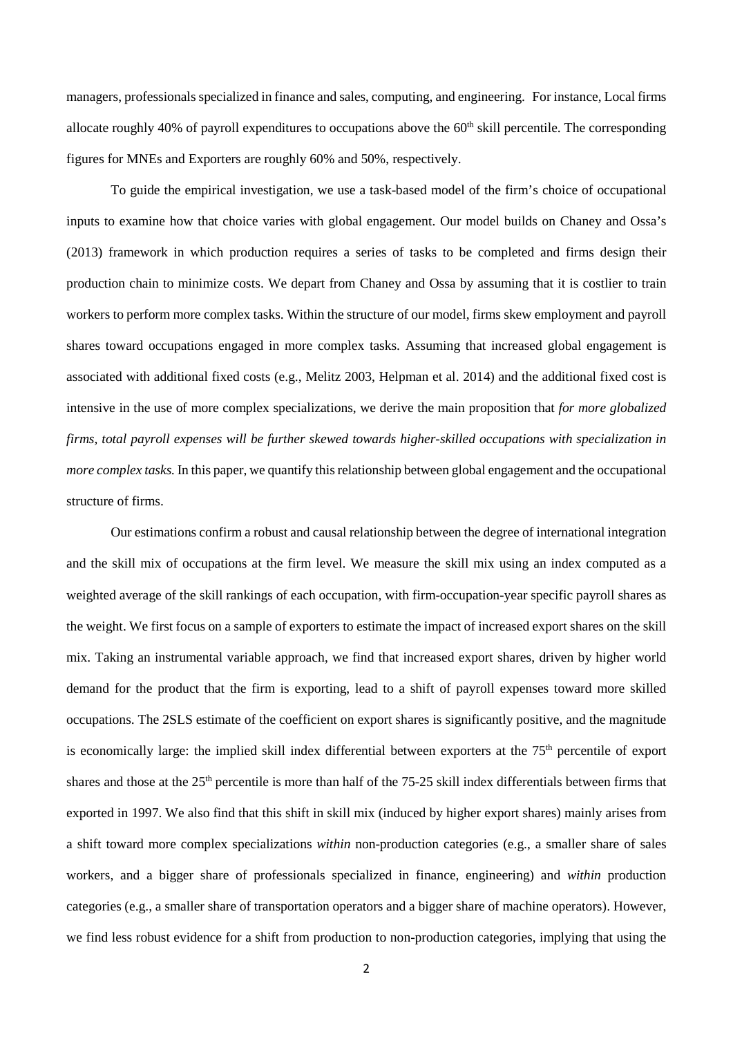managers, professionals specialized in finance and sales, computing, and engineering. For instance, Local firms allocate roughly 40% of payroll expenditures to occupations above the 60th skill percentile. The corresponding figures for MNEs and Exporters are roughly 60% and 50%, respectively.

To guide the empirical investigation, we use a task-based model of the firm's choice of occupational inputs to examine how that choice varies with global engagement. Our model builds on Chaney and Ossa's (2013) framework in which production requires a series of tasks to be completed and firms design their production chain to minimize costs. We depart from Chaney and Ossa by assuming that it is costlier to train workers to perform more complex tasks. Within the structure of our model, firms skew employment and payroll shares toward occupations engaged in more complex tasks. Assuming that increased global engagement is associated with additional fixed costs (e.g., Melitz 2003, Helpman et al. 2014) and the additional fixed cost is intensive in the use of more complex specializations, we derive the main proposition that *for more globalized firms, total payroll expenses will be further skewed towards higher-skilled occupations with specialization in more complex tasks.* In this paper, we quantify this relationship between global engagement and the occupational structure of firms.

Our estimations confirm a robust and causal relationship between the degree of international integration and the skill mix of occupations at the firm level. We measure the skill mix using an index computed as a weighted average of the skill rankings of each occupation, with firm-occupation-year specific payroll shares as the weight. We first focus on a sample of exporters to estimate the impact of increased export shares on the skill mix. Taking an instrumental variable approach, we find that increased export shares, driven by higher world demand for the product that the firm is exporting, lead to a shift of payroll expenses toward more skilled occupations. The 2SLS estimate of the coefficient on export shares is significantly positive, and the magnitude is economically large: the implied skill index differential between exporters at the 75th percentile of export shares and those at the 25th percentile is more than half of the 75-25 skill index differentials between firms that exported in 1997. We also find that this shift in skill mix (induced by higher export shares) mainly arises from a shift toward more complex specializations *within* non-production categories (e.g., a smaller share of sales workers, and a bigger share of professionals specialized in finance, engineering) and *within* production categories (e.g., a smaller share of transportation operators and a bigger share of machine operators). However, we find less robust evidence for a shift from production to non-production categories, implying that using the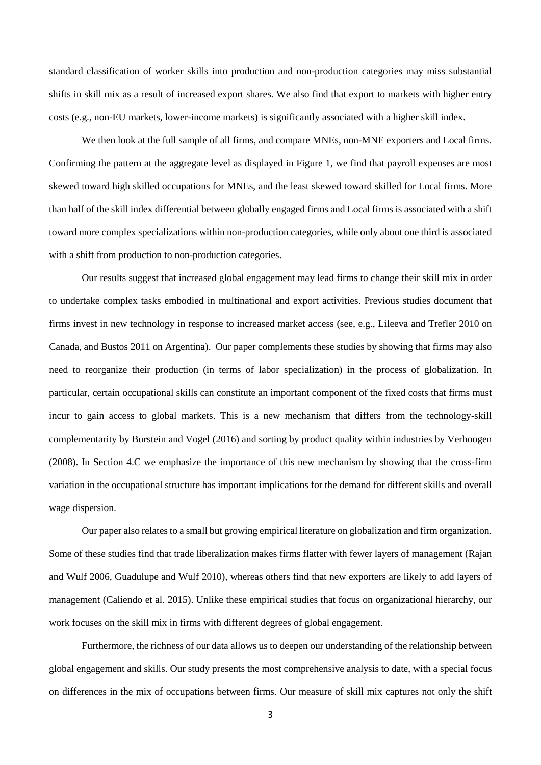standard classification of worker skills into production and non-production categories may miss substantial shifts in skill mix as a result of increased export shares. We also find that export to markets with higher entry costs (e.g., non-EU markets, lower-income markets) is significantly associated with a higher skill index.

We then look at the full sample of all firms, and compare MNEs, non-MNE exporters and Local firms. Confirming the pattern at the aggregate level as displayed in Figure 1, we find that payroll expenses are most skewed toward high skilled occupations for MNEs, and the least skewed toward skilled for Local firms. More than half of the skill index differential between globally engaged firms and Local firms is associated with a shift toward more complex specializations within non-production categories, while only about one third is associated with a shift from production to non-production categories.

Our results suggest that increased global engagement may lead firms to change their skill mix in order to undertake complex tasks embodied in multinational and export activities. Previous studies document that firms invest in new technology in response to increased market access (see, e.g., Lileeva and Trefler 2010 on Canada, and Bustos 2011 on Argentina). Our paper complements these studies by showing that firms may also need to reorganize their production (in terms of labor specialization) in the process of globalization. In particular, certain occupational skills can constitute an important component of the fixed costs that firms must incur to gain access to global markets. This is a new mechanism that differs from the technology-skill complementarity by Burstein and Vogel (2016) and sorting by product quality within industries by Verhoogen (2008). In Section 4.C we emphasize the importance of this new mechanism by showing that the cross-firm variation in the occupational structure has important implications for the demand for different skills and overall wage dispersion.

Our paper also relates to a small but growing empirical literature on globalization and firm organization. Some of these studies find that trade liberalization makes firms flatter with fewer layers of management (Rajan and Wulf 2006, Guadulupe and Wulf 2010), whereas others find that new exporters are likely to add layers of management (Caliendo et al. 2015). Unlike these empirical studies that focus on organizational hierarchy, our work focuses on the skill mix in firms with different degrees of global engagement.

Furthermore, the richness of our data allows us to deepen our understanding of the relationship between global engagement and skills. Our study presents the most comprehensive analysis to date, with a special focus on differences in the mix of occupations between firms. Our measure of skill mix captures not only the shift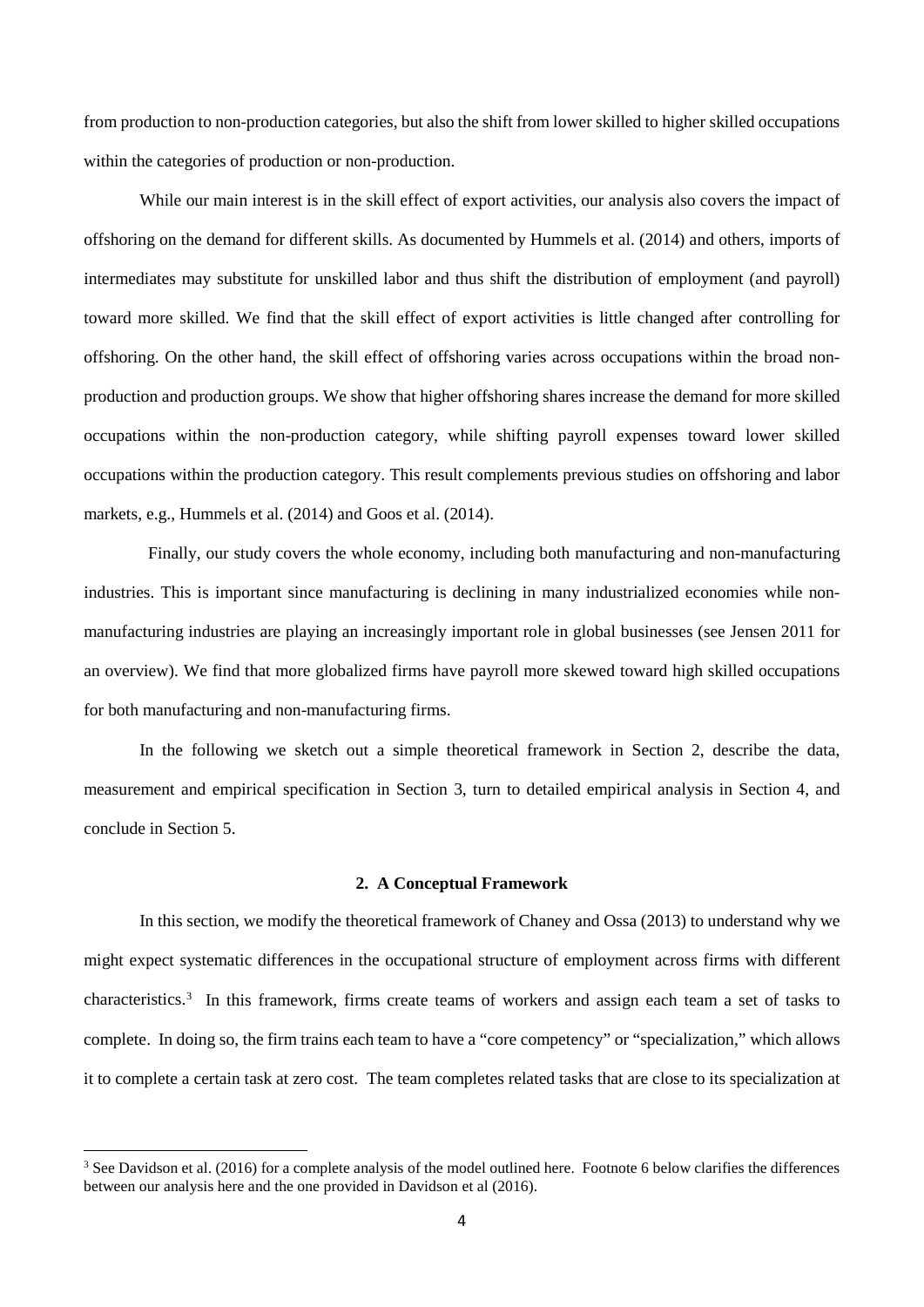from production to non-production categories, but also the shift from lower skilled to higher skilled occupations within the categories of production or non-production.

While our main interest is in the skill effect of export activities, our analysis also covers the impact of offshoring on the demand for different skills. As documented by Hummels et al. (2014) and others, imports of intermediates may substitute for unskilled labor and thus shift the distribution of employment (and payroll) toward more skilled. We find that the skill effect of export activities is little changed after controlling for offshoring. On the other hand, the skill effect of offshoring varies across occupations within the broad non-production and production groups. We show that higher offshoring shares increase the demand for more skilled occupations within the non-production category, while shifting payroll expenses toward lower skilled occupations within the production category. This result complements previous studies on offshoring and labor markets, e.g., Hummels et al. (2014) and Goos et al. (2014).

Finally, our study covers the whole economy, including both manufacturing and non-manufacturing industries. This is important since manufacturing is declining in many industrialized economies while non-manufacturing industries are playing an increasingly important role in global businesses (see Jensen 2011 for an overview). We find that more globalized firms have payroll more skewed toward high skilled occupations for both manufacturing and non-manufacturing firms.

In the following we sketch out a simple theoretical framework in Section 2, describe the data, measurement and empirical specification in Section 3, turn to detailed empirical analysis in Section 4, and conclude in Section 5.

## 2. A Conceptual Framework

In this section, we modify the theoretical framework of Chaney and Ossa (2013) to understand why we might expect systematic differences in the occupational structure of employment across firms with different characteristics.[3] In this framework, firms create teams of workers and assign each team a set of tasks to complete. In doing so, the firm trains each team to have a "core competency" or "specialization," which allows it to complete a certain task at zero cost. The team completes related tasks that are close to its specialization at

[3] See Davidson et al. (2016) for a complete analysis of the model outlined here. Footnote 6 below clarifies the differences between our analysis here and the one provided in Davidson et al (2016).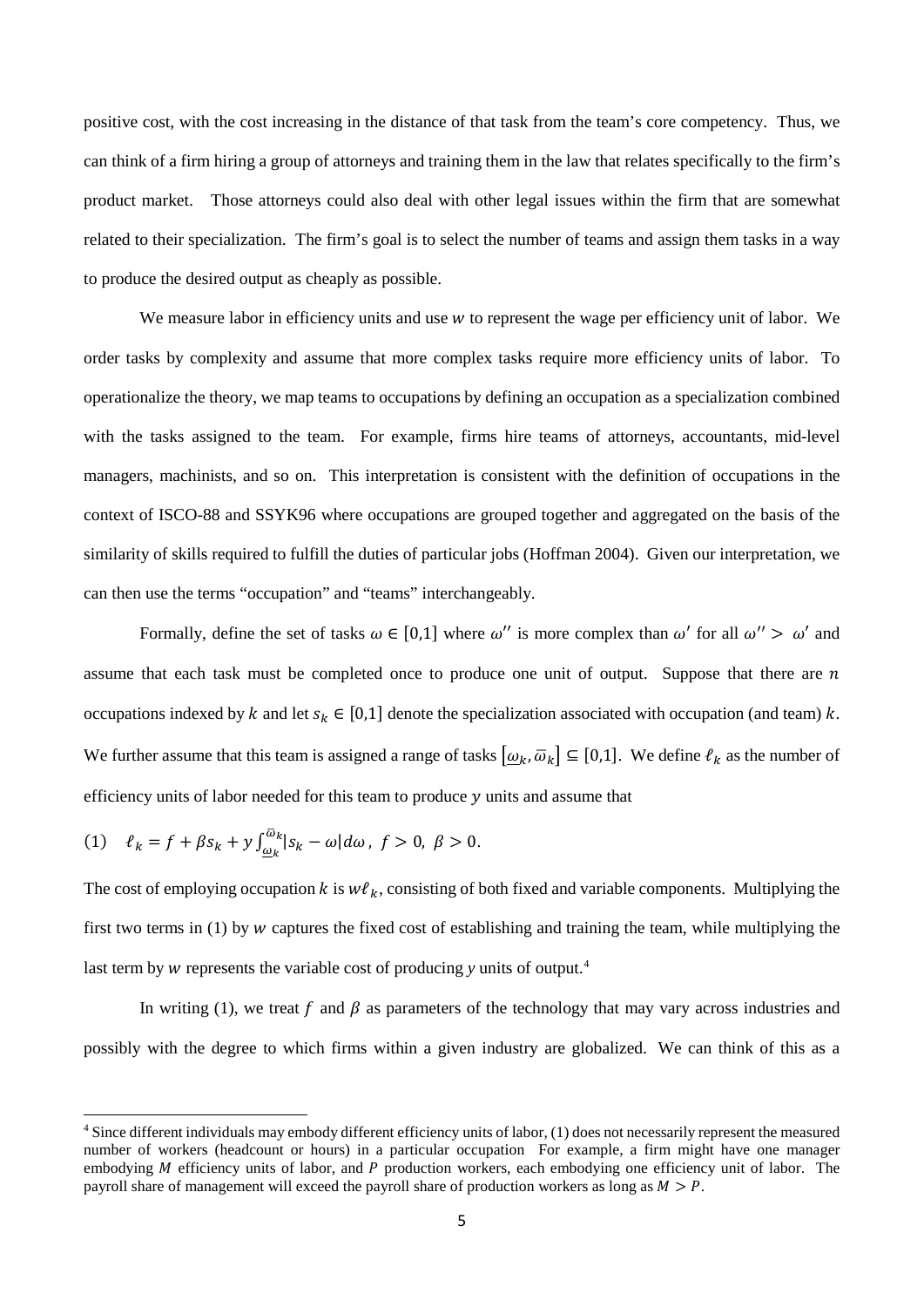positive cost, with the cost increasing in the distance of that task from the team's core competency. Thus, we can think of a firm hiring a group of attorneys and training them in the law that relates specifically to the firm's product market. Those attorneys could also deal with other legal issues within the firm that are somewhat related to their specialization. The firm's goal is to select the number of teams and assign them tasks in a way to produce the desired output as cheaply as possible.

We measure labor in efficiency units and use $w$ to represent the wage per efficiency unit of labor. We order tasks by complexity and assume that more complex tasks require more efficiency units of labor. To operationalize the theory, we map teams to occupations by defining an occupation as a specialization combined with the tasks assigned to the team. For example, firms hire teams of attorneys, accountants, mid-level managers, machinists, and so on. This interpretation is consistent with the definition of occupations in the context of ISCO-88 and SSYK96 where occupations are grouped together and aggregated on the basis of the similarity of skills required to fulfill the duties of particular jobs (Hoffman 2004). Given our interpretation, we can then use the terms "occupation" and "teams" interchangeably.

Formally, define the set of tasks $\omega \in [0,1]$ where $\omega''$ is more complex than $\omega'$ for all $\omega'' > \omega'$ and assume that each task must be completed once to produce one unit of output. Suppose that there are $n$ occupations indexed by $k$ and let $s_k \in [0,1]$ denote the specialization associated with occupation (and team) $k$. We further assume that this team is assigned a range of tasks $[\underline{\omega}_k, \overline{\omega}_k] \subseteq [0,1]$. We define $\ell_k$ as the number of efficiency units of labor needed for this team to produce $y$ units and assume that

$$(1) \quad \ell_k = f + \beta s_k + y \int_{\underline{\omega}_k}^{\overline{\omega}_k} |s_k - \omega| d\omega \, , \; f > 0, \; \beta > 0.$$

The cost of employing occupation $k$ is $w\ell_k$, consisting of both fixed and variable components. Multiplying the first two terms in (1) by $w$ captures the fixed cost of establishing and training the team, while multiplying the last term by $w$ represents the variable cost of producing *y* units of output.[4]

In writing (1), we treat $f$ and $\beta$ as parameters of the technology that may vary across industries and possibly with the degree to which firms within a given industry are globalized. We can think of this as a

[4] Since different individuals may embody different efficiency units of labor, (1) does not necessarily represent the measured number of workers (headcount or hours) in a particular occupation For example, a firm might have one manager embodying $M$ efficiency units of labor, and $P$ production workers, each embodying one efficiency unit of labor. The payroll share of management will exceed the payroll share of production workers as long as $M > P$.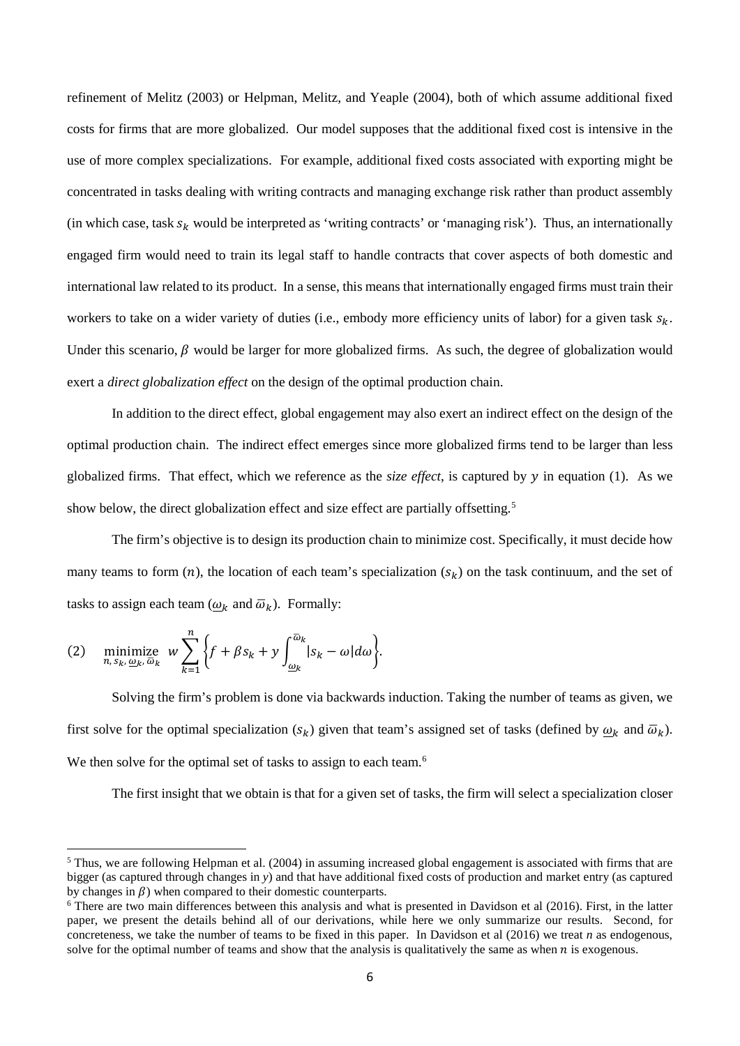refinement of Melitz (2003) or Helpman, Melitz, and Yeaple (2004), both of which assume additional fixed costs for firms that are more globalized. Our model supposes that the additional fixed cost is intensive in the use of more complex specializations. For example, additional fixed costs associated with exporting might be concentrated in tasks dealing with writing contracts and managing exchange risk rather than product assembly (in which case, task $s_k$ would be interpreted as 'writing contracts' or 'managing risk'). Thus, an internationally engaged firm would need to train its legal staff to handle contracts that cover aspects of both domestic and international law related to its product. In a sense, this means that internationally engaged firms must train their workers to take on a wider variety of duties (i.e., embody more efficiency units of labor) for a given task $s_k$. Under this scenario, $\beta$ would be larger for more globalized firms. As such, the degree of globalization would exert a *direct globalization effect* on the design of the optimal production chain.

In addition to the direct effect, global engagement may also exert an indirect effect on the design of the optimal production chain. The indirect effect emerges since more globalized firms tend to be larger than less globalized firms. That effect, which we reference as the *size effect*, is captured by $y$ in equation (1). As we show below, the direct globalization effect and size effect are partially offsetting.[5]

The firm's objective is to design its production chain to minimize cost. Specifically, it must decide how many teams to form ($n$), the location of each team's specialization ($s_k$) on the task continuum, and the set of tasks to assign each team ($\underline{\omega}_k$ and $\bar{\omega}_k$). Formally:

$$(2) \quad \underset{n,\, s_k,\, \underline{\omega}_k,\, \bar{\omega}_k}{\text{minimize}} \;\; w \sum_{k=1}^{n} \left\{ f + \beta s_k + y \int_{\underline{\omega}_k}^{\bar{\omega}_k} |s_k - \omega| d\omega \right\}.$$

Solving the firm's problem is done via backwards induction. Taking the number of teams as given, we first solve for the optimal specialization ($s_k$) given that team's assigned set of tasks (defined by $\underline{\omega}_k$ and $\bar{\omega}_k$). We then solve for the optimal set of tasks to assign to each team.[6]

The first insight that we obtain is that for a given set of tasks, the firm will select a specialization closer

---

[5] Thus, we are following Helpman et al. (2004) in assuming increased global engagement is associated with firms that are bigger (as captured through changes in *y*) and that have additional fixed costs of production and market entry (as captured by changes in $\beta$) when compared to their domestic counterparts.

[6] There are two main differences between this analysis and what is presented in Davidson et al (2016). First, in the latter paper, we present the details behind all of our derivations, while here we only summarize our results. Second, for concreteness, we take the number of teams to be fixed in this paper. In Davidson et al (2016) we treat *n* as endogenous, solve for the optimal number of teams and show that the analysis is qualitatively the same as when $n$ is exogenous.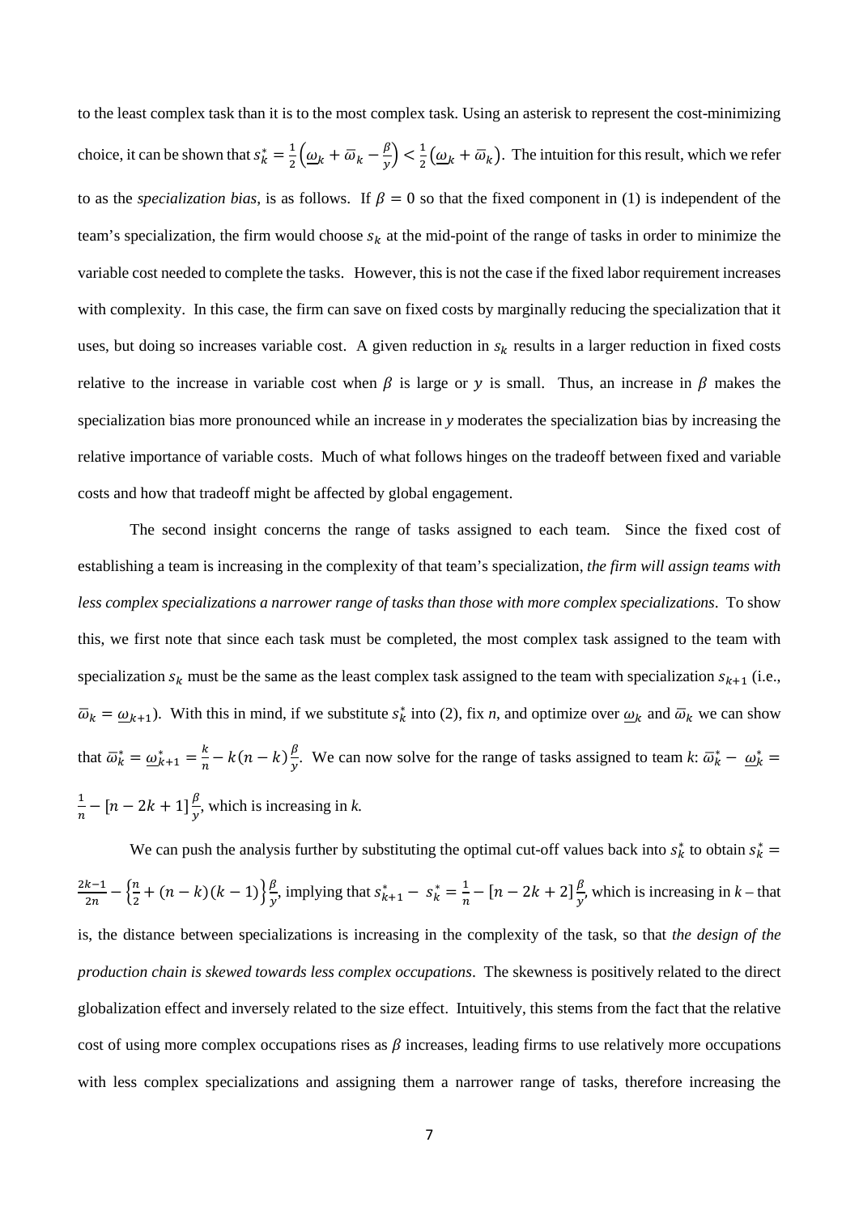to the least complex task than it is to the most complex task. Using an asterisk to represent the cost-minimizing choice, it can be shown that $s_k^* = \frac{1}{2}\left(\underline{\omega}_k + \overline{\omega}_k - \frac{\beta}{y}\right) < \frac{1}{2}\left(\underline{\omega}_k + \overline{\omega}_k\right)$. The intuition for this result, which we refer to as the *specialization bias*, is as follows. If $\beta = 0$ so that the fixed component in (1) is independent of the team's specialization, the firm would choose $s_k$ at the mid-point of the range of tasks in order to minimize the variable cost needed to complete the tasks. However, this is not the case if the fixed labor requirement increases with complexity. In this case, the firm can save on fixed costs by marginally reducing the specialization that it uses, but doing so increases variable cost. A given reduction in $s_k$ results in a larger reduction in fixed costs relative to the increase in variable cost when $\beta$ is large or $y$ is small. Thus, an increase in $\beta$ makes the specialization bias more pronounced while an increase in *y* moderates the specialization bias by increasing the relative importance of variable costs. Much of what follows hinges on the tradeoff between fixed and variable costs and how that tradeoff might be affected by global engagement.

The second insight concerns the range of tasks assigned to each team. Since the fixed cost of establishing a team is increasing in the complexity of that team's specialization, *the firm will assign teams with less complex specializations a narrower range of tasks than those with more complex specializations*. To show this, we first note that since each task must be completed, the most complex task assigned to the team with specialization $s_k$ must be the same as the least complex task assigned to the team with specialization $s_{k+1}$ (i.e., $\overline{\omega}_k = \underline{\omega}_{k+1}$). With this in mind, if we substitute $s_k^*$ into (2), fix *n*, and optimize over $\underline{\omega}_k$ and $\overline{\omega}_k$ we can show that $\overline{\omega}_k^* = \underline{\omega}_{k+1}^* = \frac{k}{n} - k(n-k)\frac{\beta}{y}$. We can now solve for the range of tasks assigned to team *k*: $\overline{\omega}_k^* - \underline{\omega}_k^* = \frac{1}{n} - [n - 2k + 1]\frac{\beta}{y}$, which is increasing in *k.*

We can push the analysis further by substituting the optimal cut-off values back into $s_k^*$ to obtain $s_k^* = \frac{2k-1}{2n} - \left\{\frac{n}{2} + (n-k)(k-1)\right\}\frac{\beta}{y}$, implying that $s_{k+1}^* - s_k^* = \frac{1}{n} - [n - 2k + 2]\frac{\beta}{y}$, which is increasing in *k* – that is, the distance between specializations is increasing in the complexity of the task, so that *the design of the production chain is skewed towards less complex occupations*. The skewness is positively related to the direct globalization effect and inversely related to the size effect. Intuitively, this stems from the fact that the relative cost of using more complex occupations rises as $\beta$ increases, leading firms to use relatively more occupations with less complex specializations and assigning them a narrower range of tasks, therefore increasing the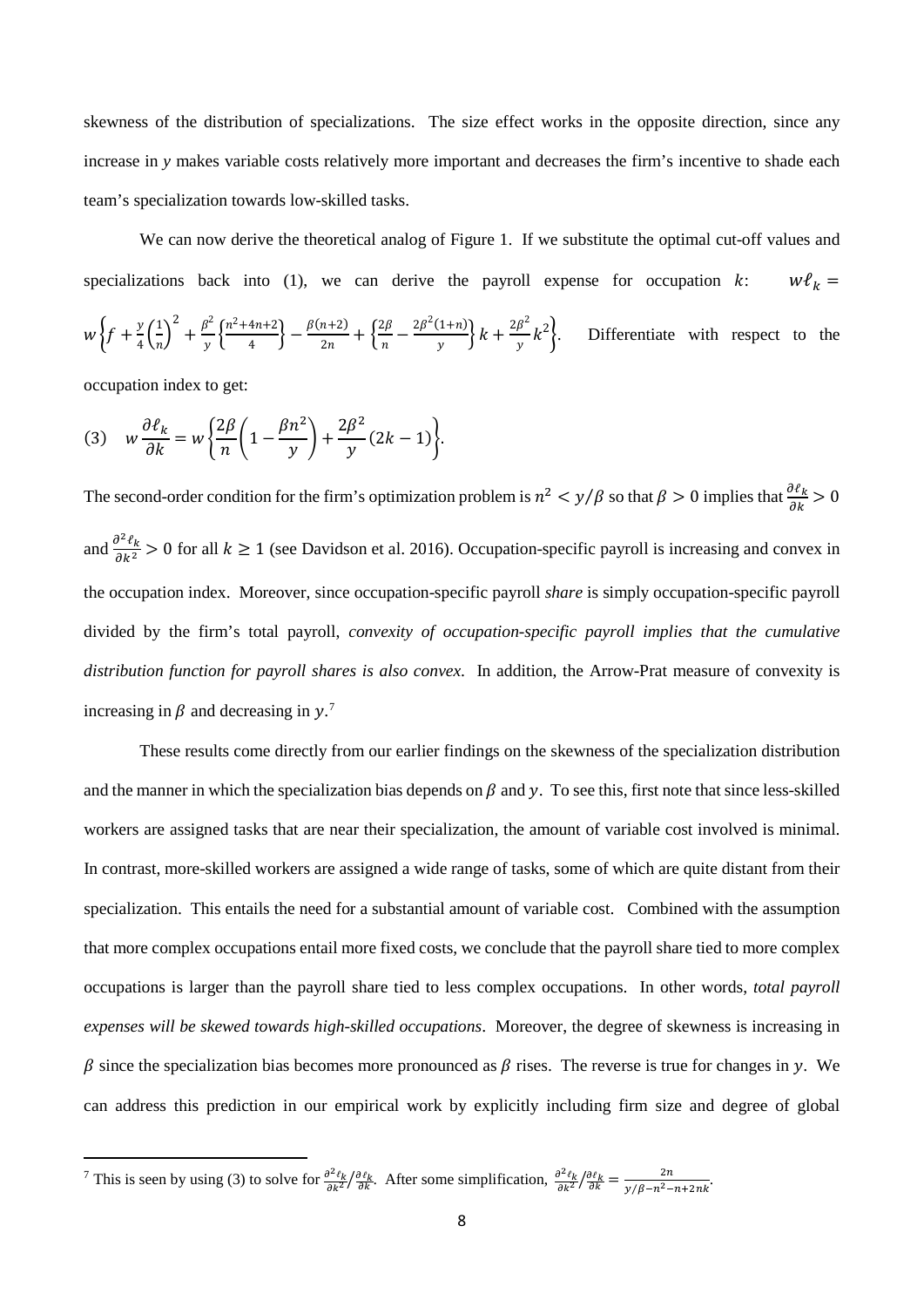skewness of the distribution of specializations. The size effect works in the opposite direction, since any increase in $y$ makes variable costs relatively more important and decreases the firm's incentive to shade each team's specialization towards low-skilled tasks.

We can now derive the theoretical analog of Figure 1. If we substitute the optimal cut-off values and specializations back into (1), we can derive the payroll expense for occupation $k$: $w\ell_k = w\left\{f + \frac{y}{4}\left(\frac{1}{n}\right)^2 + \frac{\beta^2}{y}\left\{\frac{n^2+4n+2}{4}\right\} - \frac{\beta(n+2)}{2n} + \left\{\frac{2\beta}{n} - \frac{2\beta^2(1+n)}{y}\right\}k + \frac{2\beta^2}{y}k^2\right\}$. Differentiate with respect to the occupation index to get:

$$(3) \quad w\frac{\partial \ell_k}{\partial k} = w\left\{\frac{2\beta}{n}\left(1 - \frac{\beta n^2}{y}\right) + \frac{2\beta^2}{y}(2k-1)\right\}.$$

The second-order condition for the firm's optimization problem is $n^2 < y/\beta$ so that $\beta > 0$ implies that $\frac{\partial \ell_k}{\partial k} > 0$ and $\frac{\partial^2 \ell_k}{\partial k^2} > 0$ for all $k \geq 1$ (see Davidson et al. 2016). Occupation-specific payroll is increasing and convex in the occupation index. Moreover, since occupation-specific payroll *share* is simply occupation-specific payroll divided by the firm's total payroll, *convexity of occupation-specific payroll implies that the cumulative distribution function for payroll shares is also convex.* In addition, the Arrow-Prat measure of convexity is increasing in $\beta$ and decreasing in $y$.[7]

These results come directly from our earlier findings on the skewness of the specialization distribution and the manner in which the specialization bias depends on $\beta$ and $y$. To see this, first note that since less-skilled workers are assigned tasks that are near their specialization, the amount of variable cost involved is minimal. In contrast, more-skilled workers are assigned a wide range of tasks, some of which are quite distant from their specialization. This entails the need for a substantial amount of variable cost. Combined with the assumption that more complex occupations entail more fixed costs, we conclude that the payroll share tied to more complex occupations is larger than the payroll share tied to less complex occupations. In other words, *total payroll expenses will be skewed towards high-skilled occupations*. Moreover, the degree of skewness is increasing in $\beta$ since the specialization bias becomes more pronounced as $\beta$ rises. The reverse is true for changes in $y$. We can address this prediction in our empirical work by explicitly including firm size and degree of global

[7] This is seen by using (3) to solve for $\frac{\partial^2 \ell_k}{\partial k^2} \Big/ \frac{\partial \ell_k}{\partial k}$. After some simplification, $\frac{\partial^2 \ell_k}{\partial k^2} \Big/ \frac{\partial \ell_k}{\partial k} = \frac{2n}{y/\beta - n^2 - n + 2nk}$.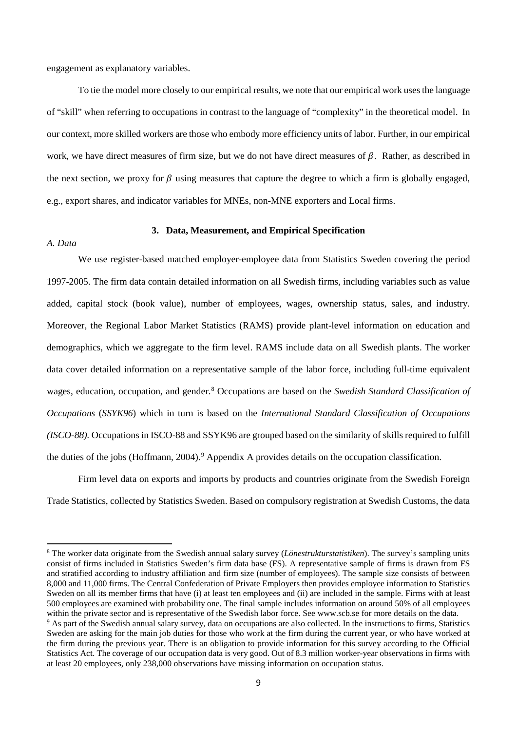engagement as explanatory variables.

To tie the model more closely to our empirical results, we note that our empirical work uses the language of "skill" when referring to occupations in contrast to the language of "complexity" in the theoretical model. In our context, more skilled workers are those who embody more efficiency units of labor. Further, in our empirical work, we have direct measures of firm size, but we do not have direct measures of $\beta$. Rather, as described in the next section, we proxy for $\beta$ using measures that capture the degree to which a firm is globally engaged, e.g., export shares, and indicator variables for MNEs, non-MNE exporters and Local firms.

## 3. Data, Measurement, and Empirical Specification

### *A. Data*

We use register-based matched employer-employee data from Statistics Sweden covering the period 1997-2005. The firm data contain detailed information on all Swedish firms, including variables such as value added, capital stock (book value), number of employees, wages, ownership status, sales, and industry. Moreover, the Regional Labor Market Statistics (RAMS) provide plant-level information on education and demographics, which we aggregate to the firm level. RAMS include data on all Swedish plants. The worker data cover detailed information on a representative sample of the labor force, including full-time equivalent wages, education, occupation, and gender.[8] Occupations are based on the *Swedish Standard Classification of Occupations* (*SSYK96*) which in turn is based on the *International Standard Classification of Occupations (ISCO-88).* Occupations in ISCO-88 and SSYK96 are grouped based on the similarity of skills required to fulfill the duties of the jobs (Hoffmann, 2004).[9] Appendix A provides details on the occupation classification.

Firm level data on exports and imports by products and countries originate from the Swedish Foreign Trade Statistics, collected by Statistics Sweden. Based on compulsory registration at Swedish Customs, the data

---

[8] The worker data originate from the Swedish annual salary survey (*Lönestrukturstatistiken*). The survey's sampling units consist of firms included in Statistics Sweden's firm data base (FS). A representative sample of firms is drawn from FS and stratified according to industry affiliation and firm size (number of employees). The sample size consists of between 8,000 and 11,000 firms. The Central Confederation of Private Employers then provides employee information to Statistics Sweden on all its member firms that have (i) at least ten employees and (ii) are included in the sample. Firms with at least 500 employees are examined with probability one. The final sample includes information on around 50% of all employees within the private sector and is representative of the Swedish labor force. See www.scb.se for more details on the data.

[9] As part of the Swedish annual salary survey, data on occupations are also collected. In the instructions to firms, Statistics Sweden are asking for the main job duties for those who work at the firm during the current year, or who have worked at the firm during the previous year. There is an obligation to provide information for this survey according to the Official Statistics Act. The coverage of our occupation data is very good. Out of 8.3 million worker-year observations in firms with at least 20 employees, only 238,000 observations have missing information on occupation status.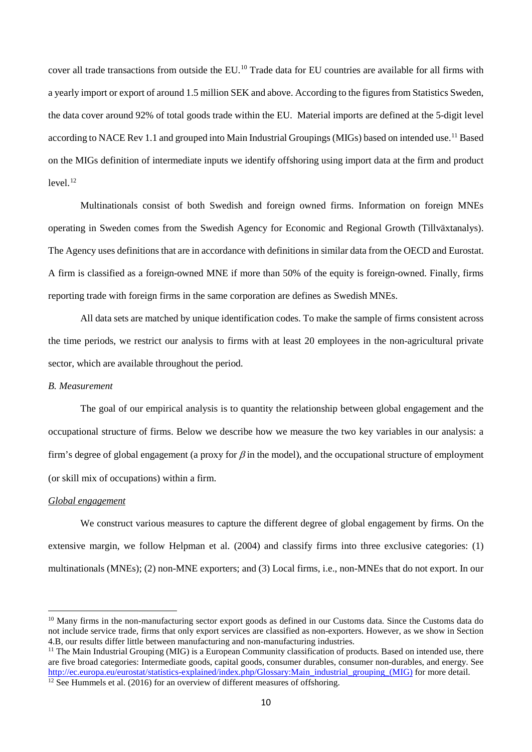cover all trade transactions from outside the EU.[10] Trade data for EU countries are available for all firms with a yearly import or export of around 1.5 million SEK and above. According to the figures from Statistics Sweden, the data cover around 92% of total goods trade within the EU. Material imports are defined at the 5-digit level according to NACE Rev 1.1 and grouped into Main Industrial Groupings (MIGs) based on intended use.[11] Based on the MIGs definition of intermediate inputs we identify offshoring using import data at the firm and product level.[12]

Multinationals consist of both Swedish and foreign owned firms. Information on foreign MNEs operating in Sweden comes from the Swedish Agency for Economic and Regional Growth (Tillväxtanalys). The Agency uses definitions that are in accordance with definitions in similar data from the OECD and Eurostat. A firm is classified as a foreign-owned MNE if more than 50% of the equity is foreign-owned. Finally, firms reporting trade with foreign firms in the same corporation are defines as Swedish MNEs.

All data sets are matched by unique identification codes. To make the sample of firms consistent across the time periods, we restrict our analysis to firms with at least 20 employees in the non-agricultural private sector, which are available throughout the period.

*B. Measurement*

The goal of our empirical analysis is to quantity the relationship between global engagement and the occupational structure of firms. Below we describe how we measure the two key variables in our analysis: a firm's degree of global engagement (a proxy for $\beta$ in the model), and the occupational structure of employment (or skill mix of occupations) within a firm.

*Global engagement*

We construct various measures to capture the different degree of global engagement by firms. On the extensive margin, we follow Helpman et al. (2004) and classify firms into three exclusive categories: (1) multinationals (MNEs); (2) non-MNE exporters; and (3) Local firms, i.e., non-MNEs that do not export. In our

---

[10] Many firms in the non-manufacturing sector export goods as defined in our Customs data. Since the Customs data do not include service trade, firms that only export services are classified as non-exporters. However, as we show in Section 4.B, our results differ little between manufacturing and non-manufacturing industries.

[11] The Main Industrial Grouping (MIG) is a European Community classification of products. Based on intended use, there are five broad categories: Intermediate goods, capital goods, consumer durables, consumer non-durables, and energy. See http://ec.europa.eu/eurostat/statistics-explained/index.php/Glossary:Main_industrial_grouping_(MIG) for more detail.

[12] See Hummels et al. (2016) for an overview of different measures of offshoring.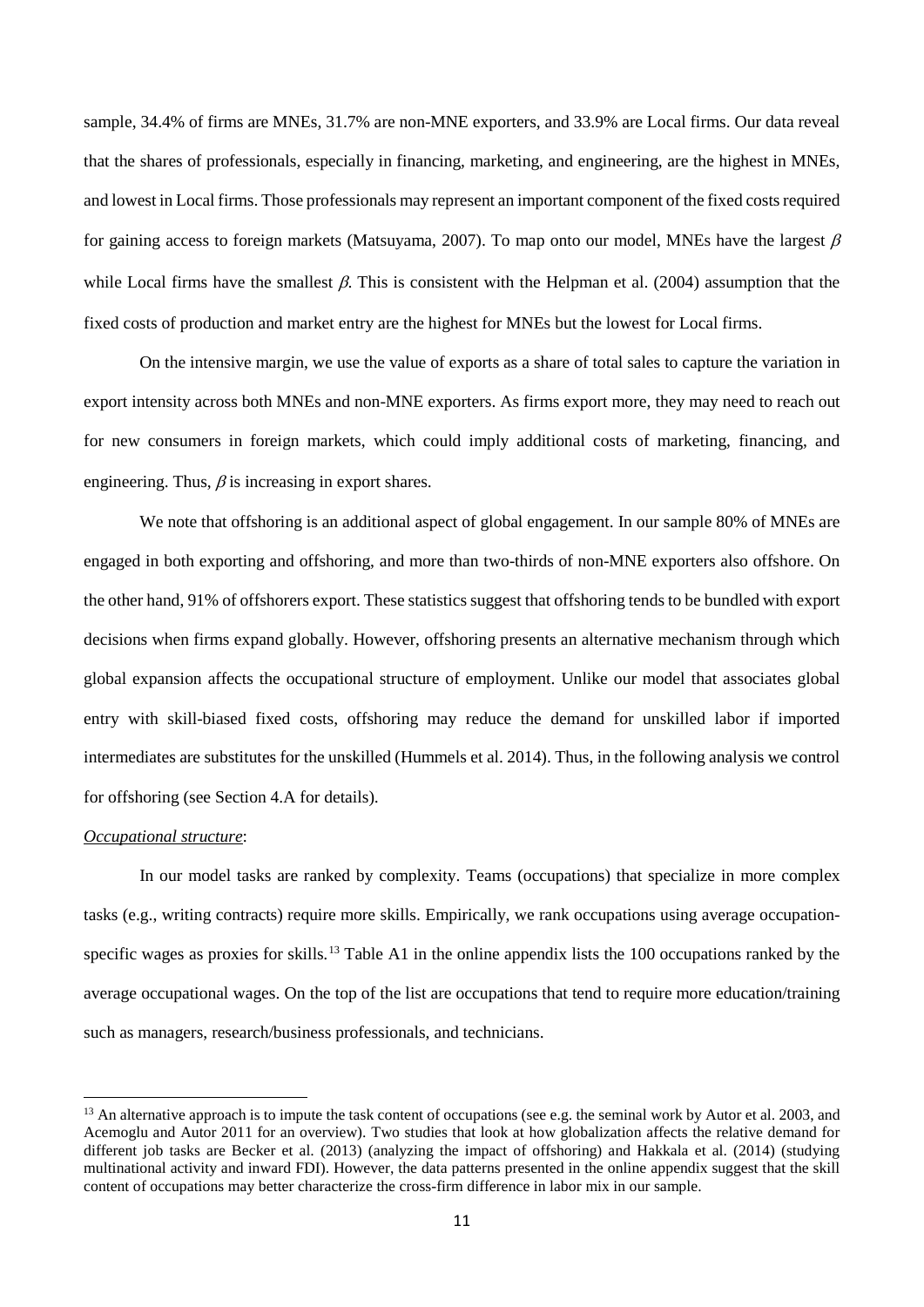sample, 34.4% of firms are MNEs, 31.7% are non-MNE exporters, and 33.9% are Local firms. Our data reveal that the shares of professionals, especially in financing, marketing, and engineering, are the highest in MNEs, and lowest in Local firms. Those professionals may represent an important component of the fixed costs required for gaining access to foreign markets (Matsuyama, 2007). To map onto our model, MNEs have the largest $\beta$ while Local firms have the smallest $\beta$. This is consistent with the Helpman et al. (2004) assumption that the fixed costs of production and market entry are the highest for MNEs but the lowest for Local firms.

On the intensive margin, we use the value of exports as a share of total sales to capture the variation in export intensity across both MNEs and non-MNE exporters. As firms export more, they may need to reach out for new consumers in foreign markets, which could imply additional costs of marketing, financing, and engineering. Thus, $\beta$ is increasing in export shares.

We note that offshoring is an additional aspect of global engagement. In our sample 80% of MNEs are engaged in both exporting and offshoring, and more than two-thirds of non-MNE exporters also offshore. On the other hand, 91% of offshorers export. These statistics suggest that offshoring tends to be bundled with export decisions when firms expand globally. However, offshoring presents an alternative mechanism through which global expansion affects the occupational structure of employment. Unlike our model that associates global entry with skill-biased fixed costs, offshoring may reduce the demand for unskilled labor if imported intermediates are substitutes for the unskilled (Hummels et al. 2014). Thus, in the following analysis we control for offshoring (see Section 4.A for details).

*Occupational structure*:

In our model tasks are ranked by complexity. Teams (occupations) that specialize in more complex tasks (e.g., writing contracts) require more skills. Empirically, we rank occupations using average occupation-specific wages as proxies for skills.[13] Table A1 in the online appendix lists the 100 occupations ranked by the average occupational wages. On the top of the list are occupations that tend to require more education/training such as managers, research/business professionals, and technicians.

[13] An alternative approach is to impute the task content of occupations (see e.g. the seminal work by Autor et al. 2003, and Acemoglu and Autor 2011 for an overview). Two studies that look at how globalization affects the relative demand for different job tasks are Becker et al. (2013) (analyzing the impact of offshoring) and Hakkala et al. (2014) (studying multinational activity and inward FDI). However, the data patterns presented in the online appendix suggest that the skill content of occupations may better characterize the cross-firm difference in labor mix in our sample.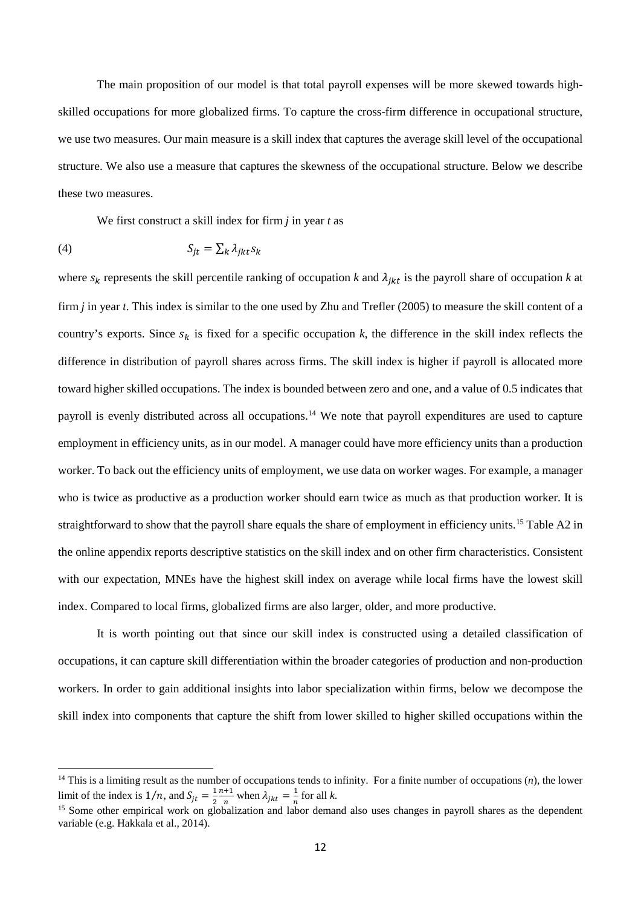The main proposition of our model is that total payroll expenses will be more skewed towards high-skilled occupations for more globalized firms. To capture the cross-firm difference in occupational structure, we use two measures. Our main measure is a skill index that captures the average skill level of the occupational structure. We also use a measure that captures the skewness of the occupational structure. Below we describe these two measures.

We first construct a skill index for firm *j* in year *t* as

$$S_{jt} = \sum_k \lambda_{jkt} s_k \tag{4}$$

where $s_k$ represents the skill percentile ranking of occupation *k* and $\lambda_{jkt}$ is the payroll share of occupation *k* at firm *j* in year *t*. This index is similar to the one used by Zhu and Trefler (2005) to measure the skill content of a country's exports. Since $s_k$ is fixed for a specific occupation *k*, the difference in the skill index reflects the difference in distribution of payroll shares across firms. The skill index is higher if payroll is allocated more toward higher skilled occupations. The index is bounded between zero and one, and a value of 0.5 indicates that payroll is evenly distributed across all occupations.[14] We note that payroll expenditures are used to capture employment in efficiency units, as in our model. A manager could have more efficiency units than a production worker. To back out the efficiency units of employment, we use data on worker wages. For example, a manager who is twice as productive as a production worker should earn twice as much as that production worker. It is straightforward to show that the payroll share equals the share of employment in efficiency units.[15] Table A2 in the online appendix reports descriptive statistics on the skill index and on other firm characteristics. Consistent with our expectation, MNEs have the highest skill index on average while local firms have the lowest skill index. Compared to local firms, globalized firms are also larger, older, and more productive.

It is worth pointing out that since our skill index is constructed using a detailed classification of occupations, it can capture skill differentiation within the broader categories of production and non-production workers. In order to gain additional insights into labor specialization within firms, below we decompose the skill index into components that capture the shift from lower skilled to higher skilled occupations within the

[14] This is a limiting result as the number of occupations tends to infinity. For a finite number of occupations (*n*), the lower limit of the index is $1/n$, and $S_{jt} = \frac{1}{2}\frac{n+1}{n}$ when $\lambda_{jkt} = \frac{1}{n}$ for all *k*.

[15] Some other empirical work on globalization and labor demand also uses changes in payroll shares as the dependent variable (e.g. Hakkala et al., 2014).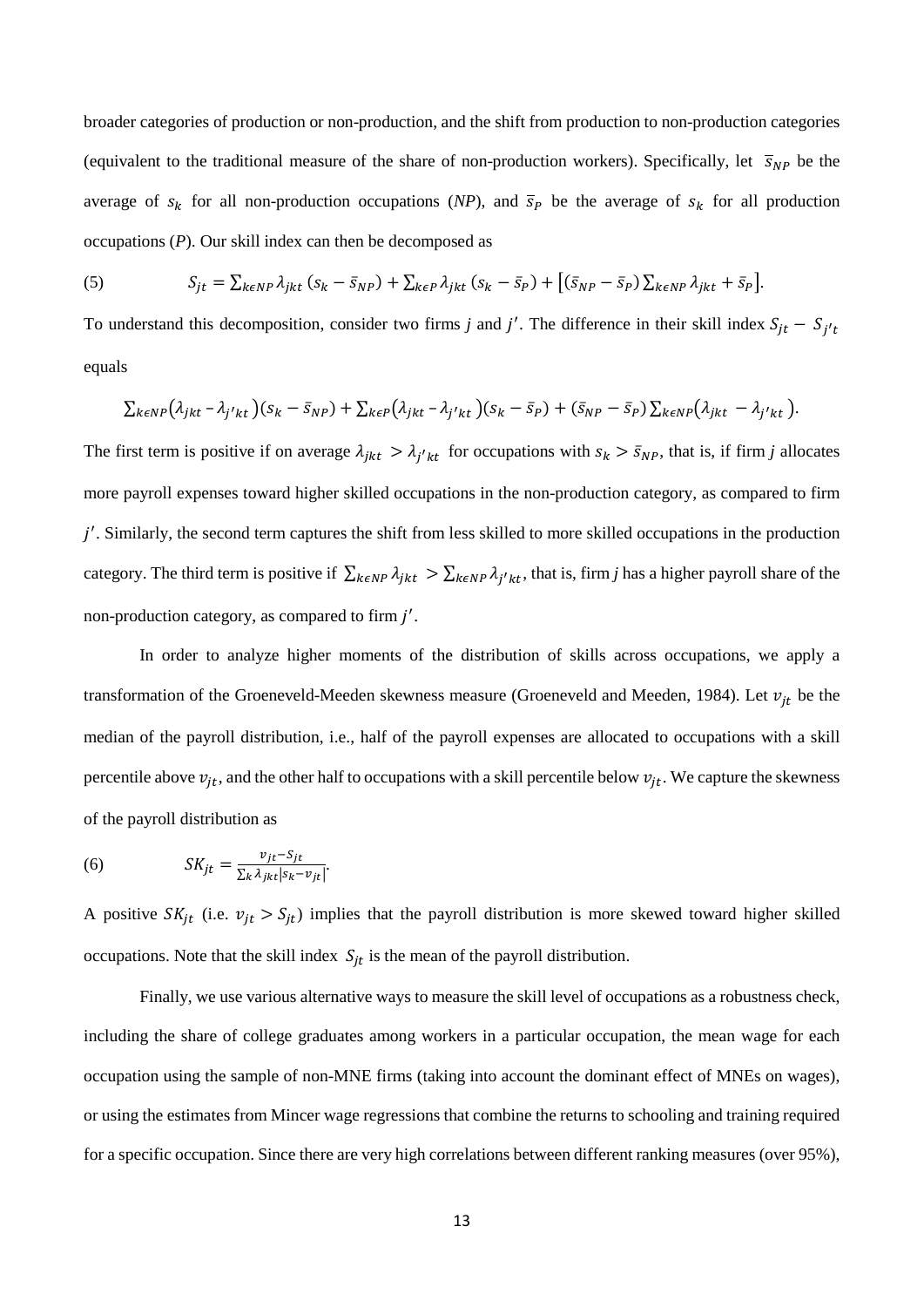broader categories of production or non-production, and the shift from production to non-production categories (equivalent to the traditional measure of the share of non-production workers). Specifically, let $\bar{s}_{NP}$ be the average of $s_k$ for all non-production occupations (*NP*), and $\bar{s}_P$ be the average of $s_k$ for all production occupations (*P*). Our skill index can then be decomposed as

$$(5) \qquad S_{jt} = \sum_{k\epsilon NP} \lambda_{jkt}\,(s_k - \bar{s}_{NP}) + \sum_{k\epsilon P} \lambda_{jkt}\,(s_k - \bar{s}_P) + \left[(\bar{s}_{NP} - \bar{s}_P)\sum_{k\epsilon NP} \lambda_{jkt} + \bar{s}_P\right].$$

To understand this decomposition, consider two firms *j* and $j'$. The difference in their skill index $S_{jt} - S_{j't}$ equals

$$\sum_{k\epsilon NP}(\lambda_{jkt} - \lambda_{j'kt})(s_k - \bar{s}_{NP}) + \sum_{k\epsilon P}(\lambda_{jkt} - \lambda_{j'kt})(s_k - \bar{s}_P) + (\bar{s}_{NP} - \bar{s}_P)\sum_{k\epsilon NP}(\lambda_{jkt} - \lambda_{j'kt}).$$

The first term is positive if on average $\lambda_{jkt} > \lambda_{j'kt}$ for occupations with $s_k > \bar{s}_{NP}$, that is, if firm *j* allocates more payroll expenses toward higher skilled occupations in the non-production category, as compared to firm $j'$. Similarly, the second term captures the shift from less skilled to more skilled occupations in the production category. The third term is positive if $\sum_{k\epsilon NP} \lambda_{jkt} > \sum_{k\epsilon NP} \lambda_{j'kt}$, that is, firm *j* has a higher payroll share of the non-production category, as compared to firm $j'$.

In order to analyze higher moments of the distribution of skills across occupations, we apply a transformation of the Groeneveld-Meeden skewness measure (Groeneveld and Meeden, 1984). Let $v_{jt}$ be the median of the payroll distribution, i.e., half of the payroll expenses are allocated to occupations with a skill percentile above $v_{jt}$, and the other half to occupations with a skill percentile below $v_{jt}$. We capture the skewness of the payroll distribution as

$$(6) \qquad SK_{jt} = \frac{v_{jt} - S_{jt}}{\sum_k \lambda_{jkt}|s_k - v_{jt}|}.$$

A positive $SK_{jt}$ (i.e. $v_{jt} > S_{jt}$) implies that the payroll distribution is more skewed toward higher skilled occupations. Note that the skill index $S_{jt}$ is the mean of the payroll distribution.

Finally, we use various alternative ways to measure the skill level of occupations as a robustness check, including the share of college graduates among workers in a particular occupation, the mean wage for each occupation using the sample of non-MNE firms (taking into account the dominant effect of MNEs on wages), or using the estimates from Mincer wage regressions that combine the returns to schooling and training required for a specific occupation. Since there are very high correlations between different ranking measures (over 95%),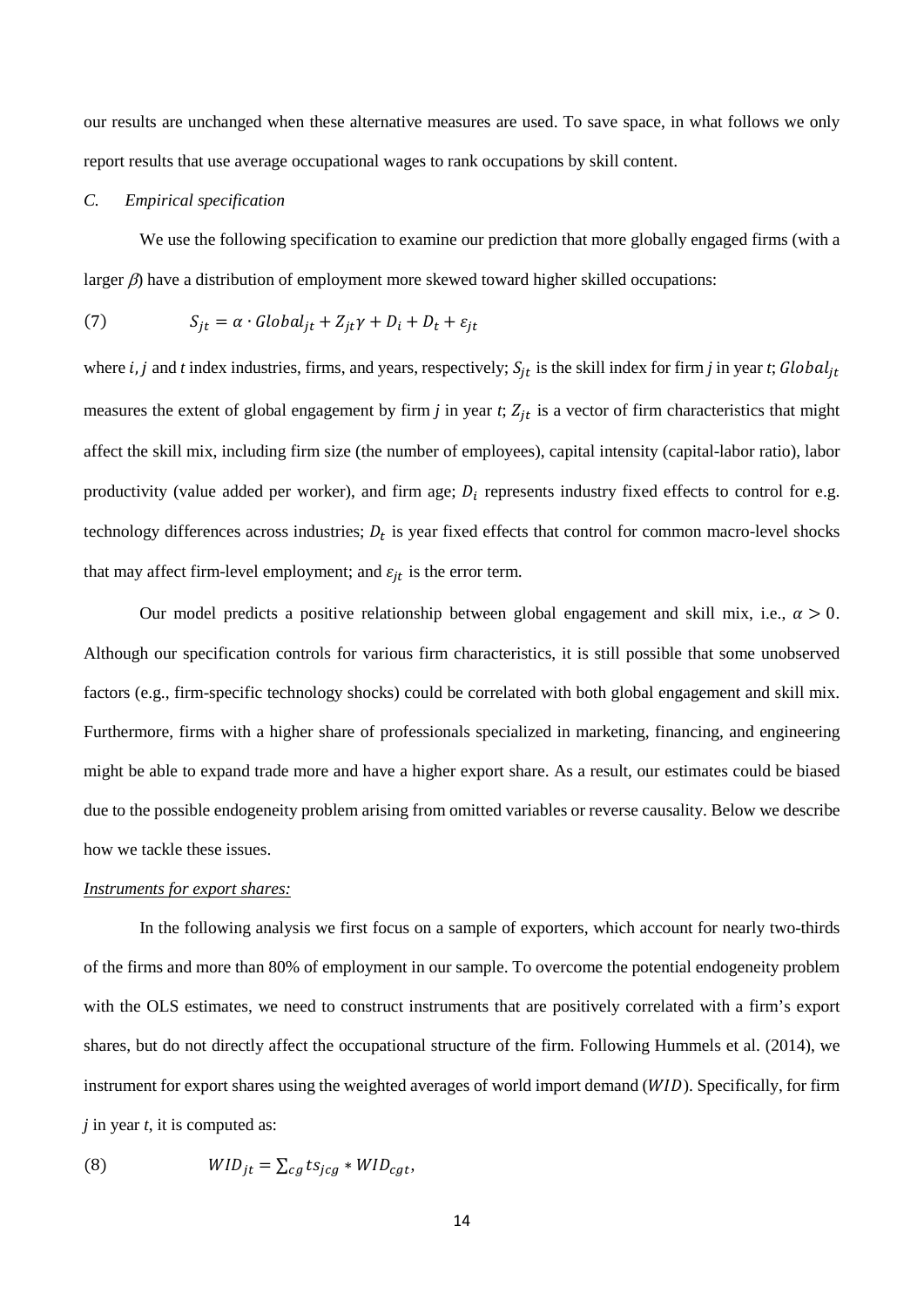our results are unchanged when these alternative measures are used. To save space, in what follows we only report results that use average occupational wages to rank occupations by skill content.

### *C. Empirical specification*

We use the following specification to examine our prediction that more globally engaged firms (with a larger $\beta$) have a distribution of employment more skewed toward higher skilled occupations:

$$(7) \qquad S_{jt} = \alpha \cdot Global_{jt} + Z_{jt}\gamma + D_i + D_t + \varepsilon_{jt}$$

where $i, j$ and $t$ index industries, firms, and years, respectively; $S_{jt}$ is the skill index for firm $j$ in year $t$; $Global_{jt}$ measures the extent of global engagement by firm $j$ in year $t$; $Z_{jt}$ is a vector of firm characteristics that might affect the skill mix, including firm size (the number of employees), capital intensity (capital-labor ratio), labor productivity (value added per worker), and firm age; $D_i$ represents industry fixed effects to control for e.g. technology differences across industries; $D_t$ is year fixed effects that control for common macro-level shocks that may affect firm-level employment; and $\varepsilon_{jt}$ is the error term.

Our model predicts a positive relationship between global engagement and skill mix, i.e., $\alpha > 0$. Although our specification controls for various firm characteristics, it is still possible that some unobserved factors (e.g., firm-specific technology shocks) could be correlated with both global engagement and skill mix. Furthermore, firms with a higher share of professionals specialized in marketing, financing, and engineering might be able to expand trade more and have a higher export share. As a result, our estimates could be biased due to the possible endogeneity problem arising from omitted variables or reverse causality. Below we describe how we tackle these issues.

*Instruments for export shares:*

In the following analysis we first focus on a sample of exporters, which account for nearly two-thirds of the firms and more than 80% of employment in our sample. To overcome the potential endogeneity problem with the OLS estimates, we need to construct instruments that are positively correlated with a firm's export shares, but do not directly affect the occupational structure of the firm. Following Hummels et al. (2014), we instrument for export shares using the weighted averages of world import demand ($WID$). Specifically, for firm $j$ in year $t$, it is computed as:

$$(8) \qquad WID_{jt} = \sum_{cg} ts_{jcg} * WID_{cgt},$$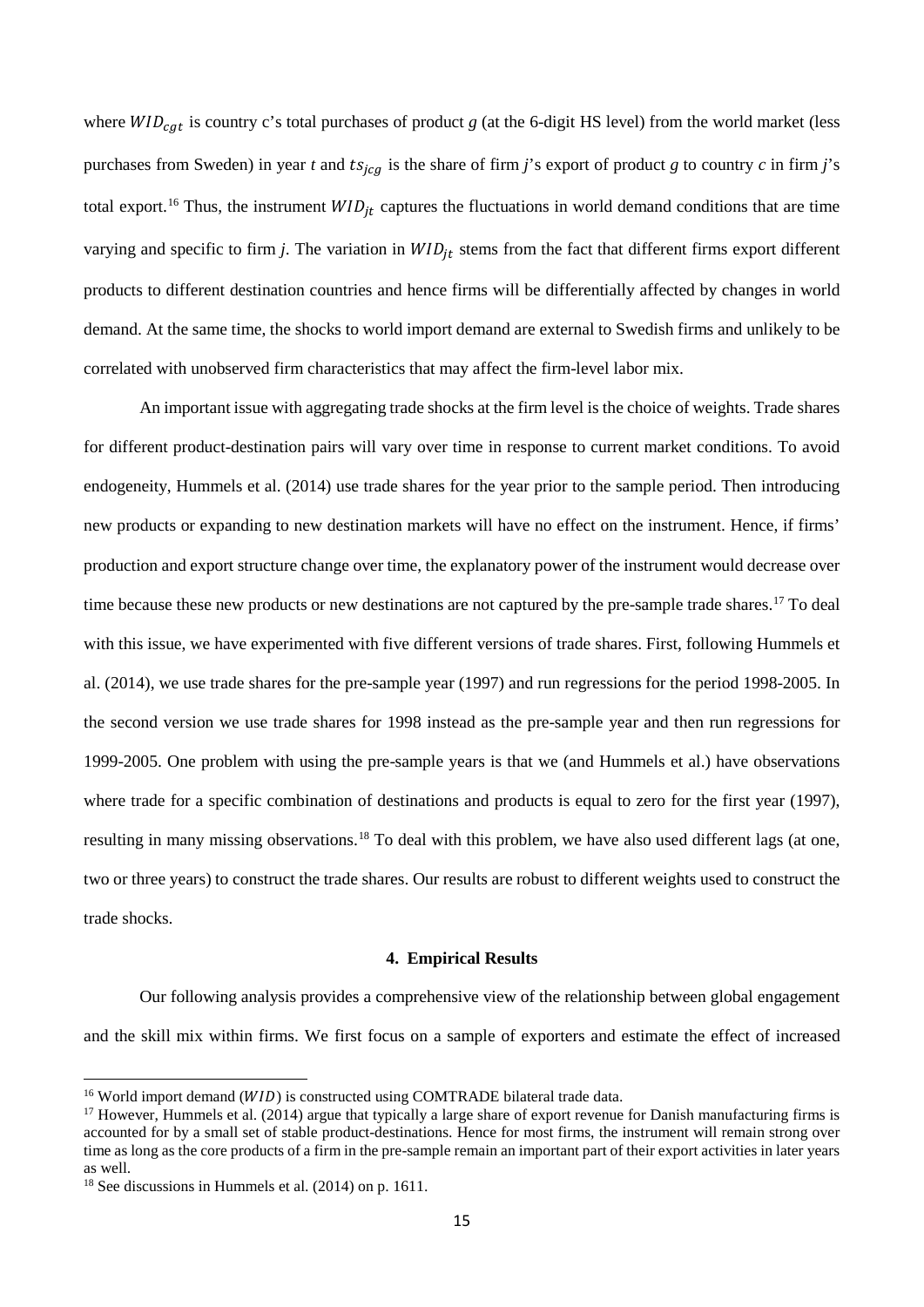where $WID_{cgt}$ is country c's total purchases of product *g* (at the 6-digit HS level) from the world market (less purchases from Sweden) in year *t* and $ts_{jcg}$ is the share of firm *j*'s export of product *g* to country *c* in firm *j*'s total export.[16] Thus, the instrument $WID_{jt}$ captures the fluctuations in world demand conditions that are time varying and specific to firm *j*. The variation in $WID_{jt}$ stems from the fact that different firms export different products to different destination countries and hence firms will be differentially affected by changes in world demand. At the same time, the shocks to world import demand are external to Swedish firms and unlikely to be correlated with unobserved firm characteristics that may affect the firm-level labor mix.

An important issue with aggregating trade shocks at the firm level is the choice of weights. Trade shares for different product-destination pairs will vary over time in response to current market conditions. To avoid endogeneity, Hummels et al. (2014) use trade shares for the year prior to the sample period. Then introducing new products or expanding to new destination markets will have no effect on the instrument. Hence, if firms' production and export structure change over time, the explanatory power of the instrument would decrease over time because these new products or new destinations are not captured by the pre-sample trade shares.[17] To deal with this issue, we have experimented with five different versions of trade shares. First, following Hummels et al. (2014), we use trade shares for the pre-sample year (1997) and run regressions for the period 1998-2005. In the second version we use trade shares for 1998 instead as the pre-sample year and then run regressions for 1999-2005. One problem with using the pre-sample years is that we (and Hummels et al.) have observations where trade for a specific combination of destinations and products is equal to zero for the first year (1997), resulting in many missing observations.[18] To deal with this problem, we have also used different lags (at one, two or three years) to construct the trade shares. Our results are robust to different weights used to construct the trade shocks.

## 4. Empirical Results

Our following analysis provides a comprehensive view of the relationship between global engagement and the skill mix within firms. We first focus on a sample of exporters and estimate the effect of increased

---

[16] World import demand ($WID$) is constructed using COMTRADE bilateral trade data.

[17] However, Hummels et al. (2014) argue that typically a large share of export revenue for Danish manufacturing firms is accounted for by a small set of stable product-destinations. Hence for most firms, the instrument will remain strong over time as long as the core products of a firm in the pre-sample remain an important part of their export activities in later years as well.

[18] See discussions in Hummels et al. (2014) on p. 1611.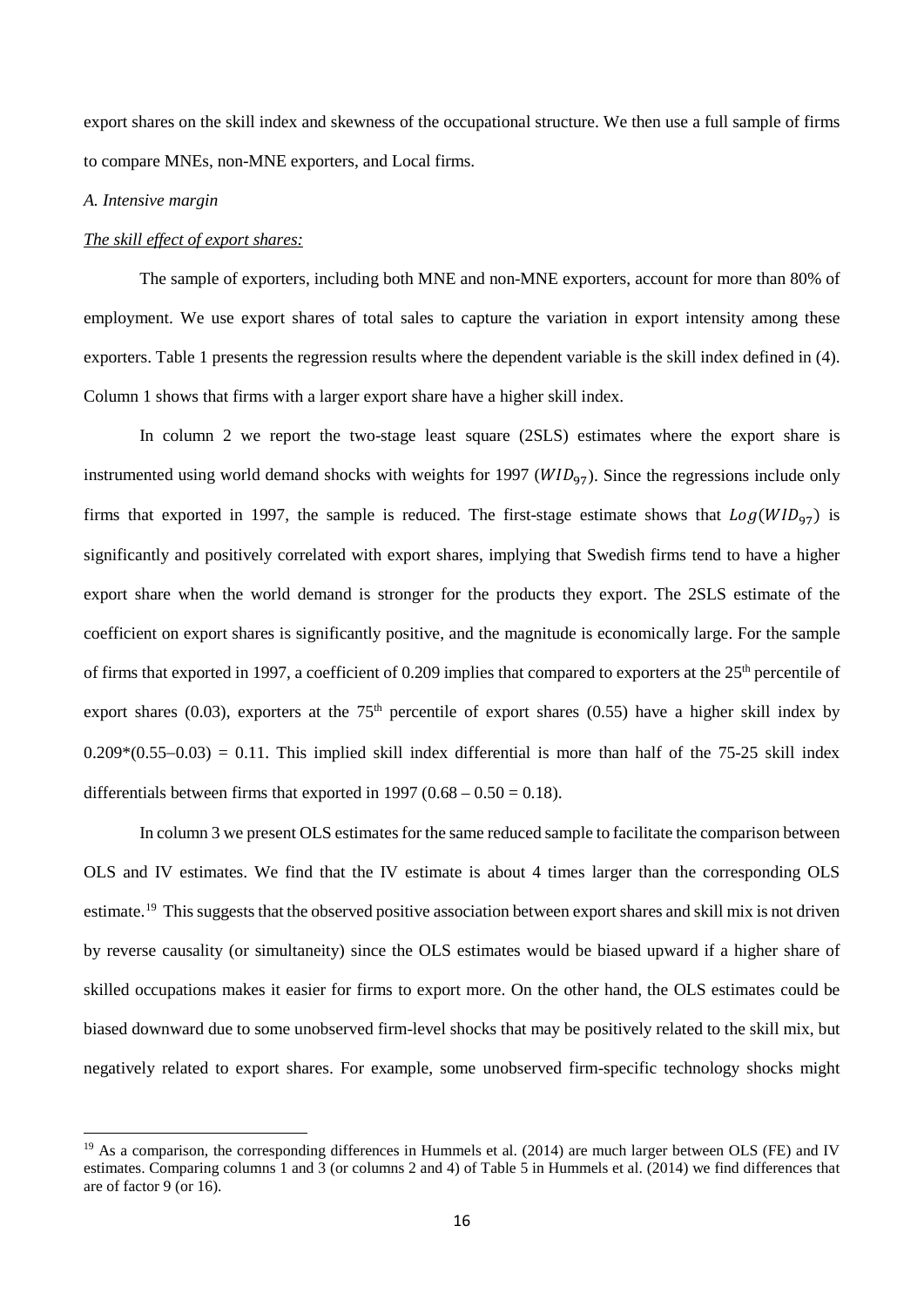export shares on the skill index and skewness of the occupational structure. We then use a full sample of firms to compare MNEs, non-MNE exporters, and Local firms.

*A. Intensive margin*

*The skill effect of export shares:*

The sample of exporters, including both MNE and non-MNE exporters, account for more than 80% of employment. We use export shares of total sales to capture the variation in export intensity among these exporters. Table 1 presents the regression results where the dependent variable is the skill index defined in (4). Column 1 shows that firms with a larger export share have a higher skill index.

In column 2 we report the two-stage least square (2SLS) estimates where the export share is instrumented using world demand shocks with weights for 1997 ($WID_{97}$). Since the regressions include only firms that exported in 1997, the sample is reduced. The first-stage estimate shows that $Log(WID_{97})$ is significantly and positively correlated with export shares, implying that Swedish firms tend to have a higher export share when the world demand is stronger for the products they export. The 2SLS estimate of the coefficient on export shares is significantly positive, and the magnitude is economically large. For the sample of firms that exported in 1997, a coefficient of 0.209 implies that compared to exporters at the 25th percentile of export shares (0.03), exporters at the 75th percentile of export shares (0.55) have a higher skill index by $0.209*(0.55–0.03) = 0.11$. This implied skill index differential is more than half of the 75-25 skill index differentials between firms that exported in 1997 ($0.68 – 0.50 = 0.18$).

In column 3 we present OLS estimates for the same reduced sample to facilitate the comparison between OLS and IV estimates. We find that the IV estimate is about 4 times larger than the corresponding OLS estimate.[19] This suggests that the observed positive association between export shares and skill mix is not driven by reverse causality (or simultaneity) since the OLS estimates would be biased upward if a higher share of skilled occupations makes it easier for firms to export more. On the other hand, the OLS estimates could be biased downward due to some unobserved firm-level shocks that may be positively related to the skill mix, but negatively related to export shares. For example, some unobserved firm-specific technology shocks might

[19] As a comparison, the corresponding differences in Hummels et al. (2014) are much larger between OLS (FE) and IV estimates. Comparing columns 1 and 3 (or columns 2 and 4) of Table 5 in Hummels et al. (2014) we find differences that are of factor 9 (or 16).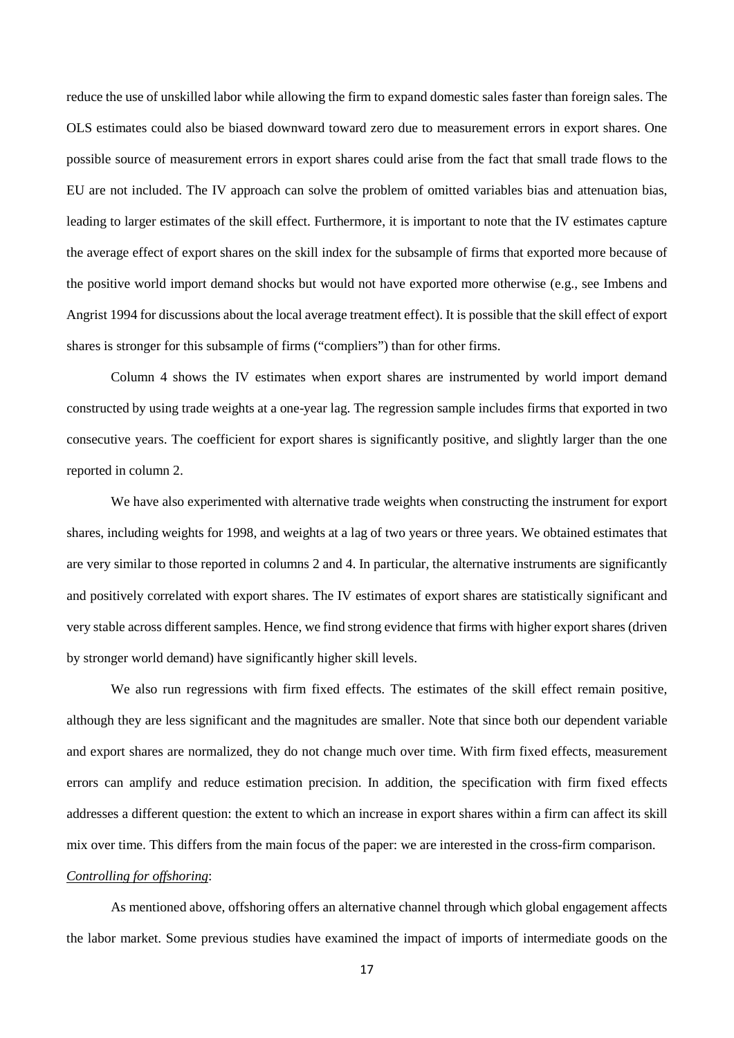reduce the use of unskilled labor while allowing the firm to expand domestic sales faster than foreign sales. The OLS estimates could also be biased downward toward zero due to measurement errors in export shares. One possible source of measurement errors in export shares could arise from the fact that small trade flows to the EU are not included. The IV approach can solve the problem of omitted variables bias and attenuation bias, leading to larger estimates of the skill effect. Furthermore, it is important to note that the IV estimates capture the average effect of export shares on the skill index for the subsample of firms that exported more because of the positive world import demand shocks but would not have exported more otherwise (e.g., see Imbens and Angrist 1994 for discussions about the local average treatment effect). It is possible that the skill effect of export shares is stronger for this subsample of firms ("compliers") than for other firms.

Column 4 shows the IV estimates when export shares are instrumented by world import demand constructed by using trade weights at a one-year lag. The regression sample includes firms that exported in two consecutive years. The coefficient for export shares is significantly positive, and slightly larger than the one reported in column 2.

We have also experimented with alternative trade weights when constructing the instrument for export shares, including weights for 1998, and weights at a lag of two years or three years. We obtained estimates that are very similar to those reported in columns 2 and 4. In particular, the alternative instruments are significantly and positively correlated with export shares. The IV estimates of export shares are statistically significant and very stable across different samples. Hence, we find strong evidence that firms with higher export shares (driven by stronger world demand) have significantly higher skill levels.

We also run regressions with firm fixed effects. The estimates of the skill effect remain positive, although they are less significant and the magnitudes are smaller. Note that since both our dependent variable and export shares are normalized, they do not change much over time. With firm fixed effects, measurement errors can amplify and reduce estimation precision. In addition, the specification with firm fixed effects addresses a different question: the extent to which an increase in export shares within a firm can affect its skill mix over time. This differs from the main focus of the paper: we are interested in the cross-firm comparison.

*Controlling for offshoring*:

As mentioned above, offshoring offers an alternative channel through which global engagement affects the labor market. Some previous studies have examined the impact of imports of intermediate goods on the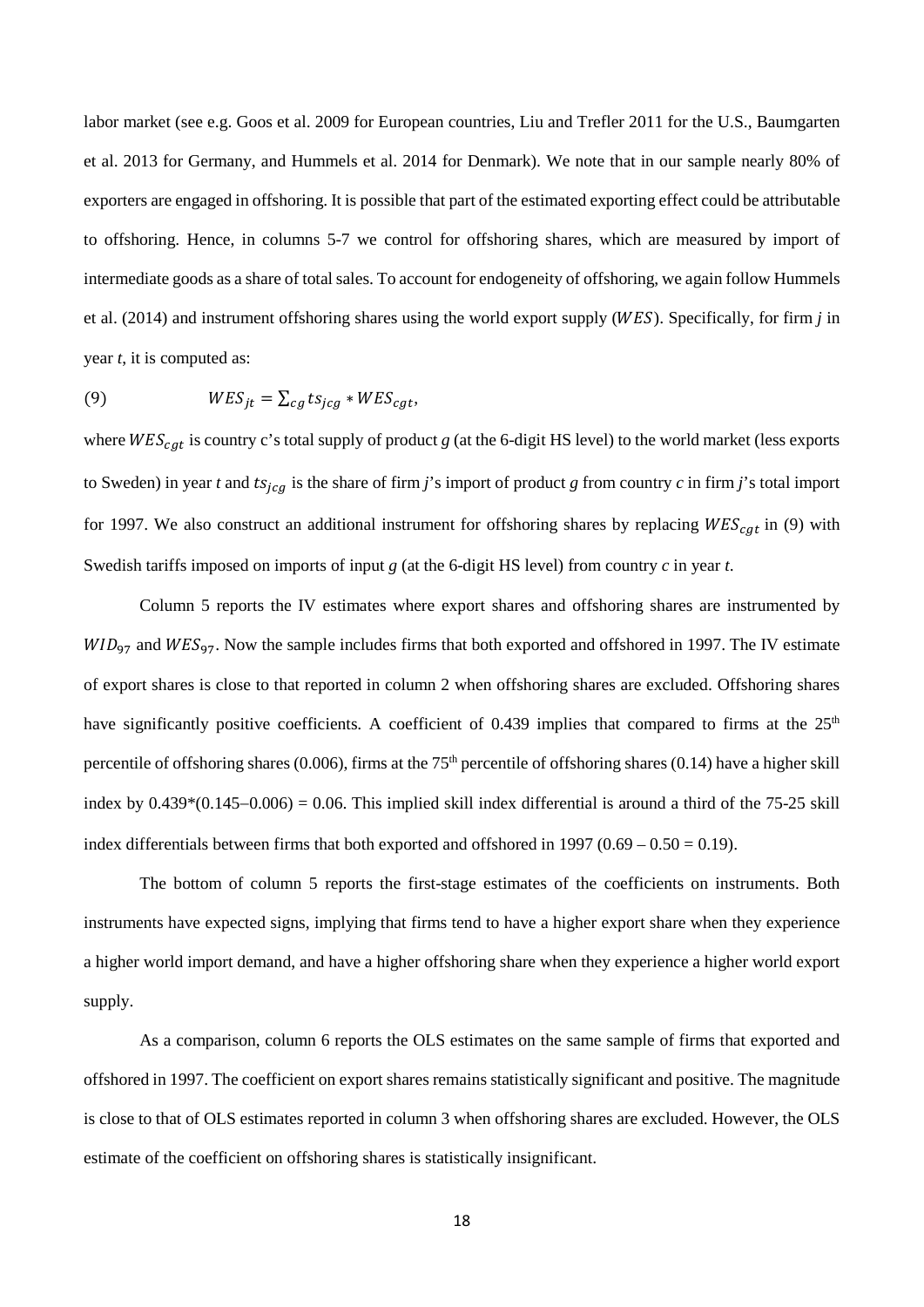labor market (see e.g. Goos et al. 2009 for European countries, Liu and Trefler 2011 for the U.S., Baumgarten et al. 2013 for Germany, and Hummels et al. 2014 for Denmark). We note that in our sample nearly 80% of exporters are engaged in offshoring. It is possible that part of the estimated exporting effect could be attributable to offshoring. Hence, in columns 5-7 we control for offshoring shares, which are measured by import of intermediate goods as a share of total sales. To account for endogeneity of offshoring, we again follow Hummels et al. (2014) and instrument offshoring shares using the world export supply ($WES$). Specifically, for firm *j* in year *t*, it is computed as:

$$(9) \qquad WES_{jt} = \sum_{cg} ts_{jcg} * WES_{cgt},$$

where $WES_{cgt}$ is country c's total supply of product *g* (at the 6-digit HS level) to the world market (less exports to Sweden) in year *t* and $ts_{jcg}$ is the share of firm *j*'s import of product *g* from country *c* in firm *j*'s total import for 1997. We also construct an additional instrument for offshoring shares by replacing $WES_{cgt}$ in (9) with Swedish tariffs imposed on imports of input *g* (at the 6-digit HS level) from country *c* in year *t*.

Column 5 reports the IV estimates where export shares and offshoring shares are instrumented by $WID_{97}$ and $WES_{97}$. Now the sample includes firms that both exported and offshored in 1997. The IV estimate of export shares is close to that reported in column 2 when offshoring shares are excluded. Offshoring shares have significantly positive coefficients. A coefficient of 0.439 implies that compared to firms at the 25th percentile of offshoring shares (0.006), firms at the 75th percentile of offshoring shares (0.14) have a higher skill index by 0.439*(0.145−0.006) = 0.06. This implied skill index differential is around a third of the 75-25 skill index differentials between firms that both exported and offshored in 1997 (0.69 – 0.50 = 0.19).

The bottom of column 5 reports the first-stage estimates of the coefficients on instruments. Both instruments have expected signs, implying that firms tend to have a higher export share when they experience a higher world import demand, and have a higher offshoring share when they experience a higher world export supply.

As a comparison, column 6 reports the OLS estimates on the same sample of firms that exported and offshored in 1997. The coefficient on export shares remains statistically significant and positive. The magnitude is close to that of OLS estimates reported in column 3 when offshoring shares are excluded. However, the OLS estimate of the coefficient on offshoring shares is statistically insignificant.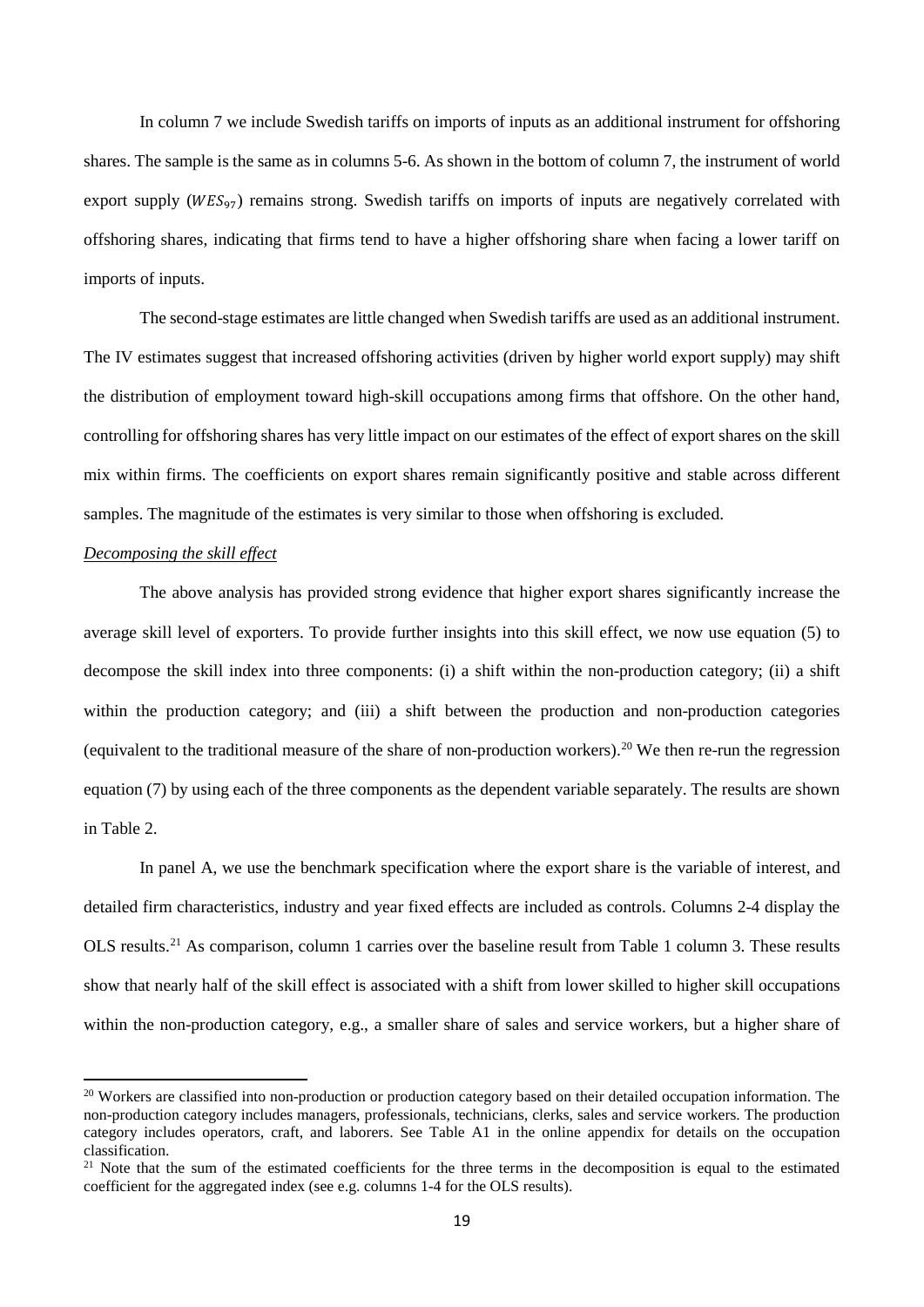In column 7 we include Swedish tariffs on imports of inputs as an additional instrument for offshoring shares. The sample is the same as in columns 5-6. As shown in the bottom of column 7, the instrument of world export supply ($WES_{97}$) remains strong. Swedish tariffs on imports of inputs are negatively correlated with offshoring shares, indicating that firms tend to have a higher offshoring share when facing a lower tariff on imports of inputs.

The second-stage estimates are little changed when Swedish tariffs are used as an additional instrument. The IV estimates suggest that increased offshoring activities (driven by higher world export supply) may shift the distribution of employment toward high-skill occupations among firms that offshore. On the other hand, controlling for offshoring shares has very little impact on our estimates of the effect of export shares on the skill mix within firms. The coefficients on export shares remain significantly positive and stable across different samples. The magnitude of the estimates is very similar to those when offshoring is excluded.

*Decomposing the skill effect*

The above analysis has provided strong evidence that higher export shares significantly increase the average skill level of exporters. To provide further insights into this skill effect, we now use equation (5) to decompose the skill index into three components: (i) a shift within the non-production category; (ii) a shift within the production category; and (iii) a shift between the production and non-production categories (equivalent to the traditional measure of the share of non-production workers).[20] We then re-run the regression equation (7) by using each of the three components as the dependent variable separately. The results are shown in Table 2.

In panel A, we use the benchmark specification where the export share is the variable of interest, and detailed firm characteristics, industry and year fixed effects are included as controls. Columns 2-4 display the OLS results.[21] As comparison, column 1 carries over the baseline result from Table 1 column 3. These results show that nearly half of the skill effect is associated with a shift from lower skilled to higher skill occupations within the non-production category, e.g., a smaller share of sales and service workers, but a higher share of

[20] Workers are classified into non-production or production category based on their detailed occupation information. The non-production category includes managers, professionals, technicians, clerks, sales and service workers. The production category includes operators, craft, and laborers. See Table A1 in the online appendix for details on the occupation classification.

[21] Note that the sum of the estimated coefficients for the three terms in the decomposition is equal to the estimated coefficient for the aggregated index (see e.g. columns 1-4 for the OLS results).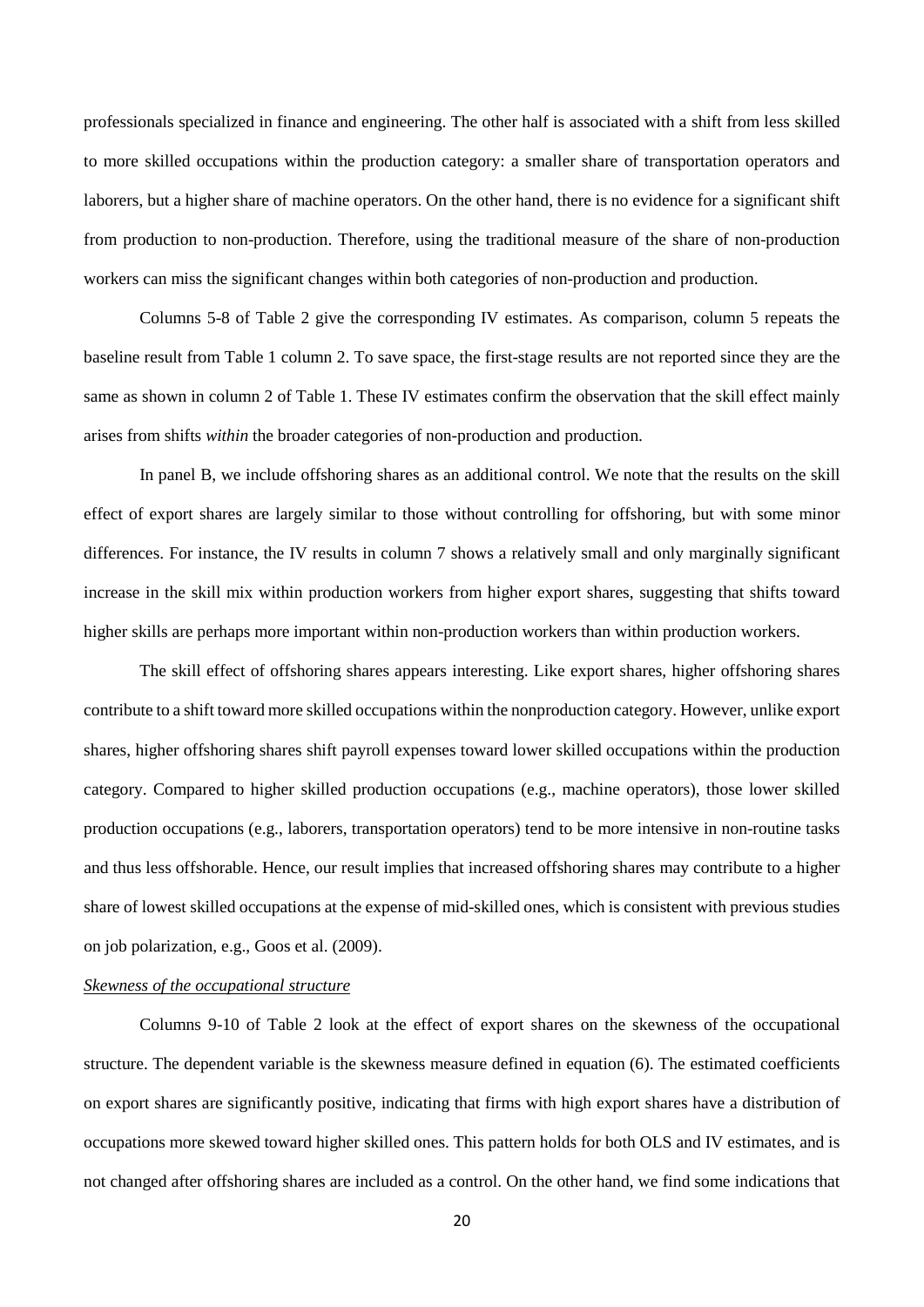professionals specialized in finance and engineering. The other half is associated with a shift from less skilled to more skilled occupations within the production category: a smaller share of transportation operators and laborers, but a higher share of machine operators. On the other hand, there is no evidence for a significant shift from production to non-production. Therefore, using the traditional measure of the share of non-production workers can miss the significant changes within both categories of non-production and production.

Columns 5-8 of Table 2 give the corresponding IV estimates. As comparison, column 5 repeats the baseline result from Table 1 column 2. To save space, the first-stage results are not reported since they are the same as shown in column 2 of Table 1. These IV estimates confirm the observation that the skill effect mainly arises from shifts *within* the broader categories of non-production and production.

In panel B, we include offshoring shares as an additional control. We note that the results on the skill effect of export shares are largely similar to those without controlling for offshoring, but with some minor differences. For instance, the IV results in column 7 shows a relatively small and only marginally significant increase in the skill mix within production workers from higher export shares, suggesting that shifts toward higher skills are perhaps more important within non-production workers than within production workers.

The skill effect of offshoring shares appears interesting. Like export shares, higher offshoring shares contribute to a shift toward more skilled occupations within the nonproduction category. However, unlike export shares, higher offshoring shares shift payroll expenses toward lower skilled occupations within the production category. Compared to higher skilled production occupations (e.g., machine operators), those lower skilled production occupations (e.g., laborers, transportation operators) tend to be more intensive in non-routine tasks and thus less offshorable. Hence, our result implies that increased offshoring shares may contribute to a higher share of lowest skilled occupations at the expense of mid-skilled ones, which is consistent with previous studies on job polarization, e.g., Goos et al. (2009).

*Skewness of the occupational structure*

Columns 9-10 of Table 2 look at the effect of export shares on the skewness of the occupational structure. The dependent variable is the skewness measure defined in equation (6). The estimated coefficients on export shares are significantly positive, indicating that firms with high export shares have a distribution of occupations more skewed toward higher skilled ones. This pattern holds for both OLS and IV estimates, and is not changed after offshoring shares are included as a control. On the other hand, we find some indications that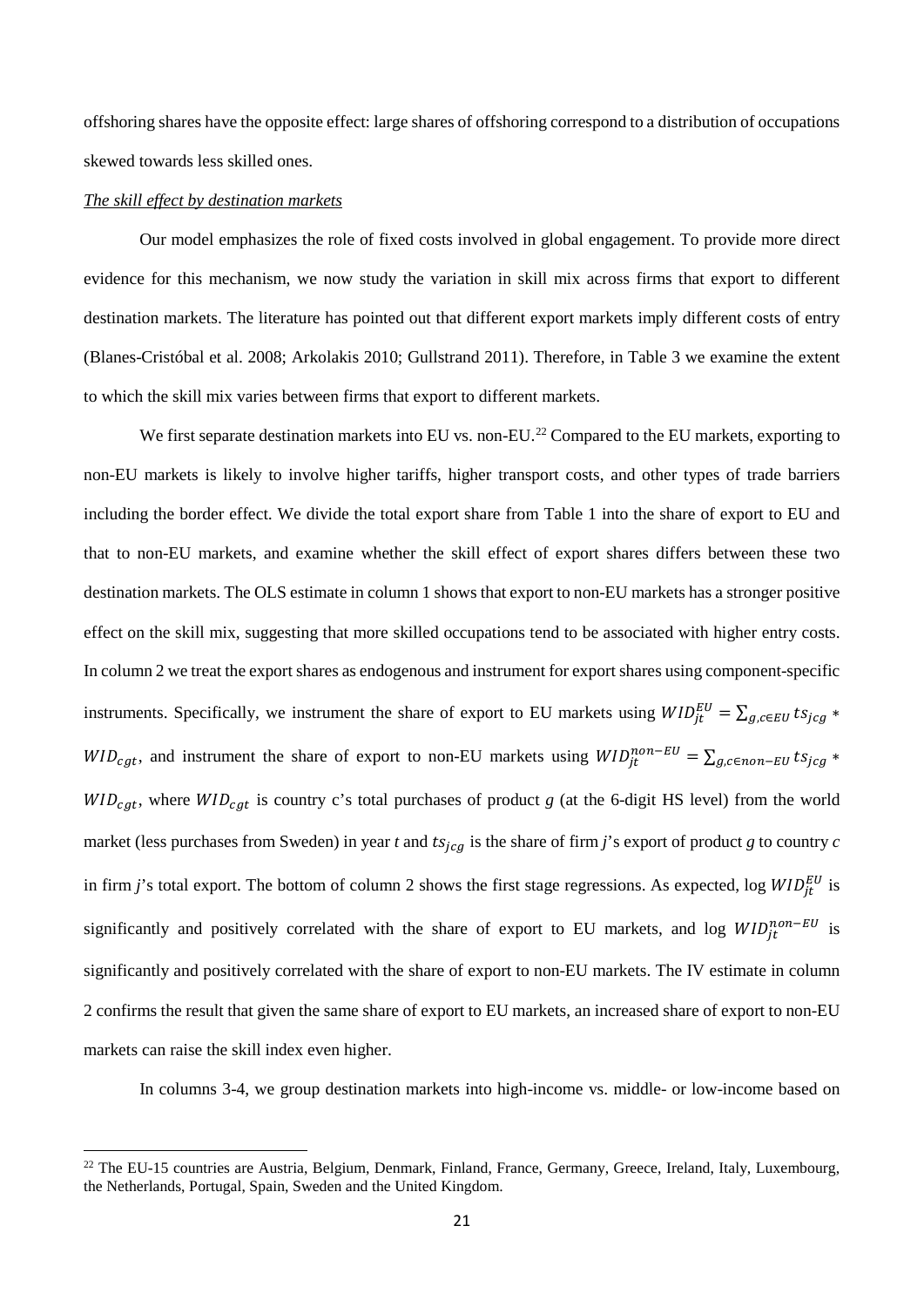offshoring shares have the opposite effect: large shares of offshoring correspond to a distribution of occupations skewed towards less skilled ones.

*The skill effect by destination markets*

Our model emphasizes the role of fixed costs involved in global engagement. To provide more direct evidence for this mechanism, we now study the variation in skill mix across firms that export to different destination markets. The literature has pointed out that different export markets imply different costs of entry (Blanes-Cristóbal et al. 2008; Arkolakis 2010; Gullstrand 2011). Therefore, in Table 3 we examine the extent to which the skill mix varies between firms that export to different markets.

We first separate destination markets into EU vs. non-EU.[22] Compared to the EU markets, exporting to non-EU markets is likely to involve higher tariffs, higher transport costs, and other types of trade barriers including the border effect. We divide the total export share from Table 1 into the share of export to EU and that to non-EU markets, and examine whether the skill effect of export shares differs between these two destination markets. The OLS estimate in column 1 shows that export to non-EU markets has a stronger positive effect on the skill mix, suggesting that more skilled occupations tend to be associated with higher entry costs. In column 2 we treat the export shares as endogenous and instrument for export shares using component-specific instruments. Specifically, we instrument the share of export to EU markets using $WID_{jt}^{EU} = \sum_{g,c \in EU} ts_{jcg} * WID_{cgt}$, and instrument the share of export to non-EU markets using $WID_{jt}^{non-EU} = \sum_{g,c \in non-EU} ts_{jcg} * WID_{cgt}$, where $WID_{cgt}$ is country c's total purchases of product *g* (at the 6-digit HS level) from the world market (less purchases from Sweden) in year *t* and $ts_{jcg}$ is the share of firm *j*'s export of product *g* to country *c* in firm *j*'s total export. The bottom of column 2 shows the first stage regressions. As expected, log $WID_{jt}^{EU}$ is significantly and positively correlated with the share of export to EU markets, and log $WID_{jt}^{non-EU}$ is significantly and positively correlated with the share of export to non-EU markets. The IV estimate in column 2 confirms the result that given the same share of export to EU markets, an increased share of export to non-EU markets can raise the skill index even higher.

In columns 3-4, we group destination markets into high-income vs. middle- or low-income based on

[22] The EU-15 countries are Austria, Belgium, Denmark, Finland, France, Germany, Greece, Ireland, Italy, Luxembourg, the Netherlands, Portugal, Spain, Sweden and the United Kingdom.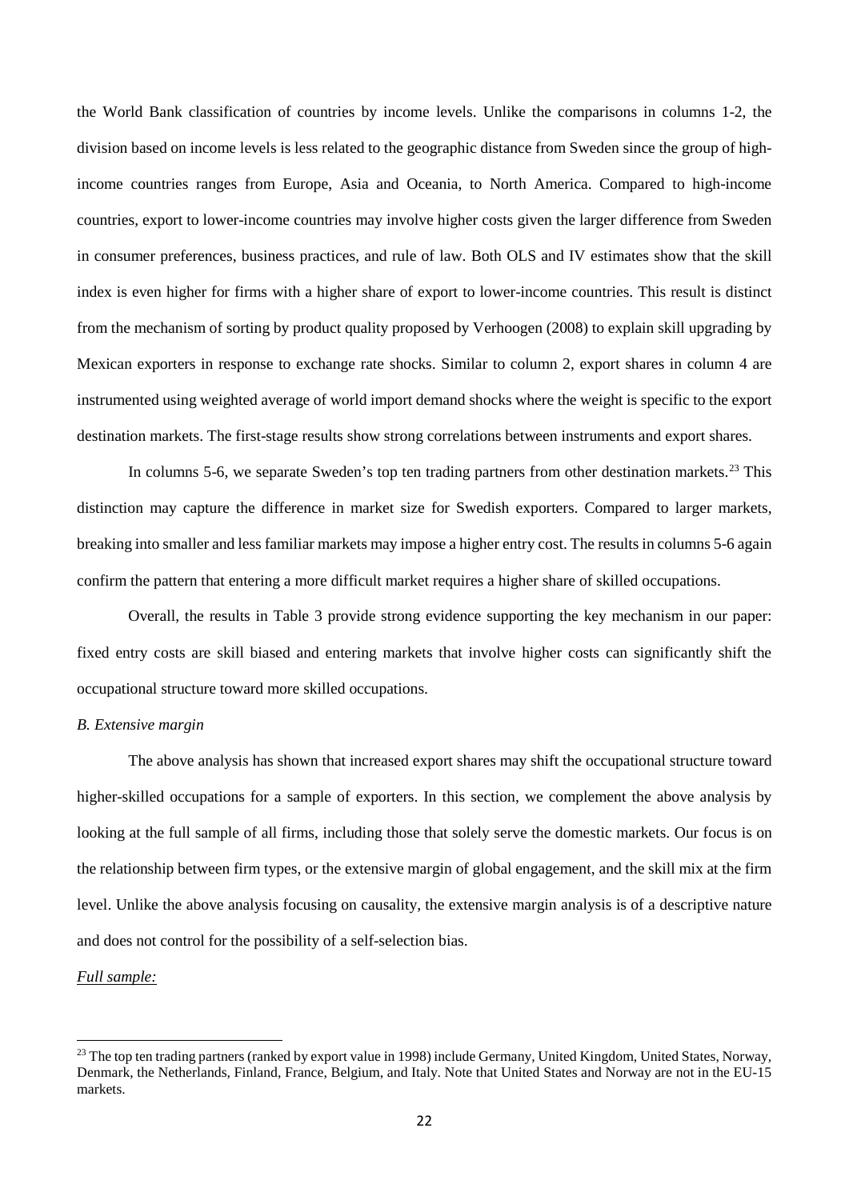the World Bank classification of countries by income levels. Unlike the comparisons in columns 1-2, the division based on income levels is less related to the geographic distance from Sweden since the group of high-income countries ranges from Europe, Asia and Oceania, to North America. Compared to high-income countries, export to lower-income countries may involve higher costs given the larger difference from Sweden in consumer preferences, business practices, and rule of law. Both OLS and IV estimates show that the skill index is even higher for firms with a higher share of export to lower-income countries. This result is distinct from the mechanism of sorting by product quality proposed by Verhoogen (2008) to explain skill upgrading by Mexican exporters in response to exchange rate shocks. Similar to column 2, export shares in column 4 are instrumented using weighted average of world import demand shocks where the weight is specific to the export destination markets. The first-stage results show strong correlations between instruments and export shares.

In columns 5-6, we separate Sweden's top ten trading partners from other destination markets.[23] This distinction may capture the difference in market size for Swedish exporters. Compared to larger markets, breaking into smaller and less familiar markets may impose a higher entry cost. The results in columns 5-6 again confirm the pattern that entering a more difficult market requires a higher share of skilled occupations.

Overall, the results in Table 3 provide strong evidence supporting the key mechanism in our paper: fixed entry costs are skill biased and entering markets that involve higher costs can significantly shift the occupational structure toward more skilled occupations.

*B. Extensive margin*

The above analysis has shown that increased export shares may shift the occupational structure toward higher-skilled occupations for a sample of exporters. In this section, we complement the above analysis by looking at the full sample of all firms, including those that solely serve the domestic markets. Our focus is on the relationship between firm types, or the extensive margin of global engagement, and the skill mix at the firm level. Unlike the above analysis focusing on causality, the extensive margin analysis is of a descriptive nature and does not control for the possibility of a self-selection bias.

*Full sample:*

[23] The top ten trading partners (ranked by export value in 1998) include Germany, United Kingdom, United States, Norway, Denmark, the Netherlands, Finland, France, Belgium, and Italy. Note that United States and Norway are not in the EU-15 markets.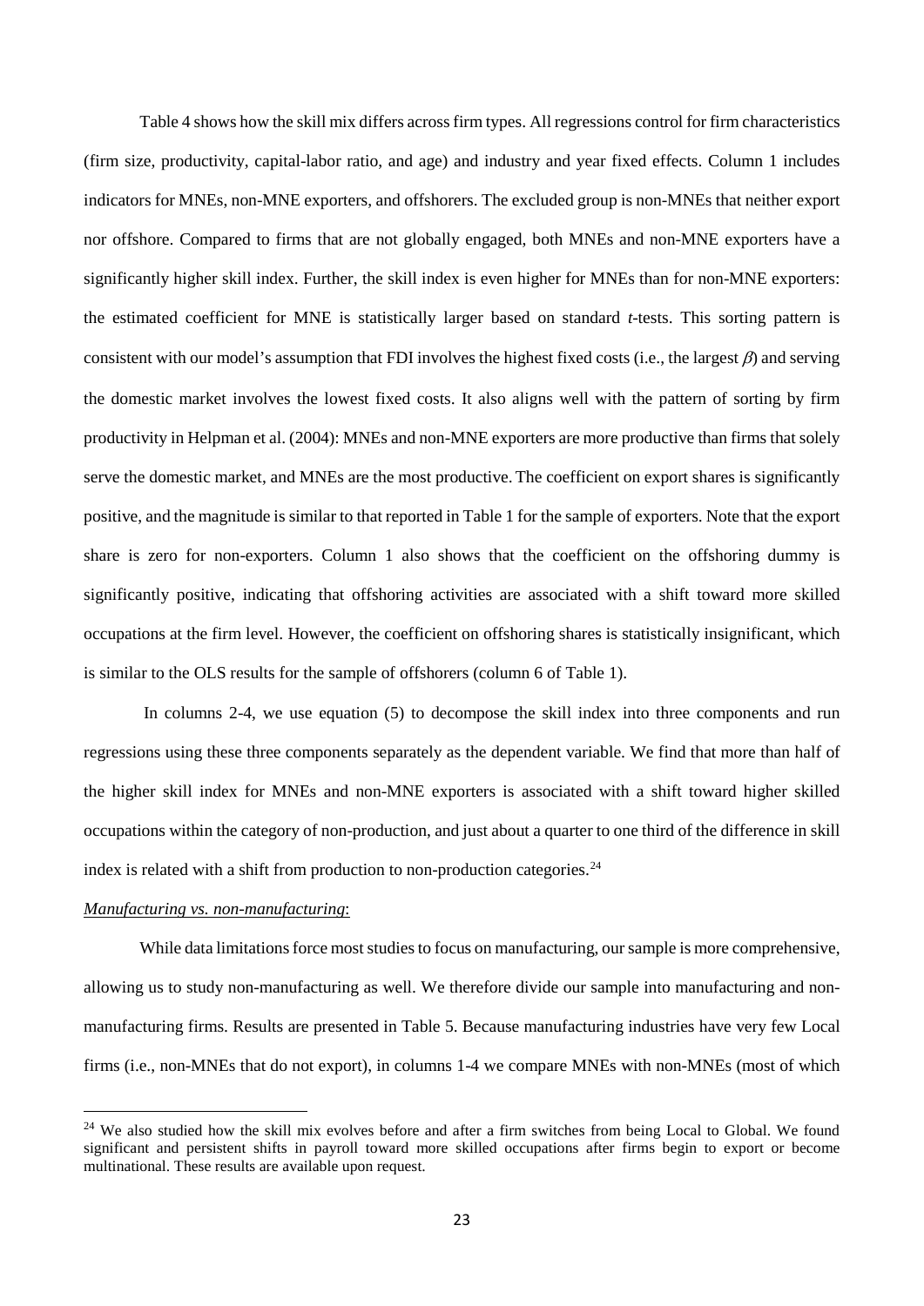Table 4 shows how the skill mix differs across firm types. All regressions control for firm characteristics (firm size, productivity, capital-labor ratio, and age) and industry and year fixed effects. Column 1 includes indicators for MNEs, non-MNE exporters, and offshorers. The excluded group is non-MNEs that neither export nor offshore. Compared to firms that are not globally engaged, both MNEs and non-MNE exporters have a significantly higher skill index. Further, the skill index is even higher for MNEs than for non-MNE exporters: the estimated coefficient for MNE is statistically larger based on standard *t*-tests. This sorting pattern is consistent with our model's assumption that FDI involves the highest fixed costs (i.e., the largest $\beta$) and serving the domestic market involves the lowest fixed costs. It also aligns well with the pattern of sorting by firm productivity in Helpman et al. (2004): MNEs and non-MNE exporters are more productive than firms that solely serve the domestic market, and MNEs are the most productive. The coefficient on export shares is significantly positive, and the magnitude is similar to that reported in Table 1 for the sample of exporters. Note that the export share is zero for non-exporters. Column 1 also shows that the coefficient on the offshoring dummy is significantly positive, indicating that offshoring activities are associated with a shift toward more skilled occupations at the firm level. However, the coefficient on offshoring shares is statistically insignificant, which is similar to the OLS results for the sample of offshorers (column 6 of Table 1).

In columns 2-4, we use equation (5) to decompose the skill index into three components and run regressions using these three components separately as the dependent variable. We find that more than half of the higher skill index for MNEs and non-MNE exporters is associated with a shift toward higher skilled occupations within the category of non-production, and just about a quarter to one third of the difference in skill index is related with a shift from production to non-production categories.[24]

*Manufacturing vs. non-manufacturing*:

While data limitations force most studies to focus on manufacturing, our sample is more comprehensive, allowing us to study non-manufacturing as well. We therefore divide our sample into manufacturing and non-manufacturing firms. Results are presented in Table 5. Because manufacturing industries have very few Local firms (i.e., non-MNEs that do not export), in columns 1-4 we compare MNEs with non-MNEs (most of which

[24] We also studied how the skill mix evolves before and after a firm switches from being Local to Global. We found significant and persistent shifts in payroll toward more skilled occupations after firms begin to export or become multinational. These results are available upon request.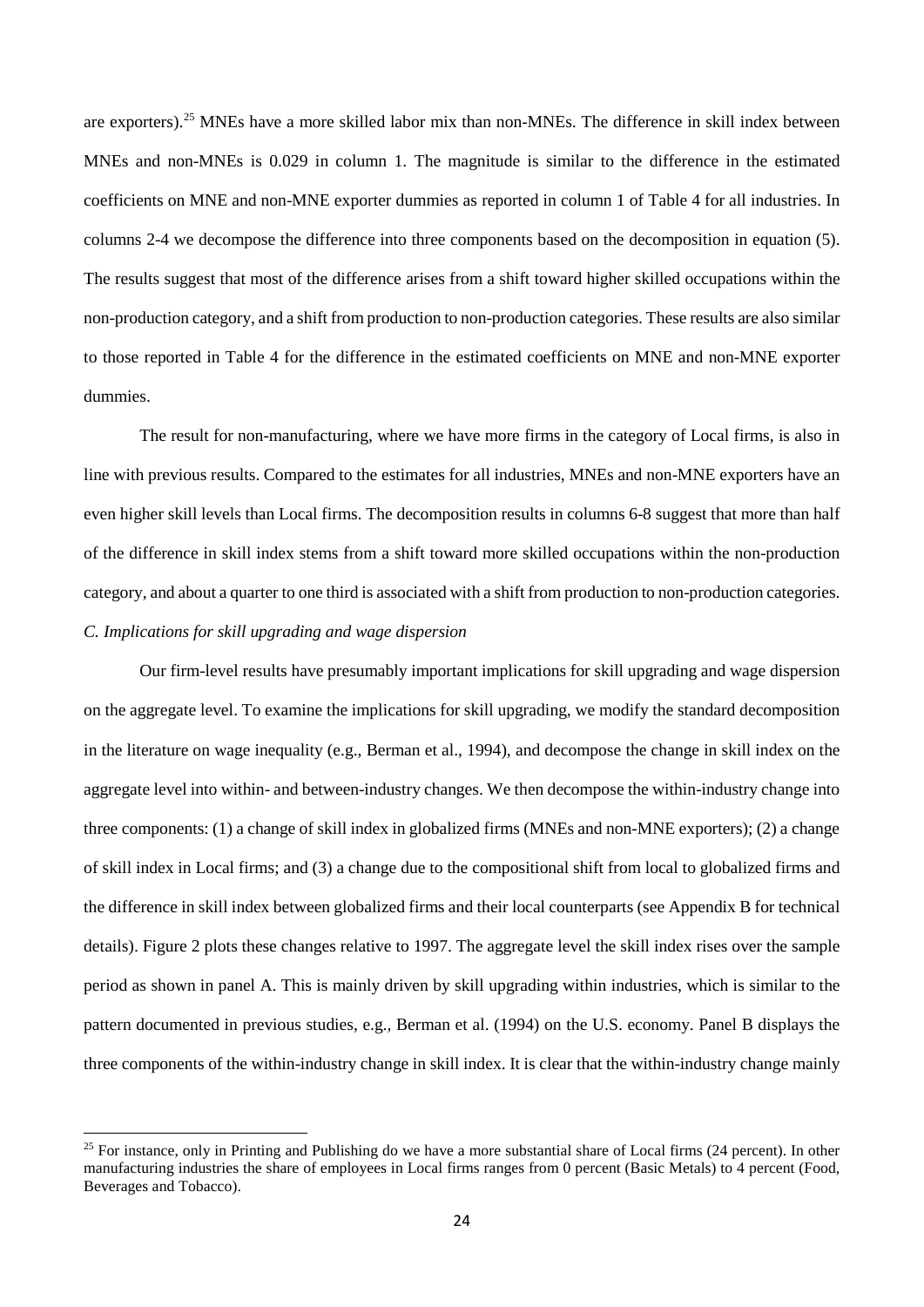are exporters).[25] MNEs have a more skilled labor mix than non-MNEs. The difference in skill index between MNEs and non-MNEs is 0.029 in column 1. The magnitude is similar to the difference in the estimated coefficients on MNE and non-MNE exporter dummies as reported in column 1 of Table 4 for all industries. In columns 2-4 we decompose the difference into three components based on the decomposition in equation (5). The results suggest that most of the difference arises from a shift toward higher skilled occupations within the non-production category, and a shift from production to non-production categories. These results are also similar to those reported in Table 4 for the difference in the estimated coefficients on MNE and non-MNE exporter dummies.

The result for non-manufacturing, where we have more firms in the category of Local firms, is also in line with previous results. Compared to the estimates for all industries, MNEs and non-MNE exporters have an even higher skill levels than Local firms. The decomposition results in columns 6-8 suggest that more than half of the difference in skill index stems from a shift toward more skilled occupations within the non-production category, and about a quarter to one third is associated with a shift from production to non-production categories.

*C. Implications for skill upgrading and wage dispersion*

Our firm-level results have presumably important implications for skill upgrading and wage dispersion on the aggregate level. To examine the implications for skill upgrading, we modify the standard decomposition in the literature on wage inequality (e.g., Berman et al., 1994), and decompose the change in skill index on the aggregate level into within- and between-industry changes. We then decompose the within-industry change into three components: (1) a change of skill index in globalized firms (MNEs and non-MNE exporters); (2) a change of skill index in Local firms; and (3) a change due to the compositional shift from local to globalized firms and the difference in skill index between globalized firms and their local counterparts (see Appendix B for technical details). Figure 2 plots these changes relative to 1997. The aggregate level the skill index rises over the sample period as shown in panel A. This is mainly driven by skill upgrading within industries, which is similar to the pattern documented in previous studies, e.g., Berman et al. (1994) on the U.S. economy. Panel B displays the three components of the within-industry change in skill index. It is clear that the within-industry change mainly

[25] For instance, only in Printing and Publishing do we have a more substantial share of Local firms (24 percent). In other manufacturing industries the share of employees in Local firms ranges from 0 percent (Basic Metals) to 4 percent (Food, Beverages and Tobacco).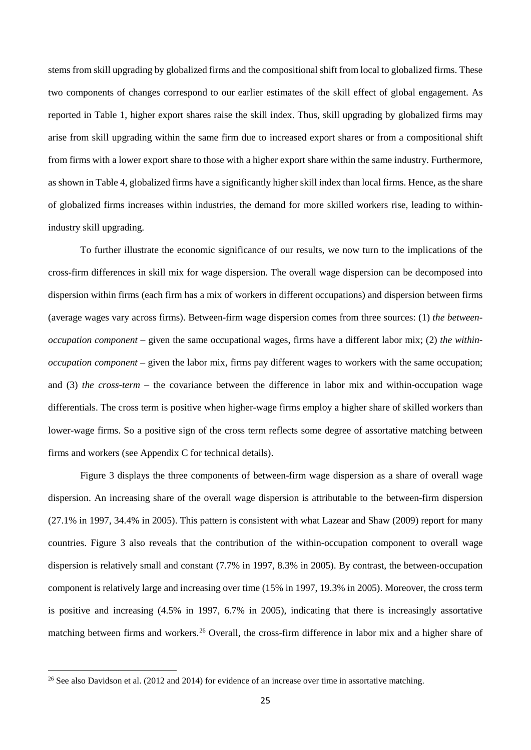stems from skill upgrading by globalized firms and the compositional shift from local to globalized firms. These two components of changes correspond to our earlier estimates of the skill effect of global engagement. As reported in Table 1, higher export shares raise the skill index. Thus, skill upgrading by globalized firms may arise from skill upgrading within the same firm due to increased export shares or from a compositional shift from firms with a lower export share to those with a higher export share within the same industry. Furthermore, as shown in Table 4, globalized firms have a significantly higher skill index than local firms. Hence, as the share of globalized firms increases within industries, the demand for more skilled workers rise, leading to within-industry skill upgrading.

To further illustrate the economic significance of our results, we now turn to the implications of the cross-firm differences in skill mix for wage dispersion. The overall wage dispersion can be decomposed into dispersion within firms (each firm has a mix of workers in different occupations) and dispersion between firms (average wages vary across firms). Between-firm wage dispersion comes from three sources: (1) *the between-occupation component* – given the same occupational wages, firms have a different labor mix; (2) *the within-occupation component* – given the labor mix, firms pay different wages to workers with the same occupation; and (3) *the cross-term* – the covariance between the difference in labor mix and within-occupation wage differentials. The cross term is positive when higher-wage firms employ a higher share of skilled workers than lower-wage firms. So a positive sign of the cross term reflects some degree of assortative matching between firms and workers (see Appendix C for technical details).

Figure 3 displays the three components of between-firm wage dispersion as a share of overall wage dispersion. An increasing share of the overall wage dispersion is attributable to the between-firm dispersion (27.1% in 1997, 34.4% in 2005). This pattern is consistent with what Lazear and Shaw (2009) report for many countries. Figure 3 also reveals that the contribution of the within-occupation component to overall wage dispersion is relatively small and constant (7.7% in 1997, 8.3% in 2005). By contrast, the between-occupation component is relatively large and increasing over time (15% in 1997, 19.3% in 2005). Moreover, the cross term is positive and increasing (4.5% in 1997, 6.7% in 2005), indicating that there is increasingly assortative matching between firms and workers.[26] Overall, the cross-firm difference in labor mix and a higher share of

[26] See also Davidson et al. (2012 and 2014) for evidence of an increase over time in assortative matching.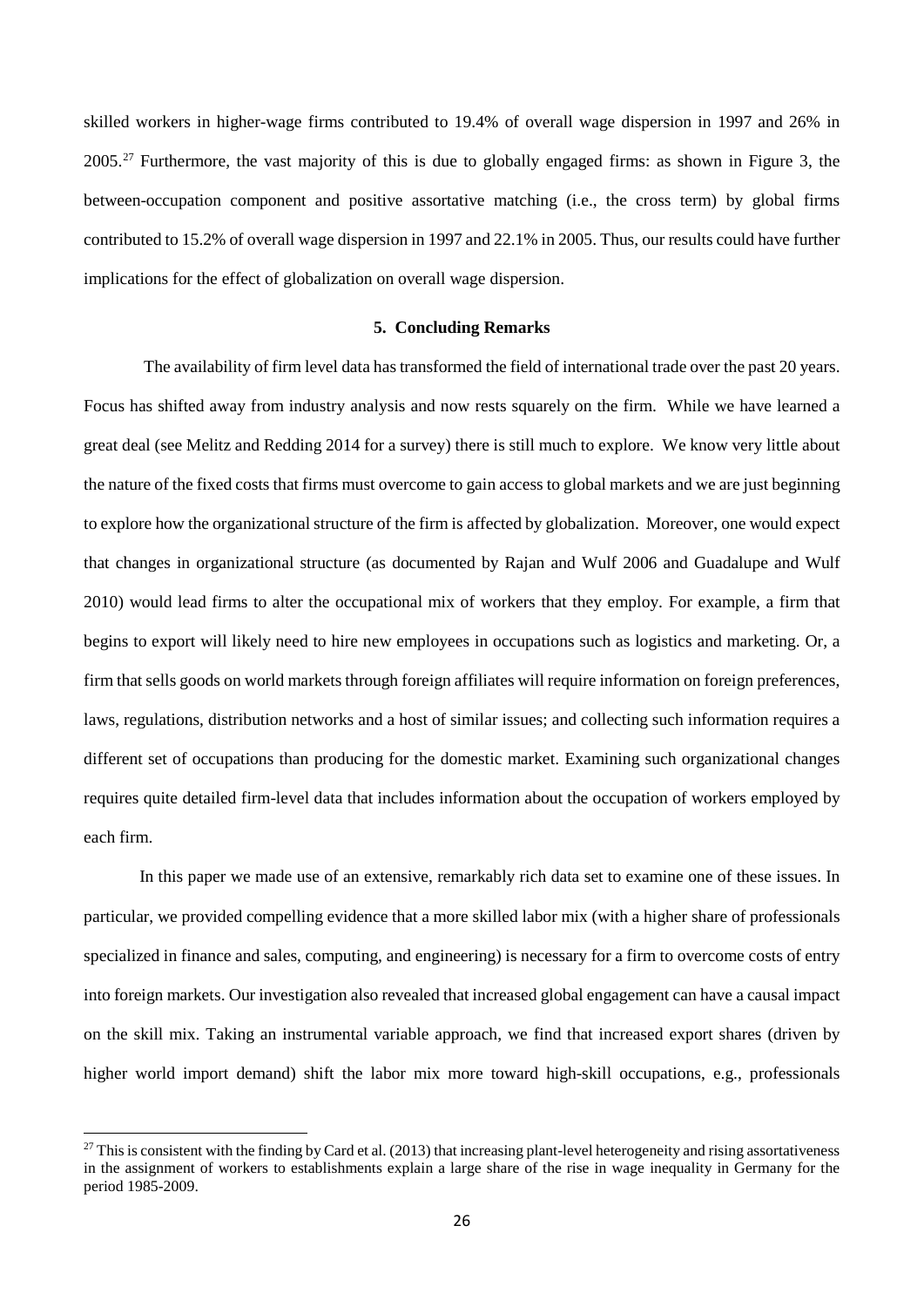skilled workers in higher-wage firms contributed to 19.4% of overall wage dispersion in 1997 and 26% in 2005.[27] Furthermore, the vast majority of this is due to globally engaged firms: as shown in Figure 3, the between-occupation component and positive assortative matching (i.e., the cross term) by global firms contributed to 15.2% of overall wage dispersion in 1997 and 22.1% in 2005. Thus, our results could have further implications for the effect of globalization on overall wage dispersion.

## 5. Concluding Remarks

The availability of firm level data has transformed the field of international trade over the past 20 years. Focus has shifted away from industry analysis and now rests squarely on the firm. While we have learned a great deal (see Melitz and Redding 2014 for a survey) there is still much to explore. We know very little about the nature of the fixed costs that firms must overcome to gain access to global markets and we are just beginning to explore how the organizational structure of the firm is affected by globalization. Moreover, one would expect that changes in organizational structure (as documented by Rajan and Wulf 2006 and Guadalupe and Wulf 2010) would lead firms to alter the occupational mix of workers that they employ. For example, a firm that begins to export will likely need to hire new employees in occupations such as logistics and marketing. Or, a firm that sells goods on world markets through foreign affiliates will require information on foreign preferences, laws, regulations, distribution networks and a host of similar issues; and collecting such information requires a different set of occupations than producing for the domestic market. Examining such organizational changes requires quite detailed firm-level data that includes information about the occupation of workers employed by each firm.

In this paper we made use of an extensive, remarkably rich data set to examine one of these issues. In particular, we provided compelling evidence that a more skilled labor mix (with a higher share of professionals specialized in finance and sales, computing, and engineering) is necessary for a firm to overcome costs of entry into foreign markets. Our investigation also revealed that increased global engagement can have a causal impact on the skill mix. Taking an instrumental variable approach, we find that increased export shares (driven by higher world import demand) shift the labor mix more toward high-skill occupations, e.g., professionals

[27] This is consistent with the finding by Card et al. (2013) that increasing plant-level heterogeneity and rising assortativeness in the assignment of workers to establishments explain a large share of the rise in wage inequality in Germany for the period 1985-2009.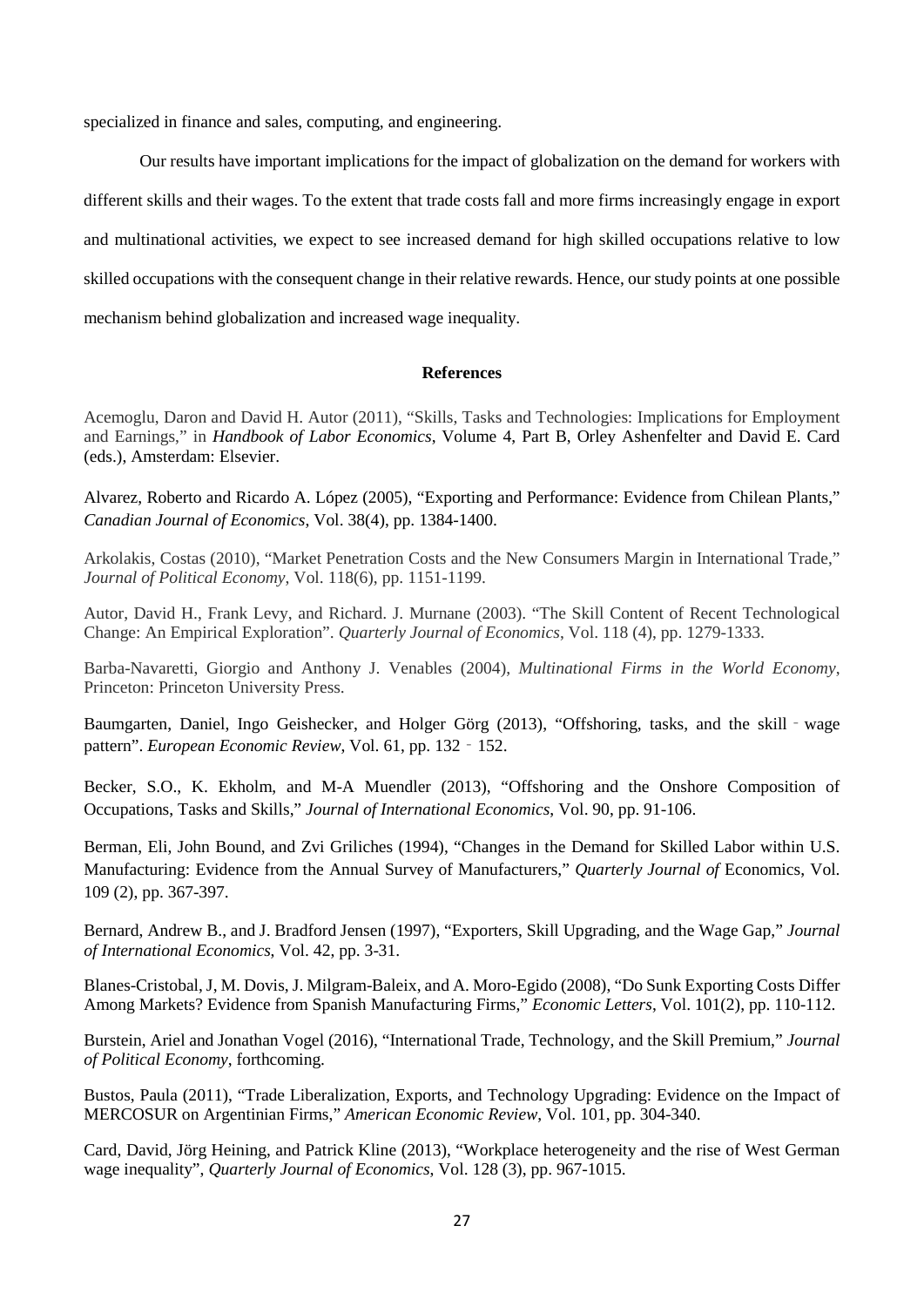specialized in finance and sales, computing, and engineering.

Our results have important implications for the impact of globalization on the demand for workers with different skills and their wages. To the extent that trade costs fall and more firms increasingly engage in export and multinational activities, we expect to see increased demand for high skilled occupations relative to low skilled occupations with the consequent change in their relative rewards. Hence, our study points at one possible mechanism behind globalization and increased wage inequality.

## References

Acemoglu, Daron and David H. Autor (2011), "Skills, Tasks and Technologies: Implications for Employment and Earnings," in *Handbook of Labor Economics*, Volume 4, Part B, Orley Ashenfelter and David E. Card (eds.), Amsterdam: Elsevier.

Alvarez, Roberto and Ricardo A. López (2005), "Exporting and Performance: Evidence from Chilean Plants," *Canadian Journal of Economics*, Vol. 38(4), pp. 1384-1400.

Arkolakis, Costas (2010), "Market Penetration Costs and the New Consumers Margin in International Trade," *Journal of Political Economy*, Vol. 118(6), pp. 1151-1199.

Autor, David H., Frank Levy, and Richard. J. Murnane (2003). "The Skill Content of Recent Technological Change: An Empirical Exploration". *Quarterly Journal of Economics*, Vol. 118 (4), pp. 1279-1333.

Barba-Navaretti, Giorgio and Anthony J. Venables (2004), *Multinational Firms in the World Economy*, Princeton: Princeton University Press.

Baumgarten, Daniel, Ingo Geishecker, and Holger Görg (2013), "Offshoring, tasks, and the skill - wage pattern". *European Economic Review*, Vol. 61, pp. 132 - 152.

Becker, S.O., K. Ekholm, and M-A Muendler (2013), "Offshoring and the Onshore Composition of Occupations, Tasks and Skills," *Journal of International Economics*, Vol. 90, pp. 91-106.

Berman, Eli, John Bound, and Zvi Griliches (1994), "Changes in the Demand for Skilled Labor within U.S. Manufacturing: Evidence from the Annual Survey of Manufacturers," *Quarterly Journal of* Economics, Vol. 109 (2), pp. 367-397.

Bernard, Andrew B., and J. Bradford Jensen (1997), "Exporters, Skill Upgrading, and the Wage Gap," *Journal of International Economics*, Vol. 42, pp. 3-31.

Blanes-Cristobal, J, M. Dovis, J. Milgram-Baleix, and A. Moro-Egido (2008), "Do Sunk Exporting Costs Differ Among Markets? Evidence from Spanish Manufacturing Firms," *Economic Letters*, Vol. 101(2), pp. 110-112.

Burstein, Ariel and Jonathan Vogel (2016), "International Trade, Technology, and the Skill Premium," *Journal of Political Economy*, forthcoming.

Bustos, Paula (2011), "Trade Liberalization, Exports, and Technology Upgrading: Evidence on the Impact of MERCOSUR on Argentinian Firms," *American Economic Review*, Vol. 101, pp. 304-340.

Card, David, Jörg Heining, and Patrick Kline (2013), "Workplace heterogeneity and the rise of West German wage inequality", *Quarterly Journal of Economics*, Vol. 128 (3), pp. 967-1015.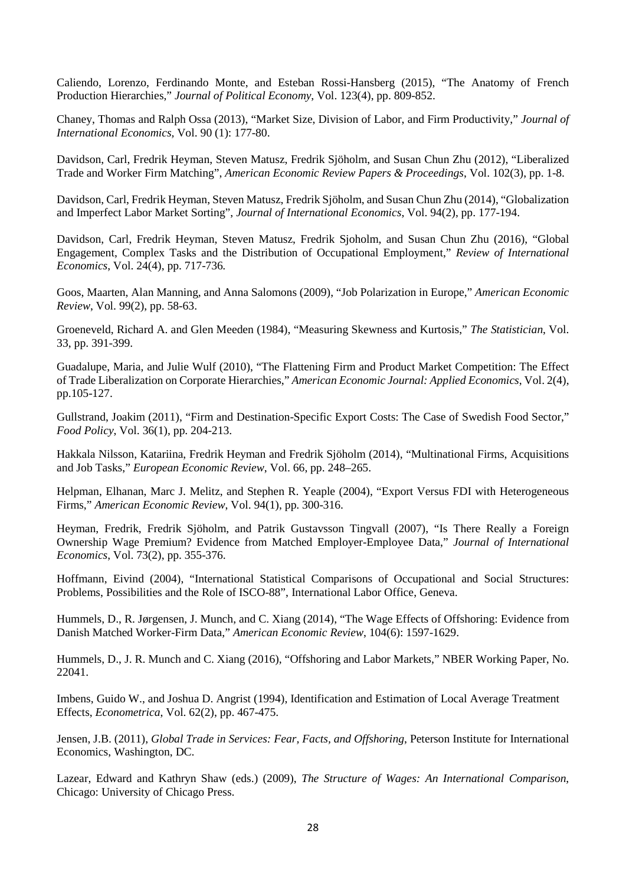Caliendo, Lorenzo, Ferdinando Monte, and Esteban Rossi-Hansberg (2015), "The Anatomy of French Production Hierarchies," *Journal of Political Economy*, Vol. 123(4), pp. 809-852.

Chaney, Thomas and Ralph Ossa (2013), "Market Size, Division of Labor, and Firm Productivity," *Journal of International Economics*, Vol. 90 (1): 177-80.

Davidson, Carl, Fredrik Heyman, Steven Matusz, Fredrik Sjöholm, and Susan Chun Zhu (2012), "Liberalized Trade and Worker Firm Matching", *American Economic Review Papers & Proceedings*, Vol. 102(3), pp. 1-8.

Davidson, Carl, Fredrik Heyman, Steven Matusz, Fredrik Sjöholm, and Susan Chun Zhu (2014), "Globalization and Imperfect Labor Market Sorting", *Journal of International Economics*, Vol. 94(2), pp. 177-194.

Davidson, Carl, Fredrik Heyman, Steven Matusz, Fredrik Sjoholm, and Susan Chun Zhu (2016), "Global Engagement, Complex Tasks and the Distribution of Occupational Employment," *Review of International Economics*, Vol. 24(4), pp. 717-736.

Goos, Maarten, Alan Manning, and Anna Salomons (2009), "Job Polarization in Europe," *American Economic Review*, Vol. 99(2), pp. 58-63.

Groeneveld, Richard A. and Glen Meeden (1984), "Measuring Skewness and Kurtosis," *The Statistician*, Vol. 33, pp. 391-399.

Guadalupe, Maria, and Julie Wulf (2010), "The Flattening Firm and Product Market Competition: The Effect of Trade Liberalization on Corporate Hierarchies," *American Economic Journal: Applied Economics*, Vol. 2(4), pp.105-127.

Gullstrand, Joakim (2011), "Firm and Destination-Specific Export Costs: The Case of Swedish Food Sector," *Food Policy*, Vol. 36(1), pp. 204-213.

Hakkala Nilsson, Katariina, Fredrik Heyman and Fredrik Sjöholm (2014), "Multinational Firms, Acquisitions and Job Tasks," *European Economic Review*, Vol. 66, pp. 248–265.

Helpman, Elhanan, Marc J. Melitz, and Stephen R. Yeaple (2004), "Export Versus FDI with Heterogeneous Firms," *American Economic Review*, Vol. 94(1), pp. 300-316.

Heyman, Fredrik, Fredrik Sjöholm, and Patrik Gustavsson Tingvall (2007), "Is There Really a Foreign Ownership Wage Premium? Evidence from Matched Employer-Employee Data," *Journal of International Economics*, Vol. 73(2), pp. 355-376.

Hoffmann, Eivind (2004), "International Statistical Comparisons of Occupational and Social Structures: Problems, Possibilities and the Role of ISCO-88", International Labor Office, Geneva.

Hummels, D., R. Jørgensen, J. Munch, and C. Xiang (2014), "The Wage Effects of Offshoring: Evidence from Danish Matched Worker-Firm Data," *American Economic Review*, 104(6): 1597-1629.

Hummels, D., J. R. Munch and C. Xiang (2016), "Offshoring and Labor Markets," NBER Working Paper, No. 22041.

Imbens, Guido W., and Joshua D. Angrist (1994), Identification and Estimation of Local Average Treatment Effects, *Econometrica*, Vol. 62(2), pp. 467-475.

Jensen, J.B. (2011), *Global Trade in Services: Fear, Facts, and Offshoring*, Peterson Institute for International Economics, Washington, DC.

Lazear, Edward and Kathryn Shaw (eds.) (2009), *The Structure of Wages: An International Comparison*, Chicago: University of Chicago Press.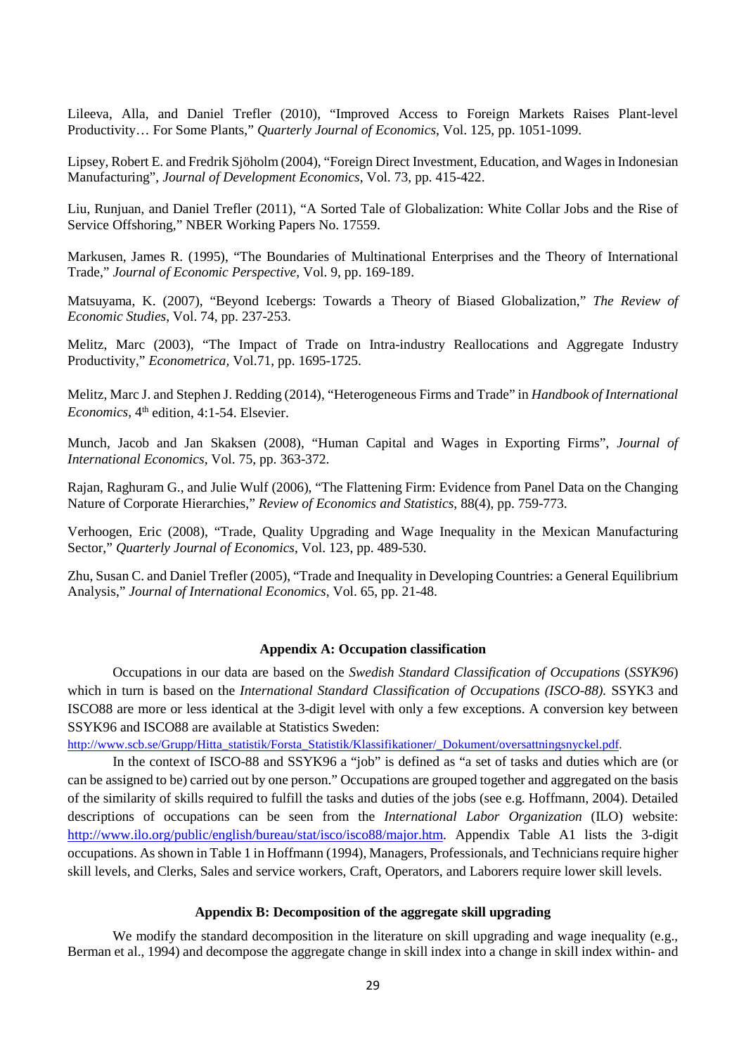Lileeva, Alla, and Daniel Trefler (2010), "Improved Access to Foreign Markets Raises Plant-level Productivity… For Some Plants," *Quarterly Journal of Economics*, Vol. 125, pp. 1051-1099.

Lipsey, Robert E. and Fredrik Sjöholm (2004), "Foreign Direct Investment, Education, and Wages in Indonesian Manufacturing", *Journal of Development Economics*, Vol. 73, pp. 415-422.

Liu, Runjuan, and Daniel Trefler (2011), "A Sorted Tale of Globalization: White Collar Jobs and the Rise of Service Offshoring," NBER Working Papers No. 17559.

Markusen, James R. (1995), "The Boundaries of Multinational Enterprises and the Theory of International Trade," *Journal of Economic Perspective*, Vol. 9, pp. 169-189.

Matsuyama, K. (2007), "Beyond Icebergs: Towards a Theory of Biased Globalization," *The Review of Economic Studies*, Vol. 74, pp. 237-253.

Melitz, Marc (2003), "The Impact of Trade on Intra-industry Reallocations and Aggregate Industry Productivity," *Econometrica*, Vol.71, pp. 1695-1725.

Melitz, Marc J. and Stephen J. Redding (2014), "Heterogeneous Firms and Trade" in *Handbook of International Economics*, 4th edition, 4:1-54. Elsevier.

Munch, Jacob and Jan Skaksen (2008), "Human Capital and Wages in Exporting Firms", *Journal of International Economics*, Vol. 75, pp. 363-372.

Rajan, Raghuram G., and Julie Wulf (2006), "The Flattening Firm: Evidence from Panel Data on the Changing Nature of Corporate Hierarchies," *Review of Economics and Statistics*, 88(4), pp. 759-773.

Verhoogen, Eric (2008), "Trade, Quality Upgrading and Wage Inequality in the Mexican Manufacturing Sector," *Quarterly Journal of Economics*, Vol. 123, pp. 489-530.

Zhu, Susan C. and Daniel Trefler (2005), "Trade and Inequality in Developing Countries: a General Equilibrium Analysis," *Journal of International Economics*, Vol. 65, pp. 21-48.

## Appendix A: Occupation classification

Occupations in our data are based on the *Swedish Standard Classification of Occupations* (*SSYK96*) which in turn is based on the *International Standard Classification of Occupations (ISCO-88).* SSYK3 and ISCO88 are more or less identical at the 3-digit level with only a few exceptions. A conversion key between SSYK96 and ISCO88 are available at Statistics Sweden: http://www.scb.se/Grupp/Hitta_statistik/Forsta_Statistik/Klassifikationer/_Dokument/oversattningsnyckel.pdf.

In the context of ISCO-88 and SSYK96 a "job" is defined as "a set of tasks and duties which are (or can be assigned to be) carried out by one person." Occupations are grouped together and aggregated on the basis of the similarity of skills required to fulfill the tasks and duties of the jobs (see e.g. Hoffmann, 2004). Detailed descriptions of occupations can be seen from the *International Labor Organization* (ILO) website: http://www.ilo.org/public/english/bureau/stat/isco/isco88/major.htm. Appendix Table A1 lists the 3-digit occupations. As shown in Table 1 in Hoffmann (1994), Managers, Professionals, and Technicians require higher skill levels, and Clerks, Sales and service workers, Craft, Operators, and Laborers require lower skill levels.

## Appendix B: Decomposition of the aggregate skill upgrading

We modify the standard decomposition in the literature on skill upgrading and wage inequality (e.g., Berman et al., 1994) and decompose the aggregate change in skill index into a change in skill index within- and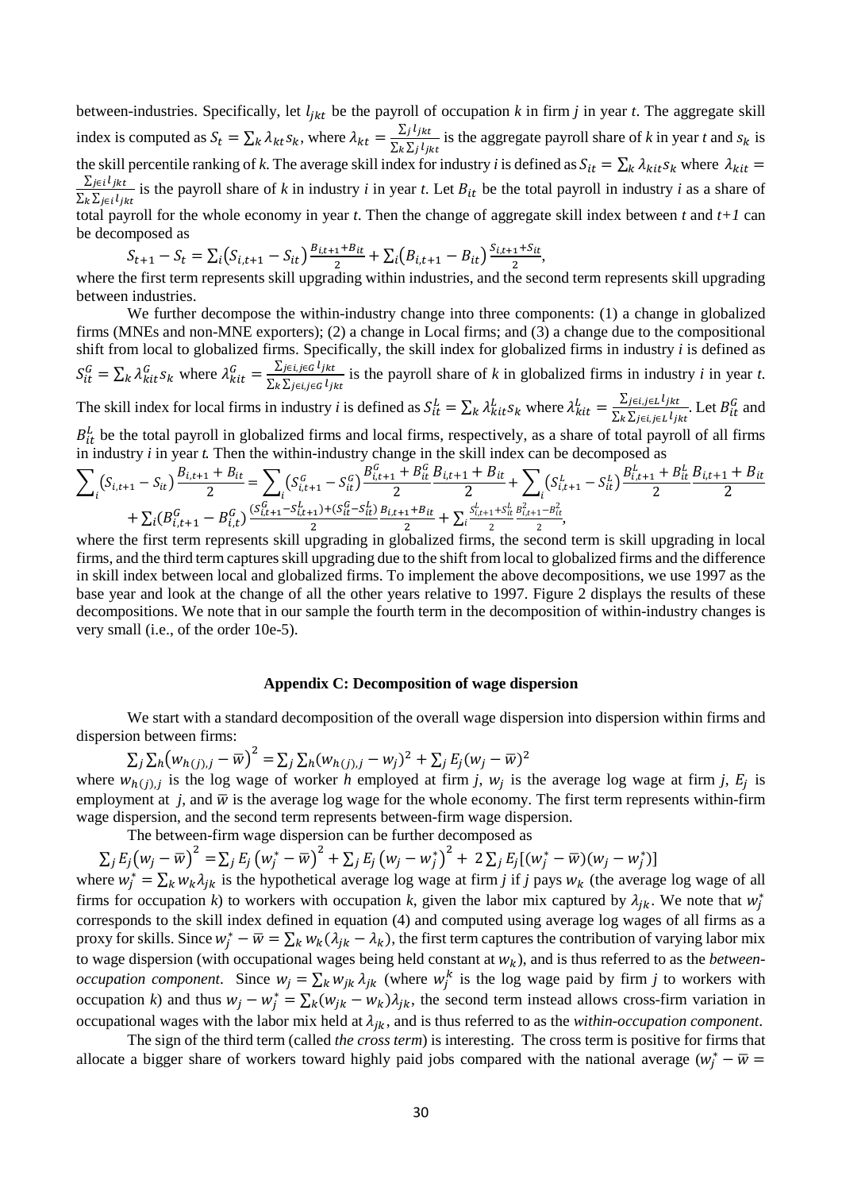between-industries. Specifically, let $l_{jkt}$ be the payroll of occupation *k* in firm *j* in year *t*. The aggregate skill index is computed as $S_t = \sum_k \lambda_{kt} s_k$, where $\lambda_{kt} = \frac{\sum_j l_{jkt}}{\sum_k \sum_j l_{jkt}}$ is the aggregate payroll share of *k* in year *t* and $s_k$ is the skill percentile ranking of *k*. The average skill index for industry *i* is defined as $S_{it} = \sum_k \lambda_{kit} s_k$ where $\lambda_{kit} = \frac{\sum_{j \in i} l_{jkt}}{\sum_k \sum_{j \in i} l_{jkt}}$ is the payroll share of *k* in industry *i* in year *t*. Let $B_{it}$ be the total payroll in industry *i* as a share of total payroll for the whole economy in year *t*. Then the change of aggregate skill index between *t* and *t+1* can be decomposed as

$$S_{t+1} - S_t = \sum_i (S_{i,t+1} - S_{it}) \frac{B_{i,t+1} + B_{it}}{2} + \sum_i (B_{i,t+1} - B_{it}) \frac{S_{i,t+1} + S_{it}}{2},$$

where the first term represents skill upgrading within industries, and the second term represents skill upgrading between industries.

We further decompose the within-industry change into three components: (1) a change in globalized firms (MNEs and non-MNE exporters); (2) a change in Local firms; and (3) a change due to the compositional shift from local to globalized firms. Specifically, the skill index for globalized firms in industry *i* is defined as $S_{it}^G = \sum_k \lambda_{kit}^G s_k$ where $\lambda_{kit}^G = \frac{\sum_{j \in i, j \in G} l_{jkt}}{\sum_k \sum_{j \in i, j \in G} l_{jkt}}$ is the payroll share of *k* in globalized firms in industry *i* in year *t*. The skill index for local firms in industry *i* is defined as $S_{it}^L = \sum_k \lambda_{kit}^L s_k$ where $\lambda_{kit}^L = \frac{\sum_{j \in i, j \in L} l_{jkt}}{\sum_k \sum_{j \in i, j \in L} l_{jkt}}$. Let $B_{it}^G$ and $B_{it}^L$ be the total payroll in globalized firms and local firms, respectively, as a share of total payroll of all firms in industry *i* in year *t*. Then the within-industry change in the skill index can be decomposed as

$$\sum_i (S_{i,t+1} - S_{it}) \frac{B_{i,t+1} + B_{it}}{2} = \sum_i (S_{it+1}^G - S_{it}^G) \frac{B_{i,t+1}^G + B_{it}^G}{2} \frac{B_{i,t+1} + B_{it}}{2} + \sum_i (S_{i,t+1}^L - S_{it}^L) \frac{B_{i,t+1}^L + B_{it}^L}{2} \frac{B_{i,t+1} + B_{it}}{2}$$
$$+ \sum_i (B_{i,t+1}^G - B_{i,t}^G) \frac{(S_{i,t+1}^G - S_{i,t+1}^L) + (S_{it}^G - S_{it}^L)}{2} \frac{B_{i,t+1} + B_{it}}{2} + \sum_i \frac{S_{i,t+1}^L + S_{it}^L}{2} \frac{B_{i,t+1}^2 - B_{it}^2}{2},$$

where the first term represents skill upgrading in globalized firms, the second term is skill upgrading in local firms, and the third term captures skill upgrading due to the shift from local to globalized firms and the difference in skill index between local and globalized firms. To implement the above decompositions, we use 1997 as the base year and look at the change of all the other years relative to 1997. Figure 2 displays the results of these decompositions. We note that in our sample the fourth term in the decomposition of within-industry changes is very small (i.e., of the order 10e-5).

## Appendix C: Decomposition of wage dispersion

We start with a standard decomposition of the overall wage dispersion into dispersion within firms and dispersion between firms:

$$\sum_j \sum_h (w_{h(j),j} - \overline{w})^2 = \sum_j \sum_h (w_{h(j),j} - w_j)^2 + \sum_j E_j (w_j - \overline{w})^2$$

where $w_{h(j),j}$ is the log wage of worker *h* employed at firm *j*, $w_j$ is the average log wage at firm *j*, $E_j$ is employment at *j*, and $\overline{w}$ is the average log wage for the whole economy. The first term represents within-firm wage dispersion, and the second term represents between-firm wage dispersion.

The between-firm wage dispersion can be further decomposed as

$$\sum_j E_j (w_j - \overline{w})^2 = \sum_j E_j (w_j^* - \overline{w})^2 + \sum_j E_j (w_j - w_j^*)^2 + 2 \sum_j E_j [(w_j^* - \overline{w})(w_j - w_j^*)]$$

where $w_j^* = \sum_k w_k \lambda_{jk}$ is the hypothetical average log wage at firm *j* if *j* pays $w_k$ (the average log wage of all firms for occupation *k*) to workers with occupation *k*, given the labor mix captured by $\lambda_{jk}$. We note that $w_j^*$ corresponds to the skill index defined in equation (4) and computed using average log wages of all firms as a proxy for skills. Since $w_j^* - \overline{w} = \sum_k w_k (\lambda_{jk} - \lambda_k)$, the first term captures the contribution of varying labor mix to wage dispersion (with occupational wages being held constant at $w_k$), and is thus referred to as the *between-occupation component*. Since $w_j = \sum_k w_{jk} \lambda_{jk}$ (where $w_j^k$ is the log wage paid by firm *j* to workers with occupation *k*) and thus $w_j - w_j^* = \sum_k (w_{jk} - w_k) \lambda_{jk}$, the second term instead allows cross-firm variation in occupational wages with the labor mix held at $\lambda_{jk}$, and is thus referred to as the *within-occupation component*.

The sign of the third term (called *the cross term*) is interesting. The cross term is positive for firms that allocate a bigger share of workers toward highly paid jobs compared with the national average ($w_j^* - \overline{w} =$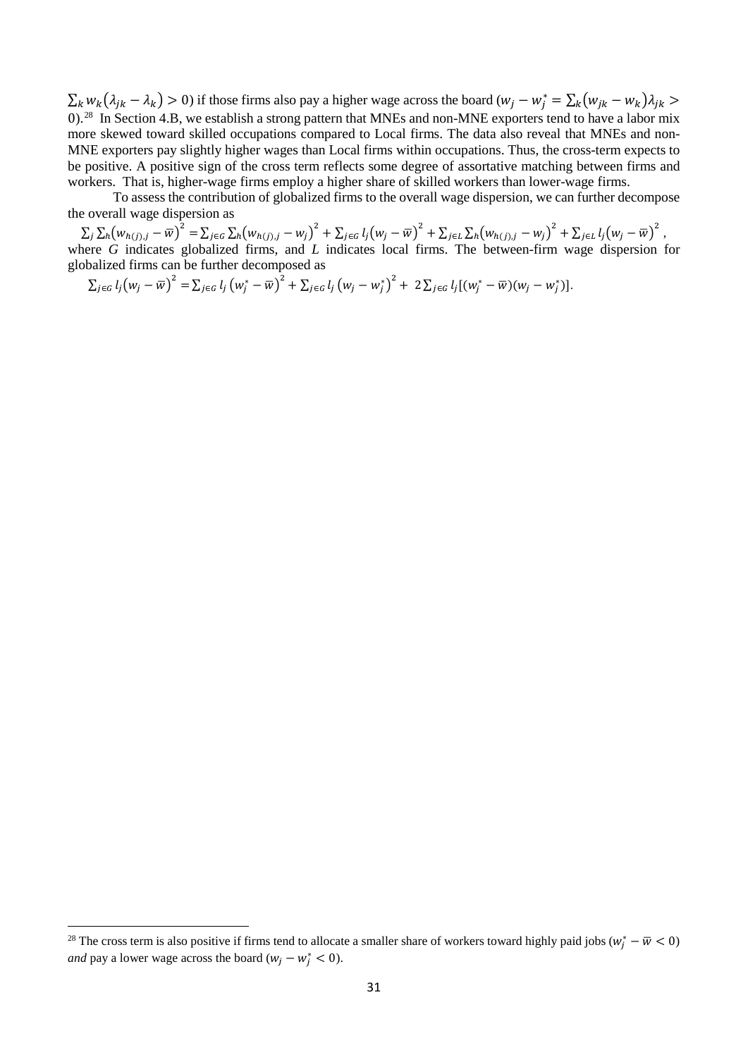$\sum_k w_k(\lambda_{jk} - \lambda_k) > 0$) if those firms also pay a higher wage across the board ($w_j - w_j^* = \sum_k (w_{jk} - w_k)\lambda_{jk} > 0$).[28] In Section 4.B, we establish a strong pattern that MNEs and non-MNE exporters tend to have a labor mix more skewed toward skilled occupations compared to Local firms. The data also reveal that MNEs and non-MNE exporters pay slightly higher wages than Local firms within occupations. Thus, the cross-term expects to be positive. A positive sign of the cross term reflects some degree of assortative matching between firms and workers. That is, higher-wage firms employ a higher share of skilled workers than lower-wage firms.

To assess the contribution of globalized firms to the overall wage dispersion, we can further decompose the overall wage dispersion as

$$\sum_j \sum_h \left(w_{h(j),j} - \overline{w}\right)^2 = \sum_{j \in G} \sum_h \left(w_{h(j),j} - w_j\right)^2 + \sum_{j \in G} l_j \left(w_j - \overline{w}\right)^2 + \sum_{j \in L} \sum_h \left(w_{h(j),j} - w_j\right)^2 + \sum_{j \in L} l_j \left(w_j - \overline{w}\right)^2,$$

where $G$ indicates globalized firms, and $L$ indicates local firms. The between-firm wage dispersion for globalized firms can be further decomposed as

$$\sum_{j \in G} l_j \left(w_j - \overline{w}\right)^2 = \sum_{j \in G} l_j \left(w_j^* - \overline{w}\right)^2 + \sum_{j \in G} l_j \left(w_j - w_j^*\right)^2 + 2 \sum_{j \in G} l_j [(w_j^* - \overline{w})(w_j - w_j^*)].$$

[28] The cross term is also positive if firms tend to allocate a smaller share of workers toward highly paid jobs ($w_j^* - \overline{w} < 0$) *and* pay a lower wage across the board ($w_j - w_j^* < 0$).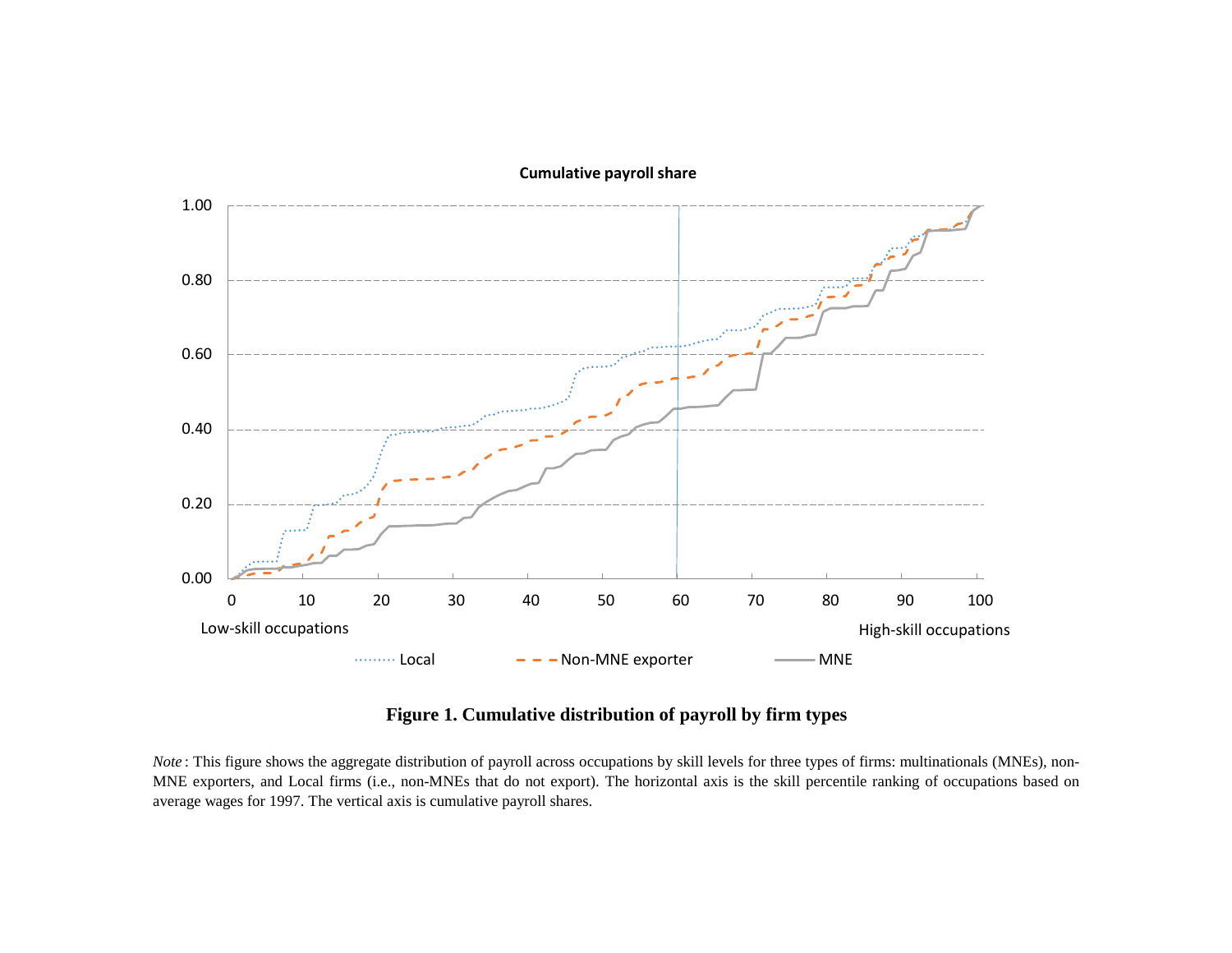**Figure 1. Cumulative distribution of payroll by firm types**

*Note*: This figure shows the aggregate distribution of payroll across occupations by skill levels for three types of firms: multinationals (MNEs), non-MNE exporters, and Local firms (i.e., non-MNEs that do not export). The horizontal axis is the skill percentile ranking of occupations based on average wages for 1997. The vertical axis is cumulative payroll shares.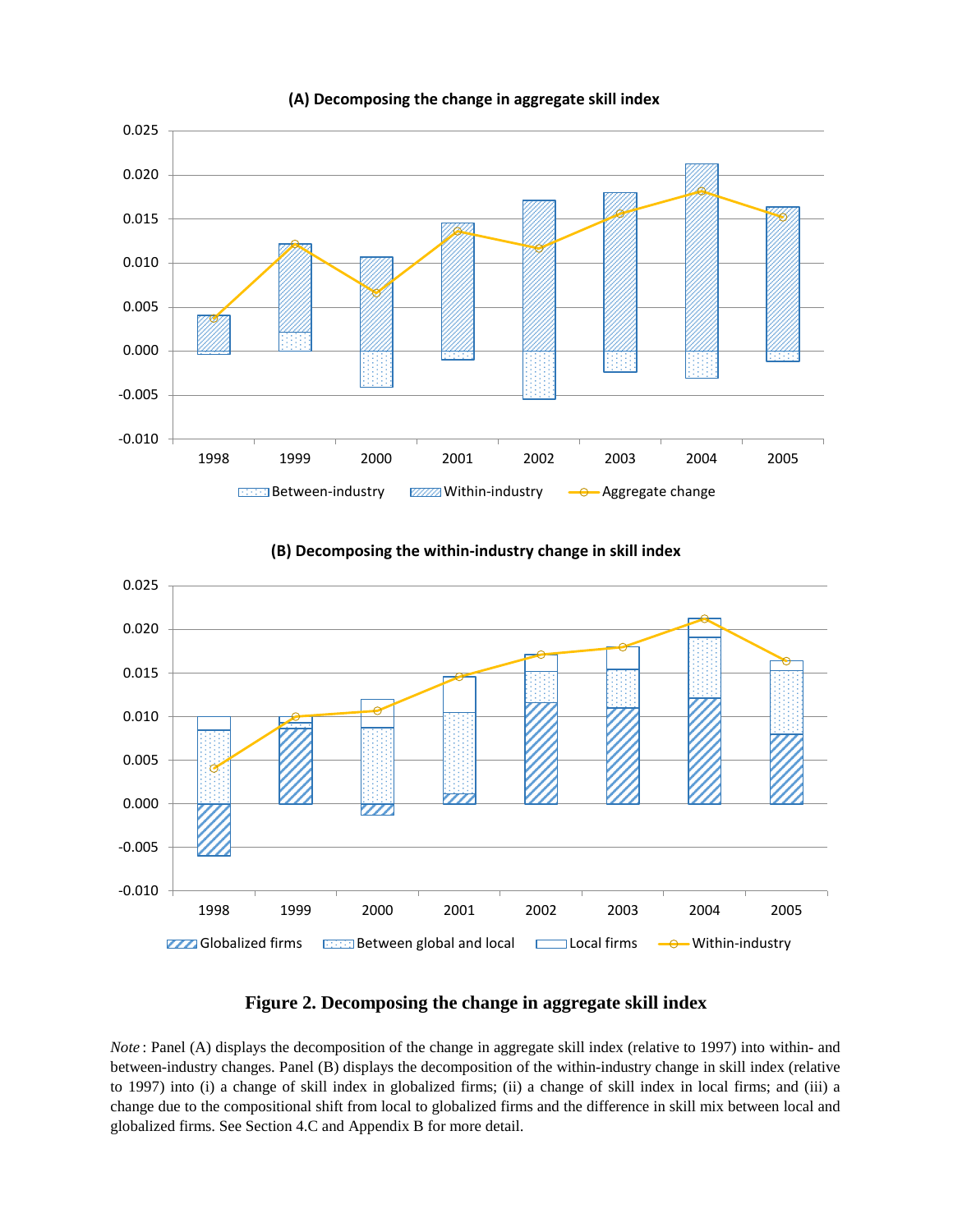**Figure 2. Decomposing the change in aggregate skill index**

*Note*: Panel (A) displays the decomposition of the change in aggregate skill index (relative to 1997) into within- and between-industry changes. Panel (B) displays the decomposition of the within-industry change in skill index (relative to 1997) into (i) a change of skill index in globalized firms; (ii) a change of skill index in local firms; and (iii) a change due to the compositional shift from local to globalized firms and the difference in skill mix between local and globalized firms. See Section 4.C and Appendix B for more detail.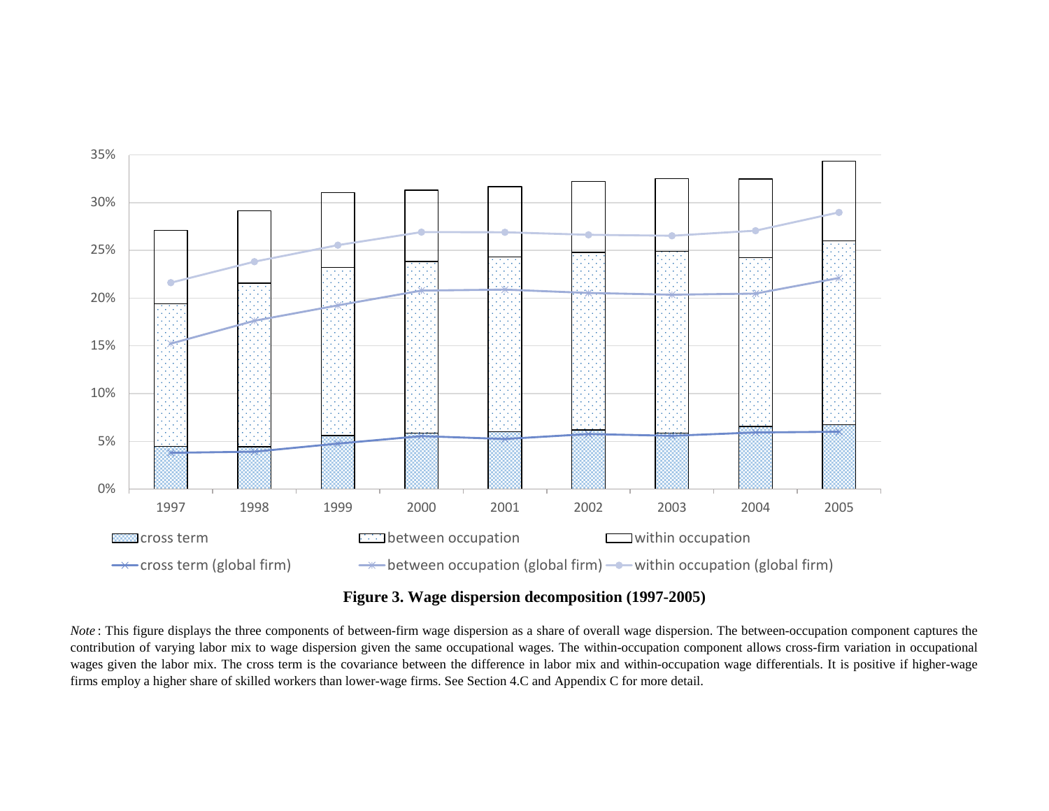**Figure 3. Wage dispersion decomposition (1997-2005)**

*Note*: This figure displays the three components of between-firm wage dispersion as a share of overall wage dispersion. The between-occupation component captures the contribution of varying labor mix to wage dispersion given the same occupational wages. The within-occupation component allows cross-firm variation in occupational wages given the labor mix. The cross term is the covariance between the difference in labor mix and within-occupation wage differentials. It is positive if higher-wage firms employ a higher share of skilled workers than lower-wage firms. See Section 4.C and Appendix C for more detail.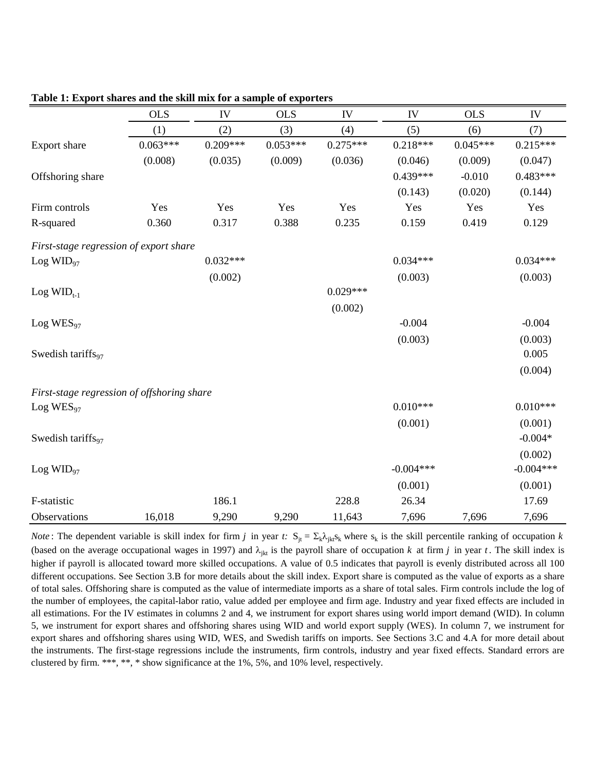**Table 1: Export shares and the skill mix for a sample of exporters**

| | OLS | IV | OLS | IV | IV | OLS | IV |
|---|---|---|---|---|---|---|---|
| | (1) | (2) | (3) | (4) | (5) | (6) | (7) |
| Export share | 0.063*** | 0.209*** | 0.053*** | 0.275*** | 0.218*** | 0.045*** | 0.215*** |
| | (0.008) | (0.035) | (0.009) | (0.036) | (0.046) | (0.009) | (0.047) |
| Offshoring share | | | | | 0.439*** | -0.010 | 0.483*** |
| | | | | | (0.143) | (0.020) | (0.144) |
| Firm controls | Yes | Yes | Yes | Yes | Yes | Yes | Yes |
| R-squared | 0.360 | 0.317 | 0.388 | 0.235 | 0.159 | 0.419 | 0.129 |
| *First-stage regression of export share* | | | | | | | |
| Log $WID_{97}$ | | 0.032*** | | | 0.034*** | | 0.034*** |
| | | (0.002) | | | (0.003) | | (0.003) |
| Log $WID_{t-1}$ | | | | 0.029*** | | | |
| | | | | (0.002) | | | |
| Log $WES_{97}$ | | | | | -0.004 | | -0.004 |
| | | | | | (0.003) | | (0.003) |
| Swedish $tariffs_{97}$ | | | | | | | 0.005 |
| | | | | | | | (0.004) |
| *First-stage regression of offshoring share* | | | | | | | |
| Log $WES_{97}$ | | | | | 0.010*** | | 0.010*** |
| | | | | | (0.001) | | (0.001) |
| Swedish $tariffs_{97}$ | | | | | | | -0.004* |
| | | | | | | | (0.002) |
| Log $WID_{97}$ | | | | | -0.004*** | | -0.004*** |
| | | | | | (0.001) | | (0.001) |
| F-statistic | | 186.1 | | 228.8 | 26.34 | | 17.69 |
| Observations | 16,018 | 9,290 | 9,290 | 11,643 | 7,696 | 7,696 | 7,696 |

*Note*: The dependent variable is skill index for firm $j$ in year $t$: $S_{jt} = \Sigma_k \lambda_{jkt} s_k$ where $s_k$ is the skill percentile ranking of occupation $k$ (based on the average occupational wages in 1997) and $\lambda_{jkt}$ is the payroll share of occupation $k$ at firm $j$ in year $t$. The skill index is higher if payroll is allocated toward more skilled occupations. A value of 0.5 indicates that payroll is evenly distributed across all 100 different occupations. See Section 3.B for more details about the skill index. Export share is computed as the value of exports as a share of total sales. Offshoring share is computed as the value of intermediate imports as a share of total sales. Firm controls include the log of the number of employees, the capital-labor ratio, value added per employee and firm age. Industry and year fixed effects are included in all estimations. For the IV estimates in columns 2 and 4, we instrument for export shares using world import demand (WID). In column 5, we instrument for export shares and offshoring shares using WID and world export supply (WES). In column 7, we instrument for export shares and offshoring shares using WID, WES, and Swedish tariffs on imports. See Sections 3.C and 4.A for more detail about the instruments. The first-stage regressions include the instruments, firm controls, industry and year fixed effects. Standard errors are clustered by firm. ***, **, * show significance at the 1%, 5%, and 10% level, respectively.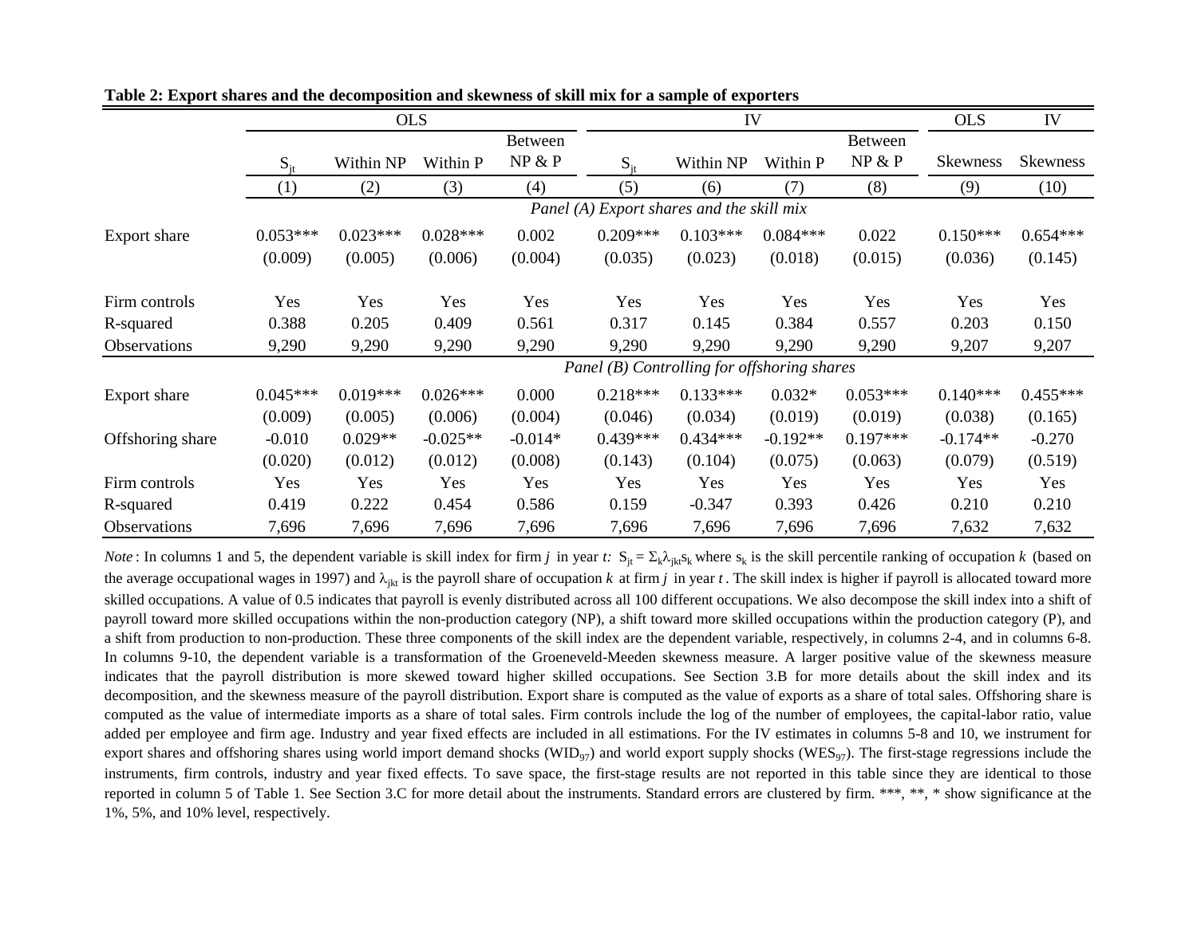**Table 2: Export shares and the decomposition and skewness of skill mix for a sample of exporters**

| | OLS | | | | IV | | | | OLS | IV |
|---|---|---|---|---|---|---|---|---|---|---|
| | $S_{jt}$ | Within NP | Within P | Between NP & P | $S_{jt}$ | Within NP | Within P | Between NP & P | Skewness | Skewness |
| | (1) | (2) | (3) | (4) | (5) | (6) | (7) | (8) | (9) | (10) |
| | *Panel (A) Export shares and the skill mix* | | | | | | | | | |
| Export share | 0.053*** | 0.023*** | 0.028*** | 0.002 | 0.209*** | 0.103*** | 0.084*** | 0.022 | 0.150*** | 0.654*** |
| | (0.009) | (0.005) | (0.006) | (0.004) | (0.035) | (0.023) | (0.018) | (0.015) | (0.036) | (0.145) |
| Firm controls | Yes | Yes | Yes | Yes | Yes | Yes | Yes | Yes | Yes | Yes |
| R-squared | 0.388 | 0.205 | 0.409 | 0.561 | 0.317 | 0.145 | 0.384 | 0.557 | 0.203 | 0.150 |
| Observations | 9,290 | 9,290 | 9,290 | 9,290 | 9,290 | 9,290 | 9,290 | 9,290 | 9,207 | 9,207 |
| | *Panel (B) Controlling for offshoring shares* | | | | | | | | | |
| Export share | 0.045*** | 0.019*** | 0.026*** | 0.000 | 0.218*** | 0.133*** | 0.032* | 0.053*** | 0.140*** | 0.455*** |
| | (0.009) | (0.005) | (0.006) | (0.004) | (0.046) | (0.034) | (0.019) | (0.019) | (0.038) | (0.165) |
| Offshoring share | -0.010 | 0.029** | -0.025** | -0.014* | 0.439*** | 0.434*** | -0.192** | 0.197*** | -0.174** | -0.270 |
| | (0.020) | (0.012) | (0.012) | (0.008) | (0.143) | (0.104) | (0.075) | (0.063) | (0.079) | (0.519) |
| Firm controls | Yes | Yes | Yes | Yes | Yes | Yes | Yes | Yes | Yes | Yes |
| R-squared | 0.419 | 0.222 | 0.454 | 0.586 | 0.159 | -0.347 | 0.393 | 0.426 | 0.210 | 0.210 |
| Observations | 7,696 | 7,696 | 7,696 | 7,696 | 7,696 | 7,696 | 7,696 | 7,696 | 7,632 | 7,632 |

*Note*: In columns 1 and 5, the dependent variable is skill index for firm *j* in year *t:* $S_{jt} = \Sigma_k \lambda_{jkt} s_k$ where $s_k$ is the skill percentile ranking of occupation *k* (based on the average occupational wages in 1997) and $\lambda_{jkt}$ is the payroll share of occupation *k* at firm *j* in year *t*. The skill index is higher if payroll is allocated toward more skilled occupations. A value of 0.5 indicates that payroll is evenly distributed across all 100 different occupations. We also decompose the skill index into a shift of payroll toward more skilled occupations within the non-production category (NP), a shift toward more skilled occupations within the production category (P), and a shift from production to non-production. These three components of the skill index are the dependent variable, respectively, in columns 2-4, and in columns 6-8. In columns 9-10, the dependent variable is a transformation of the Groeneveld-Meeden skewness measure. A larger positive value of the skewness measure indicates that the payroll distribution is more skewed toward higher skilled occupations. See Section 3.B for more details about the skill index and its decomposition, and the skewness measure of the payroll distribution. Export share is computed as the value of exports as a share of total sales. Offshoring share is computed as the value of intermediate imports as a share of total sales. Firm controls include the log of the number of employees, the capital-labor ratio, value added per employee and firm age. Industry and year fixed effects are included in all estimations. For the IV estimates in columns 5-8 and 10, we instrument for export shares and offshoring shares using world import demand shocks ($WID_{97}$) and world export supply shocks ($WES_{97}$). The first-stage regressions include the instruments, firm controls, industry and year fixed effects. To save space, the first-stage results are not reported in this table since they are identical to those reported in column 5 of Table 1. See Section 3.C for more detail about the instruments. Standard errors are clustered by firm. ***, **, * show significance at the 1%, 5%, and 10% level, respectively.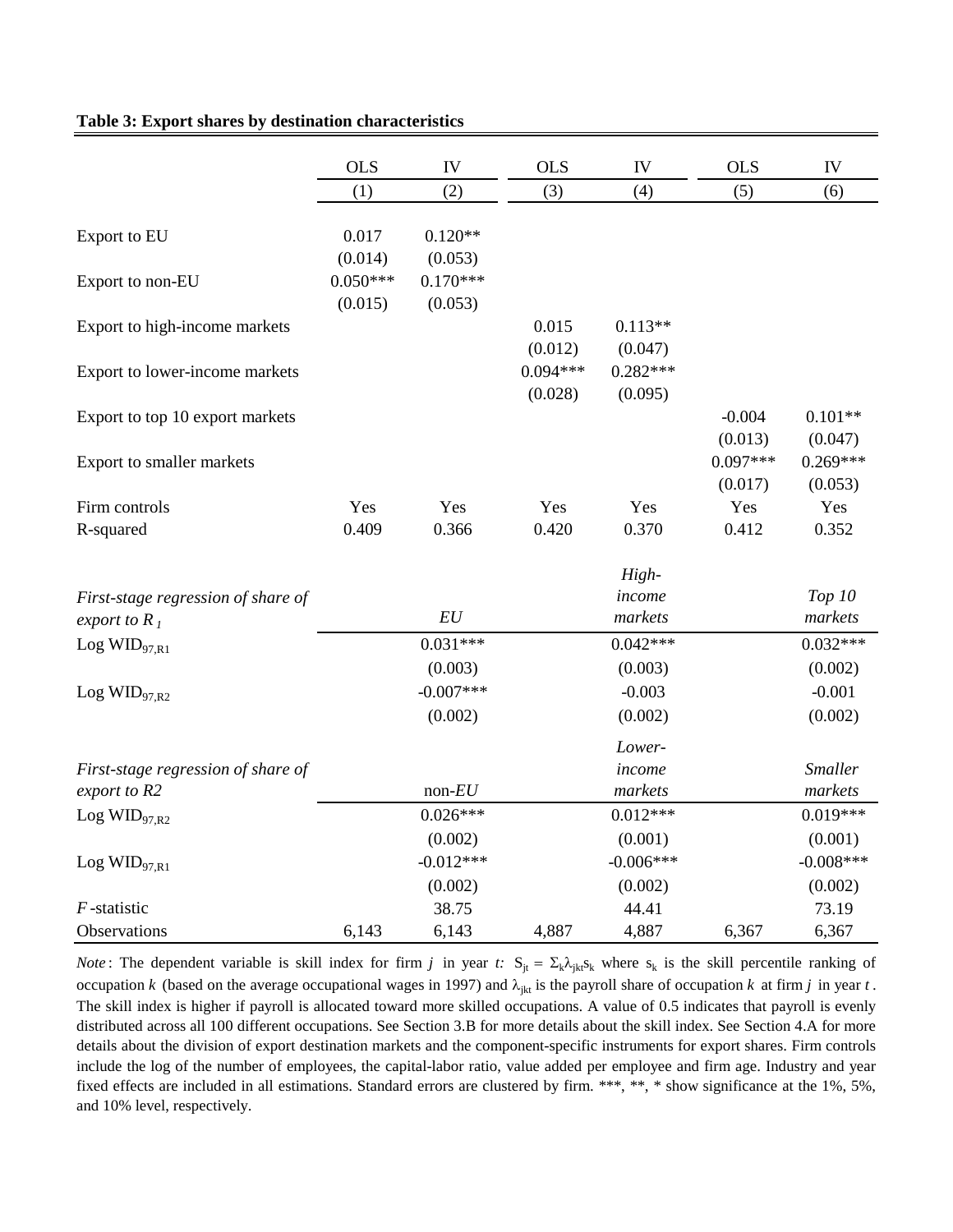**Table 3: Export shares by destination characteristics**

| | OLS | IV | OLS | IV | OLS | IV |
|---|---|---|---|---|---|---|
| | (1) | (2) | (3) | (4) | (5) | (6) |
| Export to EU | 0.017 | 0.120** | | | | |
| | (0.014) | (0.053) | | | | |
| Export to non-EU | 0.050*** | 0.170*** | | | | |
| | (0.015) | (0.053) | | | | |
| Export to high-income markets | | | 0.015 | 0.113** | | |
| | | | (0.012) | (0.047) | | |
| Export to lower-income markets | | | 0.094*** | 0.282*** | | |
| | | | (0.028) | (0.095) | | |
| Export to top 10 export markets | | | | | -0.004 | 0.101** |
| | | | | | (0.013) | (0.047) |
| Export to smaller markets | | | | | 0.097*** | 0.269*** |
| | | | | | (0.017) | (0.053) |
| Firm controls | Yes | Yes | Yes | Yes | Yes | Yes |
| R-squared | 0.409 | 0.366 | 0.420 | 0.370 | 0.412 | 0.352 |
| *First-stage regression of share of export to $R_1$* | | *EU* | | *High-income markets* | | *Top 10 markets* |
| Log $WID_{97,R1}$ | | 0.031*** | | 0.042*** | | 0.032*** |
| | | (0.003) | | (0.003) | | (0.002) |
| Log $WID_{97,R2}$ | | -0.007*** | | -0.003 | | -0.001 |
| | | (0.002) | | (0.002) | | (0.002) |
| *First-stage regression of share of export to R2* | | non-*EU* | | *Lower-income markets* | | *Smaller markets* |
| Log $WID_{97,R2}$ | | 0.026*** | | 0.012*** | | 0.019*** |
| | | (0.002) | | (0.001) | | (0.001) |
| Log $WID_{97,R1}$ | | -0.012*** | | -0.006*** | | -0.008*** |
| | | (0.002) | | (0.002) | | (0.002) |
| *F*-statistic | | 38.75 | | 44.41 | | 73.19 |
| Observations | 6,143 | 6,143 | 4,887 | 4,887 | 6,367 | 6,367 |

*Note*: The dependent variable is skill index for firm *j* in year *t:* $S_{jt} = \Sigma_k \lambda_{jkt} s_k$ where $s_k$ is the skill percentile ranking of occupation *k* (based on the average occupational wages in 1997) and $\lambda_{jkt}$ is the payroll share of occupation *k* at firm *j* in year *t*. The skill index is higher if payroll is allocated toward more skilled occupations. A value of 0.5 indicates that payroll is evenly distributed across all 100 different occupations. See Section 3.B for more details about the skill index. See Section 4.A for more details about the division of export destination markets and the component-specific instruments for export shares. Firm controls include the log of the number of employees, the capital-labor ratio, value added per employee and firm age. Industry and year fixed effects are included in all estimations. Standard errors are clustered by firm. ***, **, * show significance at the 1%, 5%, and 10% level, respectively.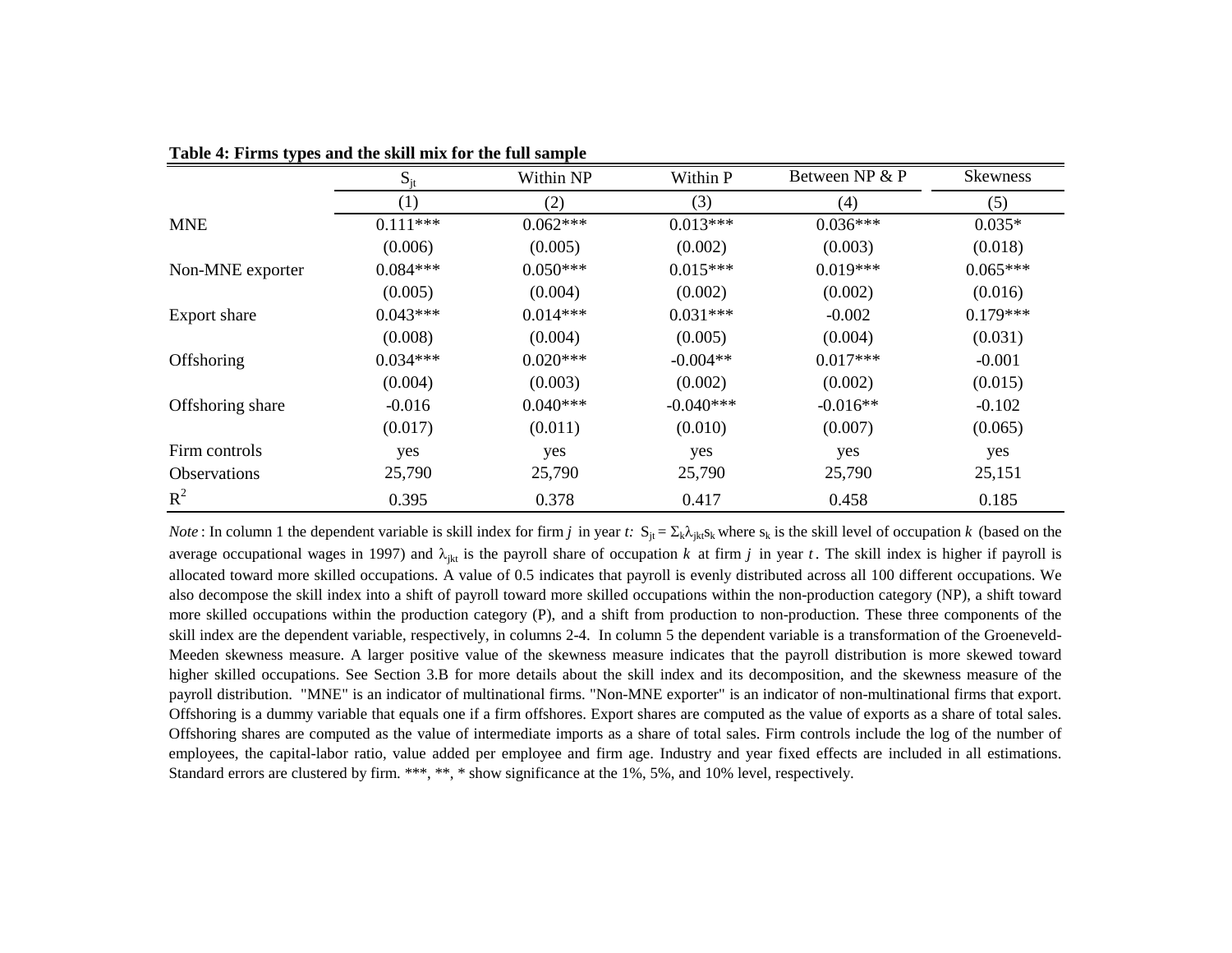**Table 4: Firms types and the skill mix for the full sample**

| | $S_{jt}$ | Within NP | Within P | Between NP & P | Skewness |
|---|---|---|---|---|---|
| | (1) | (2) | (3) | (4) | (5) |
| MNE | 0.111*** | 0.062*** | 0.013*** | 0.036*** | 0.035* |
| | (0.006) | (0.005) | (0.002) | (0.003) | (0.018) |
| Non-MNE exporter | 0.084*** | 0.050*** | 0.015*** | 0.019*** | 0.065*** |
| | (0.005) | (0.004) | (0.002) | (0.002) | (0.016) |
| Export share | 0.043*** | 0.014*** | 0.031*** | -0.002 | 0.179*** |
| | (0.008) | (0.004) | (0.005) | (0.004) | (0.031) |
| Offshoring | 0.034*** | 0.020*** | -0.004** | 0.017*** | -0.001 |
| | (0.004) | (0.003) | (0.002) | (0.002) | (0.015) |
| Offshoring share | -0.016 | 0.040*** | -0.040*** | -0.016** | -0.102 |
| | (0.017) | (0.011) | (0.010) | (0.007) | (0.065) |
| Firm controls | yes | yes | yes | yes | yes |
| Observations | 25,790 | 25,790 | 25,790 | 25,790 | 25,151 |
| $R^2$ | 0.395 | 0.378 | 0.417 | 0.458 | 0.185 |

*Note*: In column 1 the dependent variable is skill index for firm $j$ in year $t$: $S_{jt} = \Sigma_k \lambda_{jkt} s_k$ where $s_k$ is the skill level of occupation $k$ (based on the average occupational wages in 1997) and $\lambda_{jkt}$ is the payroll share of occupation $k$ at firm $j$ in year $t$. The skill index is higher if payroll is allocated toward more skilled occupations. A value of 0.5 indicates that payroll is evenly distributed across all 100 different occupations. We also decompose the skill index into a shift of payroll toward more skilled occupations within the non-production category (NP), a shift toward more skilled occupations within the production category (P), and a shift from production to non-production. These three components of the skill index are the dependent variable, respectively, in columns 2-4. In column 5 the dependent variable is a transformation of the Groeneveld-Meeden skewness measure. A larger positive value of the skewness measure indicates that the payroll distribution is more skewed toward higher skilled occupations. See Section 3.B for more details about the skill index and its decomposition, and the skewness measure of the payroll distribution. "MNE" is an indicator of multinational firms. "Non-MNE exporter" is an indicator of non-multinational firms that export. Offshoring is a dummy variable that equals one if a firm offshores. Export shares are computed as the value of exports as a share of total sales. Offshoring shares are computed as the value of intermediate imports as a share of total sales. Firm controls include the log of the number of employees, the capital-labor ratio, value added per employee and firm age. Industry and year fixed effects are included in all estimations. Standard errors are clustered by firm. ***, **, * show significance at the 1%, 5%, and 10% level, respectively.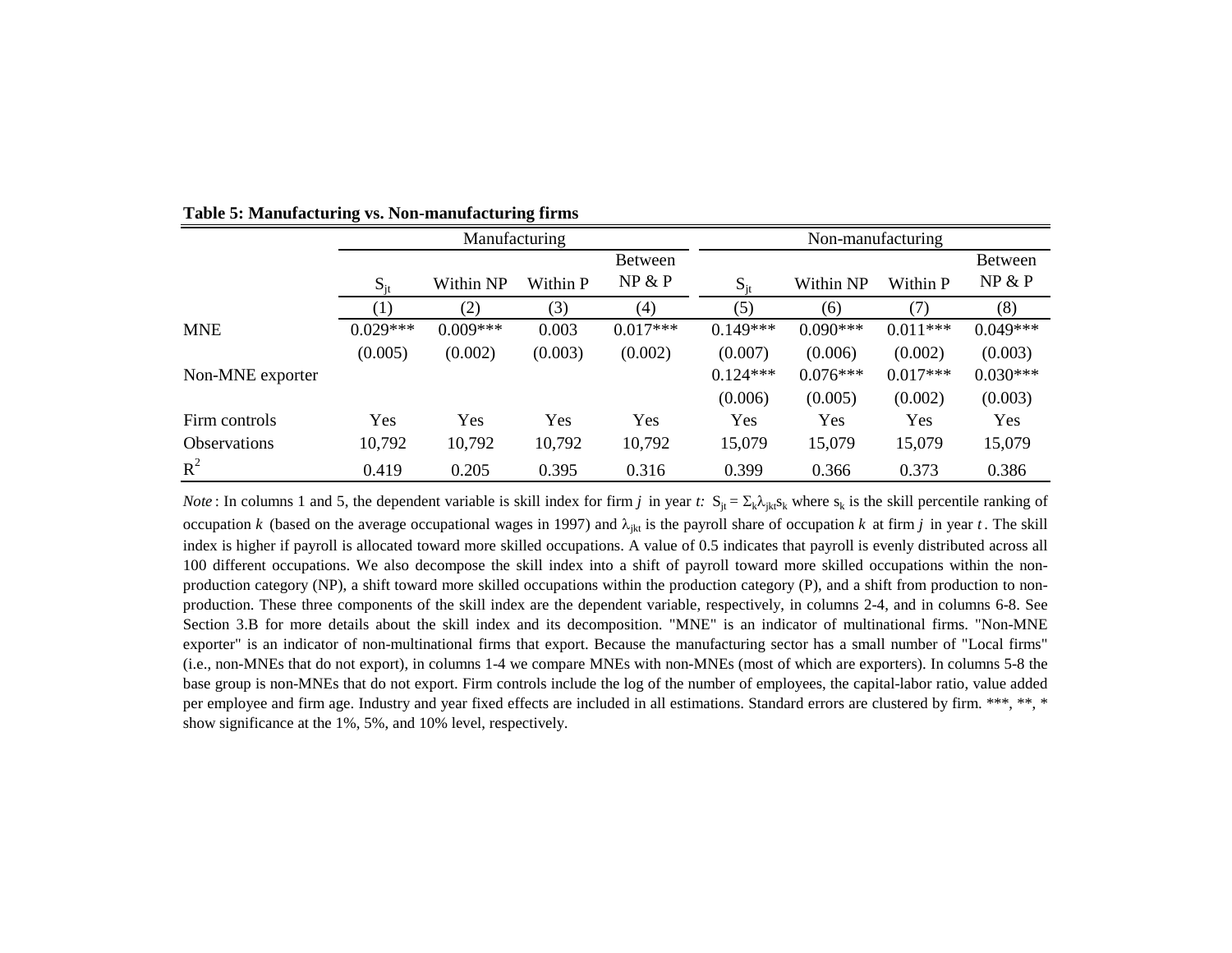**Table 5: Manufacturing vs. Non-manufacturing firms**

| | Manufacturing | | | | Non-manufacturing | | | |
|---|---|---|---|---|---|---|---|---|
| | $S_{jt}$ | Within NP | Within P | Between NP & P | $S_{jt}$ | Within NP | Within P | Between NP & P |
| | (1) | (2) | (3) | (4) | (5) | (6) | (7) | (8) |
| MNE | 0.029*** | 0.009*** | 0.003 | 0.017*** | 0.149*** | 0.090*** | 0.011*** | 0.049*** |
| | (0.005) | (0.002) | (0.003) | (0.002) | (0.007) | (0.006) | (0.002) | (0.003) |
| Non-MNE exporter | | | | | 0.124*** | 0.076*** | 0.017*** | 0.030*** |
| | | | | | (0.006) | (0.005) | (0.002) | (0.003) |
| Firm controls | Yes | Yes | Yes | Yes | Yes | Yes | Yes | Yes |
| Observations | 10,792 | 10,792 | 10,792 | 10,792 | 15,079 | 15,079 | 15,079 | 15,079 |
| $R^2$ | 0.419 | 0.205 | 0.395 | 0.316 | 0.399 | 0.366 | 0.373 | 0.386 |

*Note*: In columns 1 and 5, the dependent variable is skill index for firm *j* in year *t*: $S_{jt} = \Sigma_k \lambda_{jkt} s_k$ where $s_k$ is the skill percentile ranking of occupation *k* (based on the average occupational wages in 1997) and $\lambda_{jkt}$ is the payroll share of occupation *k* at firm *j* in year *t*. The skill index is higher if payroll is allocated toward more skilled occupations. A value of 0.5 indicates that payroll is evenly distributed across all 100 different occupations. We also decompose the skill index into a shift of payroll toward more skilled occupations within the non-production category (NP), a shift toward more skilled occupations within the production category (P), and a shift from production to non-production. These three components of the skill index are the dependent variable, respectively, in columns 2-4, and in columns 6-8. See Section 3.B for more details about the skill index and its decomposition. "MNE" is an indicator of multinational firms. "Non-MNE exporter" is an indicator of non-multinational firms that export. Because the manufacturing sector has a small number of "Local firms" (i.e., non-MNEs that do not export), in columns 1-4 we compare MNEs with non-MNEs (most of which are exporters). In columns 5-8 the base group is non-MNEs that do not export. Firm controls include the log of the number of employees, the capital-labor ratio, value added per employee and firm age. Industry and year fixed effects are included in all estimations. Standard errors are clustered by firm. ***, **, * show significance at the 1%, 5%, and 10% level, respectively.